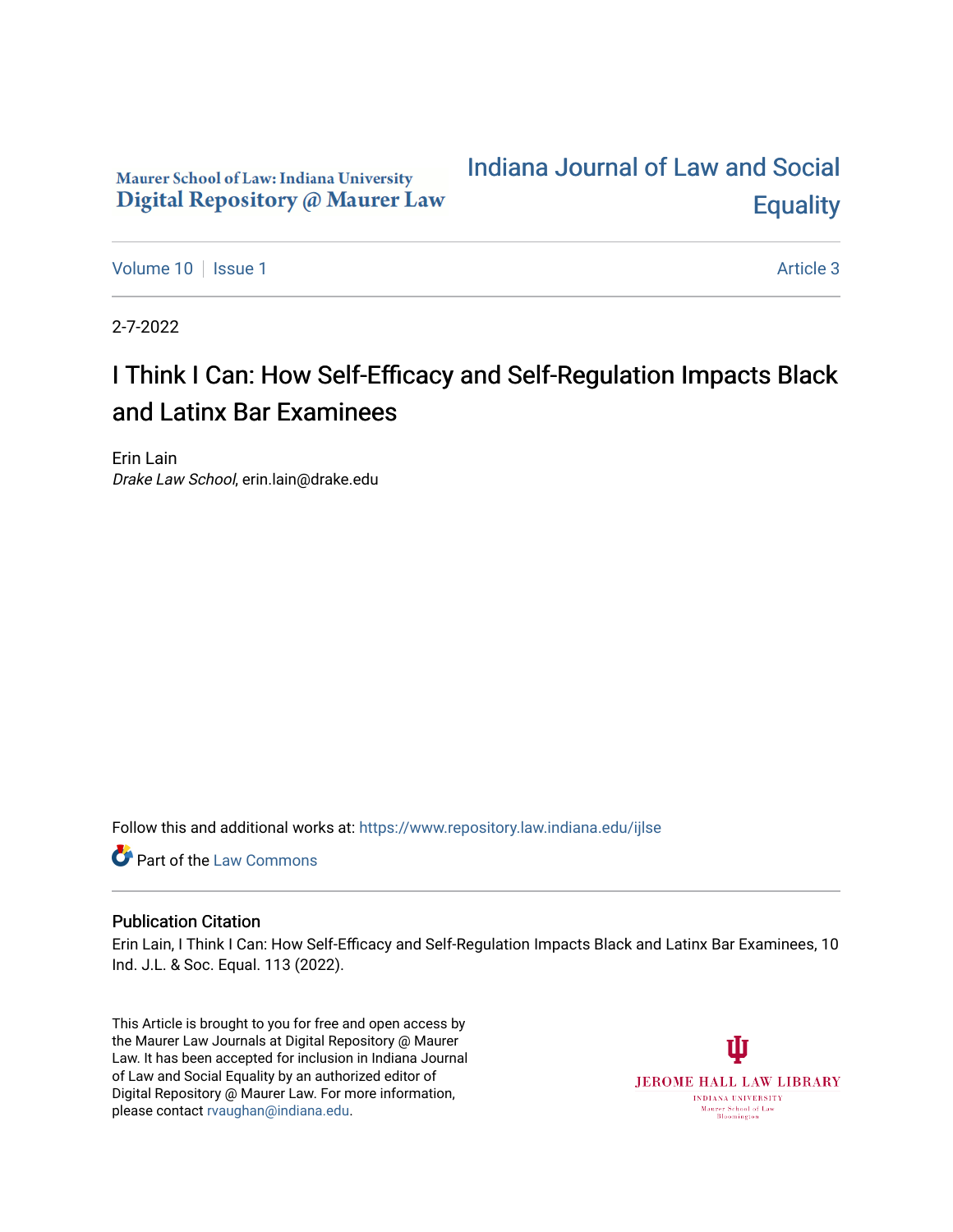Maurer School of Law: Indiana University
Digital Repository @ Maurer Law

# Indiana Journal of Law and Social Equality

Volume 10 | Issue 1 | Article 3

2-7-2022

## I Think I Can: How Self-Efficacy and Self-Regulation Impacts Black and Latinx Bar Examinees

Erin Lain
*Drake Law School*, erin.lain@drake.edu

Follow this and additional works at: https://www.repository.law.indiana.edu/ijlse

Part of the Law Commons

### Publication Citation

Erin Lain, I Think I Can: How Self-Efficacy and Self-Regulation Impacts Black and Latinx Bar Examinees, 10 Ind. J.L. & Soc. Equal. 113 (2022).

This Article is brought to you for free and open access by the Maurer Law Journals at Digital Repository @ Maurer Law. It has been accepted for inclusion in Indiana Journal of Law and Social Equality by an authorized editor of Digital Repository @ Maurer Law. For more information, please contact rvaughan@indiana.edu.

JEROME HALL LAW LIBRARY
INDIANA UNIVERSITY
Maurer School of Law
Bloomington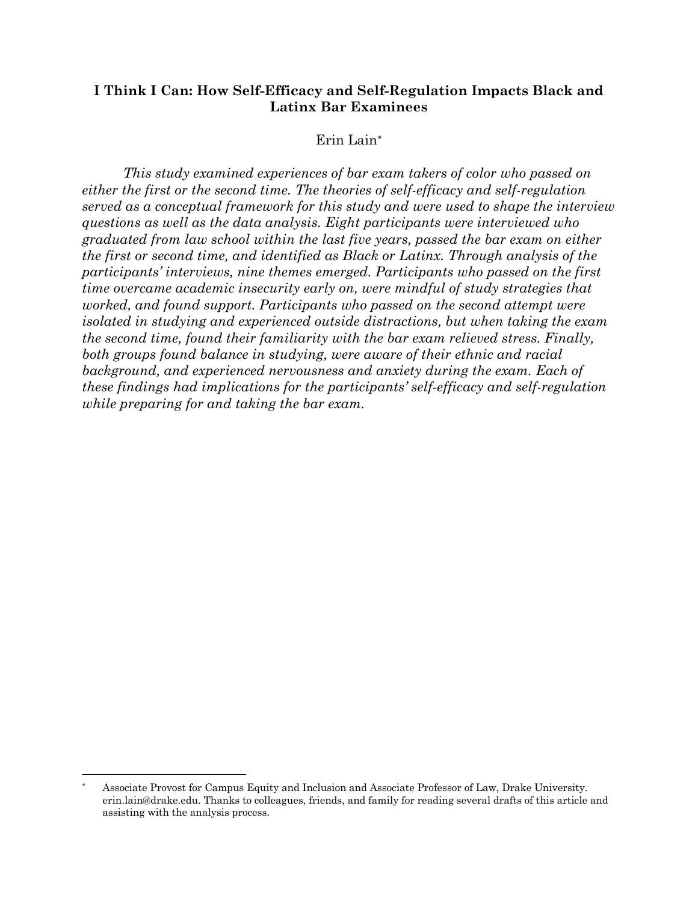# I Think I Can: How Self-Efficacy and Self-Regulation Impacts Black and Latinx Bar Examinees

Erin Lain*

*This study examined experiences of bar exam takers of color who passed on either the first or the second time. The theories of self-efficacy and self-regulation served as a conceptual framework for this study and were used to shape the interview questions as well as the data analysis. Eight participants were interviewed who graduated from law school within the last five years, passed the bar exam on either the first or second time, and identified as Black or Latinx. Through analysis of the participants' interviews, nine themes emerged. Participants who passed on the first time overcame academic insecurity early on, were mindful of study strategies that worked, and found support. Participants who passed on the second attempt were isolated in studying and experienced outside distractions, but when taking the exam the second time, found their familiarity with the bar exam relieved stress. Finally, both groups found balance in studying, were aware of their ethnic and racial background, and experienced nervousness and anxiety during the exam. Each of these findings had implications for the participants' self-efficacy and self-regulation while preparing for and taking the bar exam.*

---

* Associate Provost for Campus Equity and Inclusion and Associate Professor of Law, Drake University. erin.lain@drake.edu. Thanks to colleagues, friends, and family for reading several drafts of this article and assisting with the analysis process.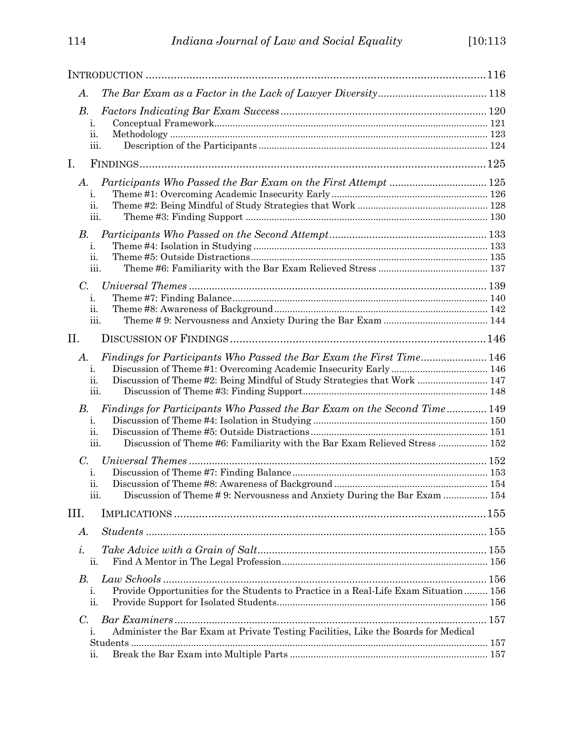Introduction ..... 116

*A. The Bar Exam as a Factor in the Lack of Lawyer Diversity* ..... 118

*B. Factors Indicating Bar Exam Success* ..... 120

i. Conceptual Framework ..... 121

ii. Methodology ..... 123

iii. Description of the Participants ..... 124

I. Findings ..... 125

*A. Participants Who Passed the Bar Exam on the First Attempt* ..... 125

i. Theme #1: Overcoming Academic Insecurity Early ..... 126

ii. Theme #2: Being Mindful of Study Strategies that Work ..... 128

iii. Theme #3: Finding Support ..... 130

*B. Participants Who Passed on the Second Attempt* ..... 133

i. Theme #4: Isolation in Studying ..... 133

ii. Theme #5: Outside Distractions ..... 135

iii. Theme #6: Familiarity with the Bar Exam Relieved Stress ..... 137

*C. Universal Themes* ..... 139

i. Theme #7: Finding Balance ..... 140

ii. Theme #8: Awareness of Background ..... 142

iii. Theme # 9: Nervousness and Anxiety During the Bar Exam ..... 144

II. Discussion of Findings ..... 146

*A. Findings for Participants Who Passed the Bar Exam the First Time* ..... 146

i. Discussion of Theme #1: Overcoming Academic Insecurity Early ..... 146

ii. Discussion of Theme #2: Being Mindful of Study Strategies that Work ..... 147

iii. Discussion of Theme #3: Finding Support ..... 148

*B. Findings for Participants Who Passed the Bar Exam on the Second Time* ..... 149

i. Discussion of Theme #4: Isolation in Studying ..... 150

ii. Discussion of Theme #5: Outside Distractions ..... 151

iii. Discussion of Theme #6: Familiarity with the Bar Exam Relieved Stress ..... 152

*C. Universal Themes* ..... 152

i. Discussion of Theme #7: Finding Balance ..... 153

ii. Discussion of Theme #8: Awareness of Background ..... 154

iii. Discussion of Theme # 9: Nervousness and Anxiety During the Bar Exam ..... 154

III. Implications ..... 155

*A. Students* ..... 155

*i. Take Advice with a Grain of Salt* ..... 155

ii. Find A Mentor in The Legal Profession ..... 156

*B. Law Schools* ..... 156

i. Provide Opportunities for the Students to Practice in a Real-Life Exam Situation ..... 156

ii. Provide Support for Isolated Students ..... 156

*C. Bar Examiners* ..... 157

i. Administer the Bar Exam at Private Testing Facilities, Like the Boards for Medical Students ..... 157

ii. Break the Bar Exam into Multiple Parts ..... 157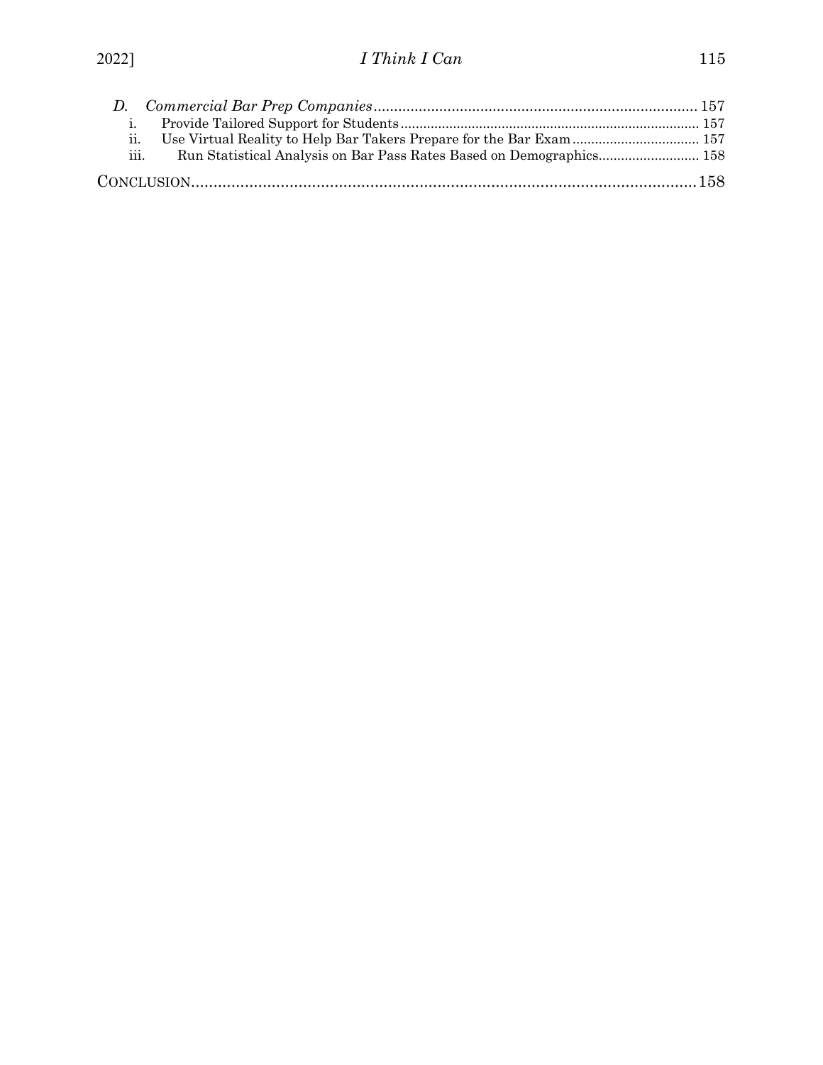*D. Commercial Bar Prep Companies* ............................................................................... 157

i. Provide Tailored Support for Students ................................................................................ 157

ii. Use Virtual Reality to Help Bar Takers Prepare for the Bar Exam .................................. 157

iii. Run Statistical Analysis on Bar Pass Rates Based on Demographics ........................... 158

CONCLUSION ................................................................................................................... 158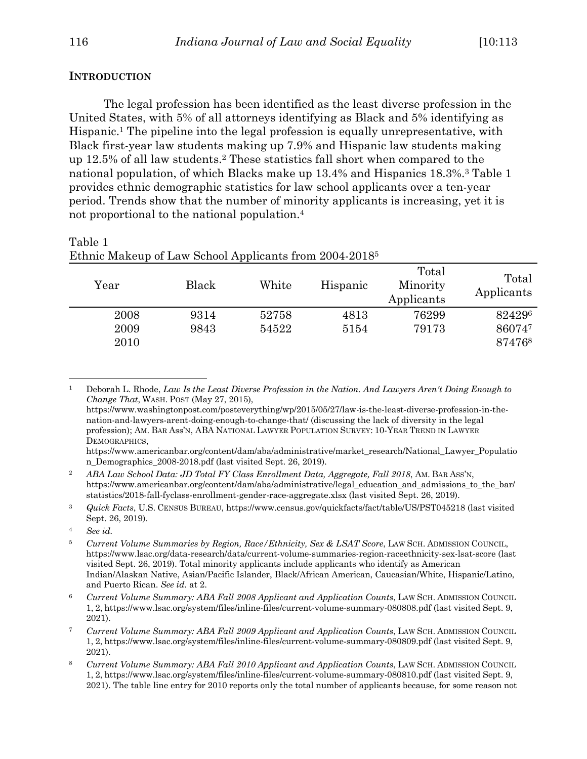## INTRODUCTION

The legal profession has been identified as the least diverse profession in the United States, with 5% of all attorneys identifying as Black and 5% identifying as Hispanic.[1] The pipeline into the legal profession is equally unrepresentative, with Black first-year law students making up 7.9% and Hispanic law students making up 12.5% of all law students.[2] These statistics fall short when compared to the national population, of which Blacks make up 13.4% and Hispanics 18.3%.[3] Table 1 provides ethnic demographic statistics for law school applicants over a ten-year period. Trends show that the number of minority applicants is increasing, yet it is not proportional to the national population.[4]

Table 1
Ethnic Makeup of Law School Applicants from 2004-2018[5]

| Year | Black | White | Hispanic | Total Minority Applicants | Total Applicants |
|---|---|---|---|---|---|
| 2008 | 9314 | 52758 | 4813 | 76299 | 82429[6] |
| 2009 | 9843 | 54522 | 5154 | 79173 | 86074[7] |
| 2010 | | | | | 87476[8] |

---

[1] Deborah L. Rhode, *Law Is the Least Diverse Profession in the Nation. And Lawyers Aren't Doing Enough to Change That*, WASH. POST (May 27, 2015), https://www.washingtonpost.com/posteverything/wp/2015/05/27/law-is-the-least-diverse-profession-in-the-nation-and-lawyers-arent-doing-enough-to-change-that/ (discussing the lack of diversity in the legal profession); AM. BAR ASS'N, ABA NATIONAL LAWYER POPULATION SURVEY: 10-YEAR TREND IN LAWYER DEMOGRAPHICS, https://www.americanbar.org/content/dam/aba/administrative/market_research/National_Lawyer_Population_Demographics_2008-2018.pdf (last visited Sept. 26, 2019).

[2] *ABA Law School Data: JD Total FY Class Enrollment Data, Aggregate, Fall 2018*, AM. BAR ASS'N, https://www.americanbar.org/content/dam/aba/administrative/legal_education_and_admissions_to_the_bar/statistics/2018-fall-fyclass-enrollment-gender-race-aggregate.xlsx (last visited Sept. 26, 2019).

[3] *Quick Facts*, U.S. CENSUS BUREAU, https://www.census.gov/quickfacts/fact/table/US/PST045218 (last visited Sept. 26, 2019).

[4] *See id.*

[5] *Current Volume Summaries by Region, Race/Ethnicity, Sex & LSAT Score*, LAW SCH. ADMISSION COUNCIL, https://www.lsac.org/data-research/data/current-volume-summaries-region-raceethnicity-sex-lsat-score (last visited Sept. 26, 2019). Total minority applicants include applicants who identify as American Indian/Alaskan Native, Asian/Pacific Islander, Black/African American, Caucasian/White, Hispanic/Latino, and Puerto Rican. *See id.* at 2.

[6] *Current Volume Summary: ABA Fall 2008 Applicant and Application Counts*, LAW SCH. ADMISSION COUNCIL 1, 2, https://www.lsac.org/system/files/inline-files/current-volume-summary-080808.pdf (last visited Sept. 9, 2021).

[7] *Current Volume Summary: ABA Fall 2009 Applicant and Application Counts*, LAW SCH. ADMISSION COUNCIL 1, 2, https://www.lsac.org/system/files/inline-files/current-volume-summary-080809.pdf (last visited Sept. 9, 2021).

[8] *Current Volume Summary: ABA Fall 2010 Applicant and Application Counts*, LAW SCH. ADMISSION COUNCIL 1, 2, https://www.lsac.org/system/files/inline-files/current-volume-summary-080810.pdf (last visited Sept. 9, 2021). The table line entry for 2010 reports only the total number of applicants because, for some reason not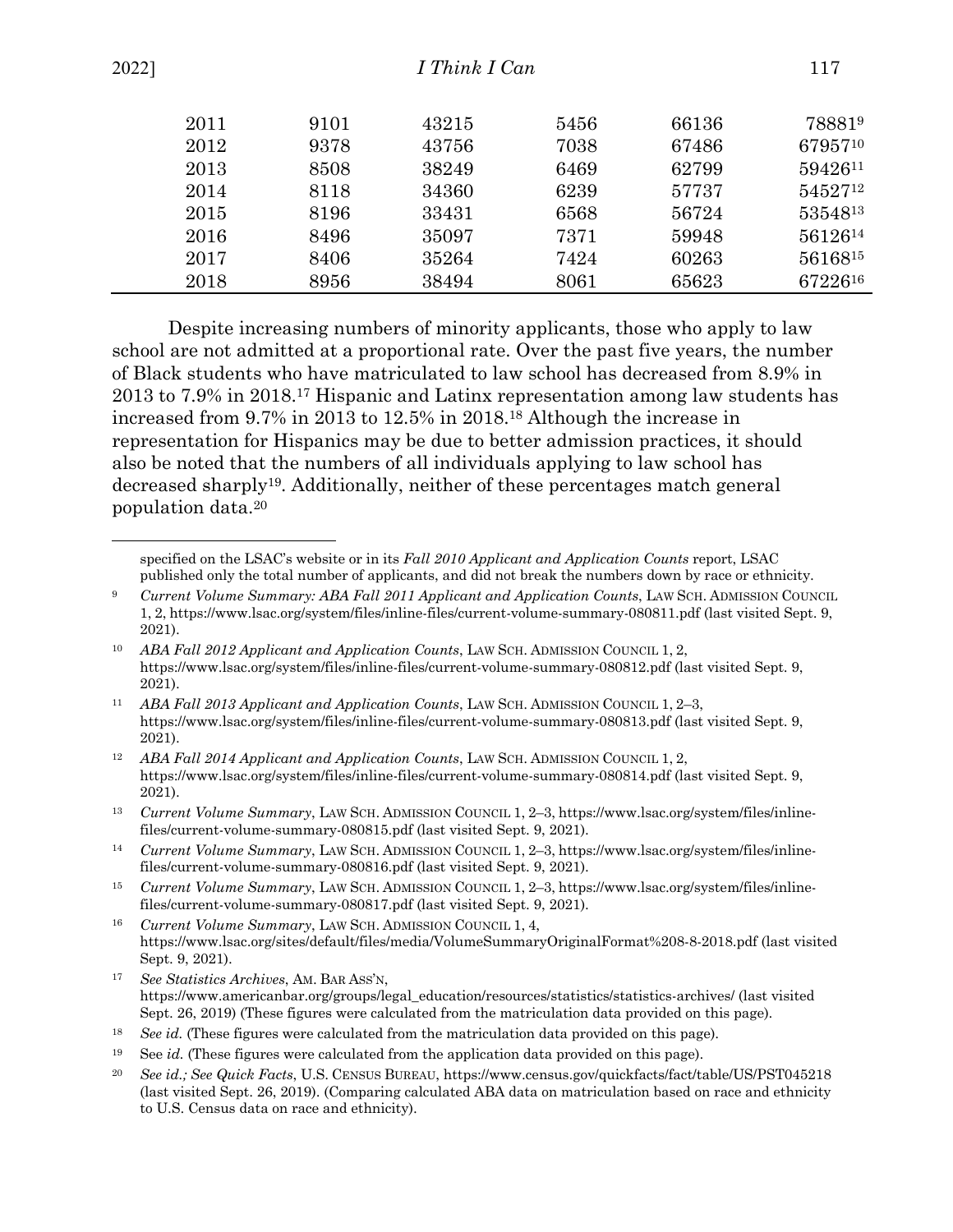| | | | | | |
|---|---|---|---|---|---|
| 2011 | 9101 | 43215 | 5456 | 66136 | 78881[9] |
| 2012 | 9378 | 43756 | 7038 | 67486 | 67957[10] |
| 2013 | 8508 | 38249 | 6469 | 62799 | 59426[11] |
| 2014 | 8118 | 34360 | 6239 | 57737 | 54527[12] |
| 2015 | 8196 | 33431 | 6568 | 56724 | 53548[13] |
| 2016 | 8496 | 35097 | 7371 | 59948 | 56126[14] |
| 2017 | 8406 | 35264 | 7424 | 60263 | 56168[15] |
| 2018 | 8956 | 38494 | 8061 | 65623 | 67226[16] |

Despite increasing numbers of minority applicants, those who apply to law school are not admitted at a proportional rate. Over the past five years, the number of Black students who have matriculated to law school has decreased from 8.9% in 2013 to 7.9% in 2018.[17] Hispanic and Latinx representation among law students has increased from 9.7% in 2013 to 12.5% in 2018.[18] Although the increase in representation for Hispanics may be due to better admission practices, it should also be noted that the numbers of all individuals applying to law school has decreased sharply[19]. Additionally, neither of these percentages match general population data.[20]

---

specified on the LSAC's website or in its *Fall 2010 Applicant and Application Counts* report, LSAC published only the total number of applicants, and did not break the numbers down by race or ethnicity.

[9] *Current Volume Summary: ABA Fall 2011 Applicant and Application Counts*, LAW SCH. ADMISSION COUNCIL 1, 2, https://www.lsac.org/system/files/inline-files/current-volume-summary-080811.pdf (last visited Sept. 9, 2021).

[10] *ABA Fall 2012 Applicant and Application Counts*, LAW SCH. ADMISSION COUNCIL 1, 2, https://www.lsac.org/system/files/inline-files/current-volume-summary-080812.pdf (last visited Sept. 9, 2021).

[11] *ABA Fall 2013 Applicant and Application Counts*, LAW SCH. ADMISSION COUNCIL 1, 2–3, https://www.lsac.org/system/files/inline-files/current-volume-summary-080813.pdf (last visited Sept. 9, 2021).

[12] *ABA Fall 2014 Applicant and Application Counts*, LAW SCH. ADMISSION COUNCIL 1, 2, https://www.lsac.org/system/files/inline-files/current-volume-summary-080814.pdf (last visited Sept. 9, 2021).

[13] *Current Volume Summary*, LAW SCH. ADMISSION COUNCIL 1, 2–3, https://www.lsac.org/system/files/inline-files/current-volume-summary-080815.pdf (last visited Sept. 9, 2021).

[14] *Current Volume Summary*, LAW SCH. ADMISSION COUNCIL 1, 2–3, https://www.lsac.org/system/files/inline-files/current-volume-summary-080816.pdf (last visited Sept. 9, 2021).

[15] *Current Volume Summary*, LAW SCH. ADMISSION COUNCIL 1, 2–3, https://www.lsac.org/system/files/inline-files/current-volume-summary-080817.pdf (last visited Sept. 9, 2021).

[16] *Current Volume Summary*, LAW SCH. ADMISSION COUNCIL 1, 4, https://www.lsac.org/sites/default/files/media/VolumeSummaryOriginalFormat%208-8-2018.pdf (last visited Sept. 9, 2021).

[17] *See Statistics Archives*, AM. BAR ASS'N, https://www.americanbar.org/groups/legal_education/resources/statistics/statistics-archives/ (last visited Sept. 26, 2019) (These figures were calculated from the matriculation data provided on this page).

[18] *See id.* (These figures were calculated from the matriculation data provided on this page).

[19] See *id.* (These figures were calculated from the application data provided on this page).

[20] *See id.; See Quick Facts*, U.S. CENSUS BUREAU, https://www.census.gov/quickfacts/fact/table/US/PST045218 (last visited Sept. 26, 2019). (Comparing calculated ABA data on matriculation based on race and ethnicity to U.S. Census data on race and ethnicity).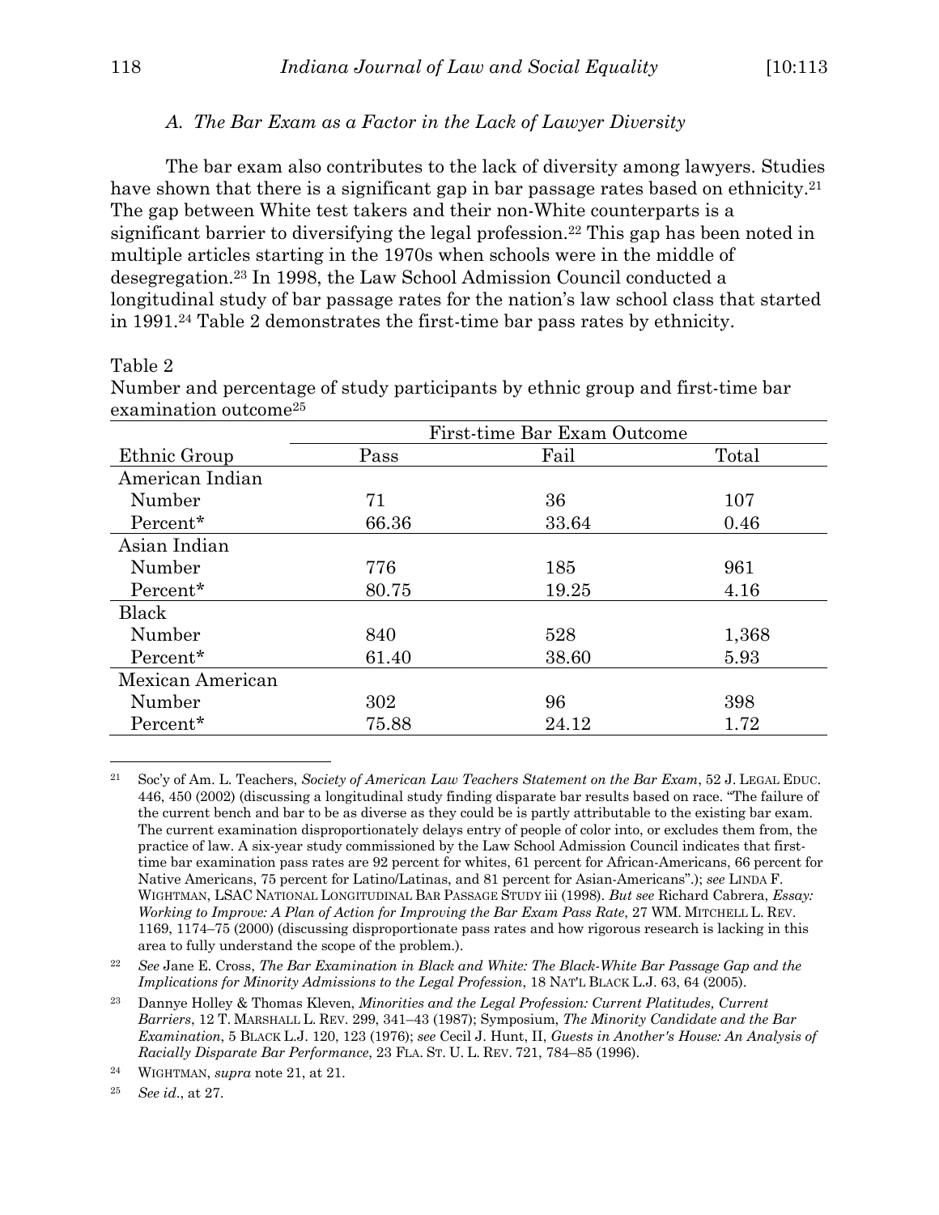### *A. The Bar Exam as a Factor in the Lack of Lawyer Diversity*

The bar exam also contributes to the lack of diversity among lawyers. Studies have shown that there is a significant gap in bar passage rates based on ethnicity.[21] The gap between White test takers and their non-White counterparts is a significant barrier to diversifying the legal profession.[22] This gap has been noted in multiple articles starting in the 1970s when schools were in the middle of desegregation.[23] In 1998, the Law School Admission Council conducted a longitudinal study of bar passage rates for the nation's law school class that started in 1991.[24] Table 2 demonstrates the first-time bar pass rates by ethnicity.

Table 2
Number and percentage of study participants by ethnic group and first-time bar examination outcome[25]

| | First-time Bar Exam Outcome | | |
|---|---|---|---|
| Ethnic Group | Pass | Fail | Total |
| American Indian | | | |
| Number | 71 | 36 | 107 |
| Percent* | 66.36 | 33.64 | 0.46 |
| Asian Indian | | | |
| Number | 776 | 185 | 961 |
| Percent* | 80.75 | 19.25 | 4.16 |
| Black | | | |
| Number | 840 | 528 | 1,368 |
| Percent* | 61.40 | 38.60 | 5.93 |
| Mexican American | | | |
| Number | 302 | 96 | 398 |
| Percent* | 75.88 | 24.12 | 1.72 |

[21] Soc'y of Am. L. Teachers, *Society of American Law Teachers Statement on the Bar Exam*, 52 J. LEGAL EDUC. 446, 450 (2002) (discussing a longitudinal study finding disparate bar results based on race. "The failure of the current bench and bar to be as diverse as they could be is partly attributable to the existing bar exam. The current examination disproportionately delays entry of people of color into, or excludes them from, the practice of law. A six-year study commissioned by the Law School Admission Council indicates that first-time bar examination pass rates are 92 percent for whites, 61 percent for African-Americans, 66 percent for Native Americans, 75 percent for Latino/Latinas, and 81 percent for Asian-Americans".); *see* LINDA F. WIGHTMAN, LSAC NATIONAL LONGITUDINAL BAR PASSAGE STUDY iii (1998). *But see* Richard Cabrera, *Essay: Working to Improve: A Plan of Action for Improving the Bar Exam Pass Rate*, 27 WM. MITCHELL L. REV. 1169, 1174–75 (2000) (discussing disproportionate pass rates and how rigorous research is lacking in this area to fully understand the scope of the problem.).

[22] *See* Jane E. Cross, *The Bar Examination in Black and White: The Black-White Bar Passage Gap and the Implications for Minority Admissions to the Legal Profession*, 18 NAT'L BLACK L.J. 63, 64 (2005).

[23] Dannye Holley & Thomas Kleven, *Minorities and the Legal Profession: Current Platitudes, Current Barriers*, 12 T. MARSHALL L. REV. 299, 341–43 (1987); Symposium, *The Minority Candidate and the Bar Examination*, 5 BLACK L.J. 120, 123 (1976); *see* Cecil J. Hunt, II, *Guests in Another's House: An Analysis of Racially Disparate Bar Performance*, 23 FLA. ST. U. L. REV. 721, 784–85 (1996).

[24] WIGHTMAN, *supra* note 21, at 21.

[25] *See id*., at 27.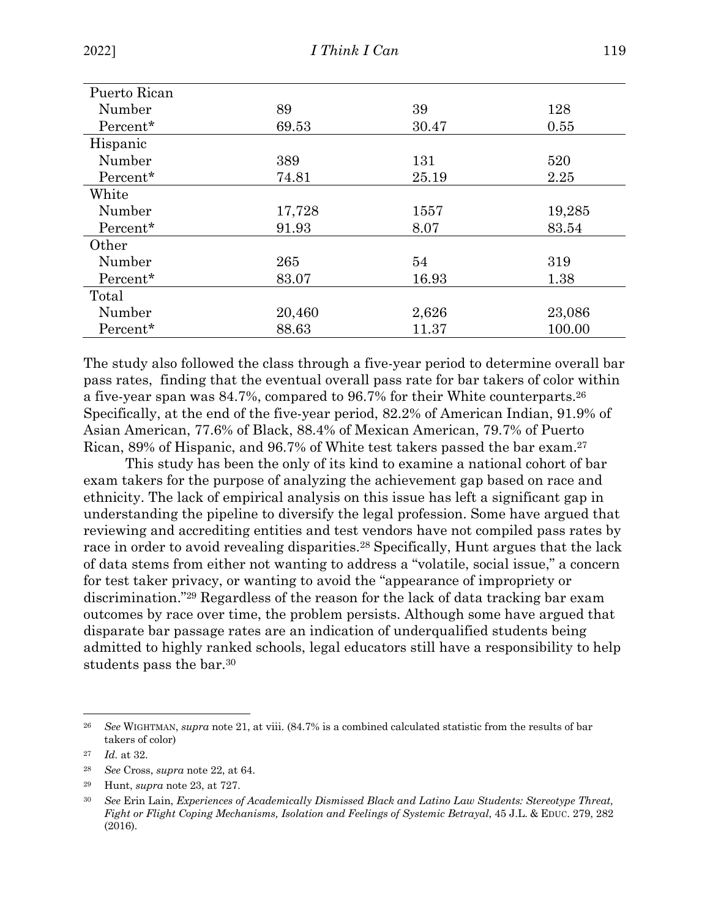| | | | |
|---|---|---|---|
| Puerto Rican | | | |
| Number | 89 | 39 | 128 |
| Percent* | 69.53 | 30.47 | 0.55 |
| Hispanic | | | |
| Number | 389 | 131 | 520 |
| Percent* | 74.81 | 25.19 | 2.25 |
| White | | | |
| Number | 17,728 | 1557 | 19,285 |
| Percent* | 91.93 | 8.07 | 83.54 |
| Other | | | |
| Number | 265 | 54 | 319 |
| Percent* | 83.07 | 16.93 | 1.38 |
| Total | | | |
| Number | 20,460 | 2,626 | 23,086 |
| Percent* | 88.63 | 11.37 | 100.00 |

The study also followed the class through a five-year period to determine overall bar pass rates, finding that the eventual overall pass rate for bar takers of color within a five-year span was 84.7%, compared to 96.7% for their White counterparts.[26] Specifically, at the end of the five-year period, 82.2% of American Indian, 91.9% of Asian American, 77.6% of Black, 88.4% of Mexican American, 79.7% of Puerto Rican, 89% of Hispanic, and 96.7% of White test takers passed the bar exam.[27]

This study has been the only of its kind to examine a national cohort of bar exam takers for the purpose of analyzing the achievement gap based on race and ethnicity. The lack of empirical analysis on this issue has left a significant gap in understanding the pipeline to diversify the legal profession. Some have argued that reviewing and accrediting entities and test vendors have not compiled pass rates by race in order to avoid revealing disparities.[28] Specifically, Hunt argues that the lack of data stems from either not wanting to address a "volatile, social issue," a concern for test taker privacy, or wanting to avoid the "appearance of impropriety or discrimination."[29] Regardless of the reason for the lack of data tracking bar exam outcomes by race over time, the problem persists. Although some have argued that disparate bar passage rates are an indication of underqualified students being admitted to highly ranked schools, legal educators still have a responsibility to help students pass the bar.[30]

---

[26] *See* WIGHTMAN, *supra* note 21, at viii. (84.7% is a combined calculated statistic from the results of bar takers of color)

[27] *Id.* at 32.

[28] *See* Cross, *supra* note 22, at 64.

[29] Hunt, *supra* note 23, at 727.

[30] *See* Erin Lain, *Experiences of Academically Dismissed Black and Latino Law Students: Stereotype Threat, Fight or Flight Coping Mechanisms, Isolation and Feelings of Systemic Betrayal*, 45 J.L. & EDUC. 279, 282 (2016).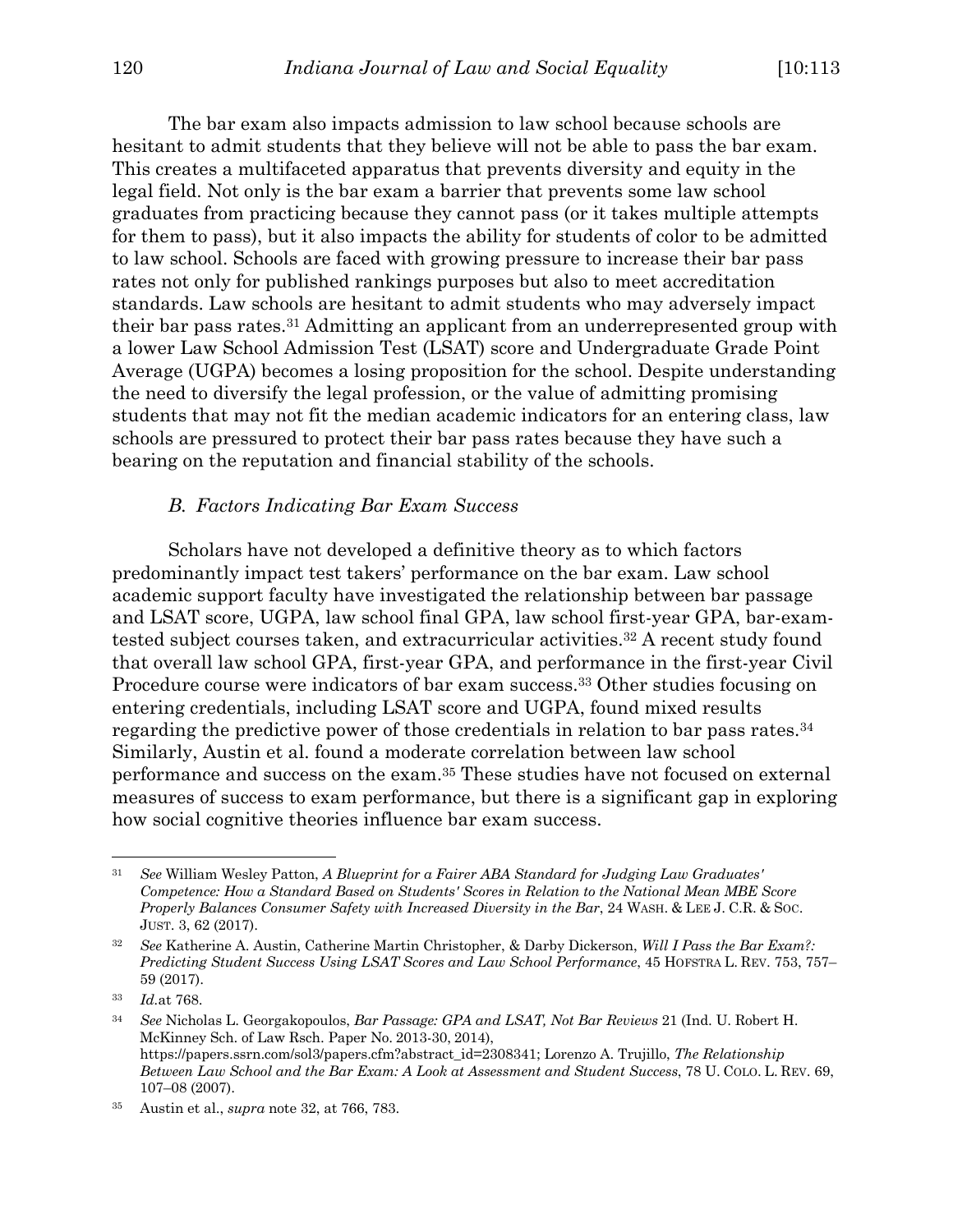The bar exam also impacts admission to law school because schools are hesitant to admit students that they believe will not be able to pass the bar exam. This creates a multifaceted apparatus that prevents diversity and equity in the legal field. Not only is the bar exam a barrier that prevents some law school graduates from practicing because they cannot pass (or it takes multiple attempts for them to pass), but it also impacts the ability for students of color to be admitted to law school. Schools are faced with growing pressure to increase their bar pass rates not only for published rankings purposes but also to meet accreditation standards. Law schools are hesitant to admit students who may adversely impact their bar pass rates.[31] Admitting an applicant from an underrepresented group with a lower Law School Admission Test (LSAT) score and Undergraduate Grade Point Average (UGPA) becomes a losing proposition for the school. Despite understanding the need to diversify the legal profession, or the value of admitting promising students that may not fit the median academic indicators for an entering class, law schools are pressured to protect their bar pass rates because they have such a bearing on the reputation and financial stability of the schools.

### *B. Factors Indicating Bar Exam Success*

Scholars have not developed a definitive theory as to which factors predominantly impact test takers' performance on the bar exam. Law school academic support faculty have investigated the relationship between bar passage and LSAT score, UGPA, law school final GPA, law school first-year GPA, bar-exam-tested subject courses taken, and extracurricular activities.[32] A recent study found that overall law school GPA, first-year GPA, and performance in the first-year Civil Procedure course were indicators of bar exam success.[33] Other studies focusing on entering credentials, including LSAT score and UGPA, found mixed results regarding the predictive power of those credentials in relation to bar pass rates.[34] Similarly, Austin et al. found a moderate correlation between law school performance and success on the exam.[35] These studies have not focused on external measures of success to exam performance, but there is a significant gap in exploring how social cognitive theories influence bar exam success.

---

[31] *See* William Wesley Patton, *A Blueprint for a Fairer ABA Standard for Judging Law Graduates' Competence: How a Standard Based on Students' Scores in Relation to the National Mean MBE Score Properly Balances Consumer Safety with Increased Diversity in the Bar*, 24 WASH. & LEE J. C.R. & SOC. JUST. 3, 62 (2017).

[32] *See* Katherine A. Austin, Catherine Martin Christopher, & Darby Dickerson, *Will I Pass the Bar Exam?: Predicting Student Success Using LSAT Scores and Law School Performance*, 45 HOFSTRA L. REV. 753, 757–59 (2017).

[33] *Id.*at 768.

[34] *See* Nicholas L. Georgakopoulos, *Bar Passage: GPA and LSAT, Not Bar Reviews* 21 (Ind. U. Robert H. McKinney Sch. of Law Rsch. Paper No. 2013-30, 2014), https://papers.ssrn.com/sol3/papers.cfm?abstract_id=2308341; Lorenzo A. Trujillo, *The Relationship Between Law School and the Bar Exam: A Look at Assessment and Student Success*, 78 U. COLO. L. REV. 69, 107–08 (2007).

[35] Austin et al., *supra* note 32, at 766, 783.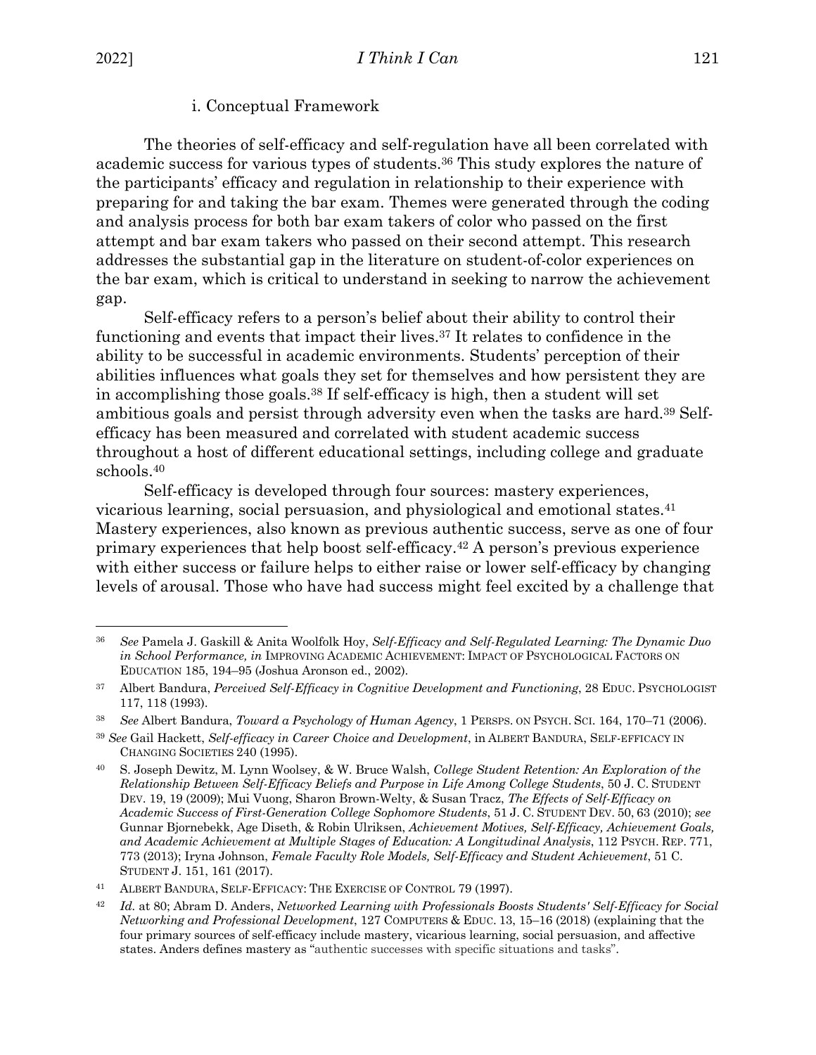#### i. Conceptual Framework

The theories of self-efficacy and self-regulation have all been correlated with academic success for various types of students.[36] This study explores the nature of the participants' efficacy and regulation in relationship to their experience with preparing for and taking the bar exam. Themes were generated through the coding and analysis process for both bar exam takers of color who passed on the first attempt and bar exam takers who passed on their second attempt. This research addresses the substantial gap in the literature on student-of-color experiences on the bar exam, which is critical to understand in seeking to narrow the achievement gap.

Self-efficacy refers to a person's belief about their ability to control their functioning and events that impact their lives.[37] It relates to confidence in the ability to be successful in academic environments. Students' perception of their abilities influences what goals they set for themselves and how persistent they are in accomplishing those goals.[38] If self-efficacy is high, then a student will set ambitious goals and persist through adversity even when the tasks are hard.[39] Self-efficacy has been measured and correlated with student academic success throughout a host of different educational settings, including college and graduate schools.[40]

Self-efficacy is developed through four sources: mastery experiences, vicarious learning, social persuasion, and physiological and emotional states.[41] Mastery experiences, also known as previous authentic success, serve as one of four primary experiences that help boost self-efficacy.[42] A person's previous experience with either success or failure helps to either raise or lower self-efficacy by changing levels of arousal. Those who have had success might feel excited by a challenge that

---

[36] *See* Pamela J. Gaskill & Anita Woolfolk Hoy, *Self-Efficacy and Self-Regulated Learning: The Dynamic Duo in School Performance, in* IMPROVING ACADEMIC ACHIEVEMENT: IMPACT OF PSYCHOLOGICAL FACTORS ON EDUCATION 185, 194–95 (Joshua Aronson ed., 2002).

[37] Albert Bandura, *Perceived Self-Efficacy in Cognitive Development and Functioning*, 28 EDUC. PSYCHOLOGIST 117, 118 (1993).

[38] *See* Albert Bandura, *Toward a Psychology of Human Agency*, 1 PERSPS. ON PSYCH. SCI. 164, 170–71 (2006).

[39] *See* Gail Hackett, *Self-efficacy in Career Choice and Development*, in ALBERT BANDURA, SELF-EFFICACY IN CHANGING SOCIETIES 240 (1995).

[40] S. Joseph Dewitz, M. Lynn Woolsey, & W. Bruce Walsh, *College Student Retention: An Exploration of the Relationship Between Self-Efficacy Beliefs and Purpose in Life Among College Students*, 50 J. C. STUDENT DEV. 19, 19 (2009); Mui Vuong, Sharon Brown-Welty, & Susan Tracz, *The Effects of Self-Efficacy on Academic Success of First-Generation College Sophomore Students*, 51 J. C. STUDENT DEV. 50, 63 (2010); *see* Gunnar Bjornebekk, Age Diseth, & Robin Ulriksen, *Achievement Motives, Self-Efficacy, Achievement Goals, and Academic Achievement at Multiple Stages of Education: A Longitudinal Analysis*, 112 PSYCH. REP. 771, 773 (2013); Iryna Johnson, *Female Faculty Role Models, Self-Efficacy and Student Achievement*, 51 C. STUDENT J. 151, 161 (2017).

[41] ALBERT BANDURA, SELF-EFFICACY: THE EXERCISE OF CONTROL 79 (1997).

[42] *Id.* at 80; Abram D. Anders, *Networked Learning with Professionals Boosts Students' Self-Efficacy for Social Networking and Professional Development*, 127 COMPUTERS & EDUC. 13, 15–16 (2018) (explaining that the four primary sources of self-efficacy include mastery, vicarious learning, social persuasion, and affective states. Anders defines mastery as "authentic successes with specific situations and tasks".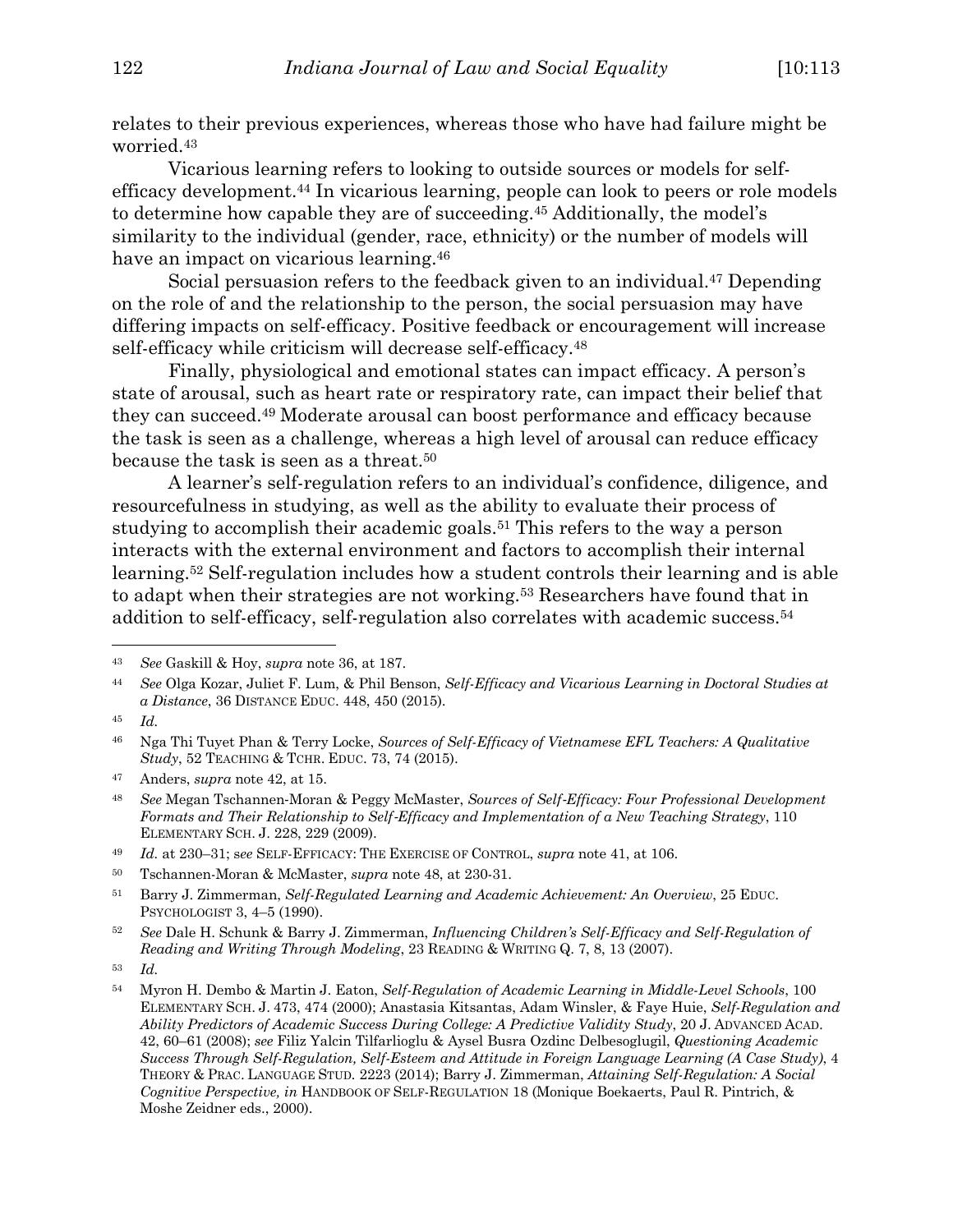relates to their previous experiences, whereas those who have had failure might be worried.[43]

Vicarious learning refers to looking to outside sources or models for self-efficacy development.[44] In vicarious learning, people can look to peers or role models to determine how capable they are of succeeding.[45] Additionally, the model's similarity to the individual (gender, race, ethnicity) or the number of models will have an impact on vicarious learning.[46]

Social persuasion refers to the feedback given to an individual.[47] Depending on the role of and the relationship to the person, the social persuasion may have differing impacts on self-efficacy. Positive feedback or encouragement will increase self-efficacy while criticism will decrease self-efficacy.[48]

Finally, physiological and emotional states can impact efficacy. A person's state of arousal, such as heart rate or respiratory rate, can impact their belief that they can succeed.[49] Moderate arousal can boost performance and efficacy because the task is seen as a challenge, whereas a high level of arousal can reduce efficacy because the task is seen as a threat.[50]

A learner's self-regulation refers to an individual's confidence, diligence, and resourcefulness in studying, as well as the ability to evaluate their process of studying to accomplish their academic goals.[51] This refers to the way a person interacts with the external environment and factors to accomplish their internal learning.[52] Self-regulation includes how a student controls their learning and is able to adapt when their strategies are not working.[53] Researchers have found that in addition to self-efficacy, self-regulation also correlates with academic success.[54]

---

[43] *See* Gaskill & Hoy, *supra* note 36, at 187.

[44] *See* Olga Kozar, Juliet F. Lum, & Phil Benson, *Self-Efficacy and Vicarious Learning in Doctoral Studies at a Distance*, 36 DISTANCE EDUC. 448, 450 (2015).

[45] *Id.*

[46] Nga Thi Tuyet Phan & Terry Locke, *Sources of Self-Efficacy of Vietnamese EFL Teachers: A Qualitative Study*, 52 TEACHING & TCHR. EDUC. 73, 74 (2015).

[47] Anders, *supra* note 42, at 15.

[48] *See* Megan Tschannen-Moran & Peggy McMaster, *Sources of Self-Efficacy: Four Professional Development Formats and Their Relationship to Self-Efficacy and Implementation of a New Teaching Strategy*, 110 ELEMENTARY SCH. J. 228, 229 (2009).

[49] *Id.* at 230–31; *see* SELF-EFFICACY: THE EXERCISE OF CONTROL, *supra* note 41, at 106.

[50] Tschannen-Moran & McMaster, *supra* note 48, at 230-31.

[51] Barry J. Zimmerman, *Self-Regulated Learning and Academic Achievement: An Overview*, 25 EDUC. PSYCHOLOGIST 3, 4–5 (1990).

[52] *See* Dale H. Schunk & Barry J. Zimmerman, *Influencing Children's Self-Efficacy and Self-Regulation of Reading and Writing Through Modeling*, 23 READING & WRITING Q. 7, 8, 13 (2007).

[53] *Id.*

[54] Myron H. Dembo & Martin J. Eaton, *Self-Regulation of Academic Learning in Middle-Level Schools*, 100 ELEMENTARY SCH. J. 473, 474 (2000); Anastasia Kitsantas, Adam Winsler, & Faye Huie, *Self-Regulation and Ability Predictors of Academic Success During College: A Predictive Validity Study*, 20 J. ADVANCED ACAD. 42, 60–61 (2008); *see* Filiz Yalcin Tilfarlioglu & Aysel Busra Ozdinc Delbesoglugil, *Questioning Academic Success Through Self-Regulation, Self-Esteem and Attitude in Foreign Language Learning (A Case Study)*, 4 THEORY & PRAC. LANGUAGE STUD. 2223 (2014); Barry J. Zimmerman, *Attaining Self-Regulation: A Social Cognitive Perspective, in* HANDBOOK OF SELF-REGULATION 18 (Monique Boekaerts, Paul R. Pintrich, & Moshe Zeidner eds., 2000).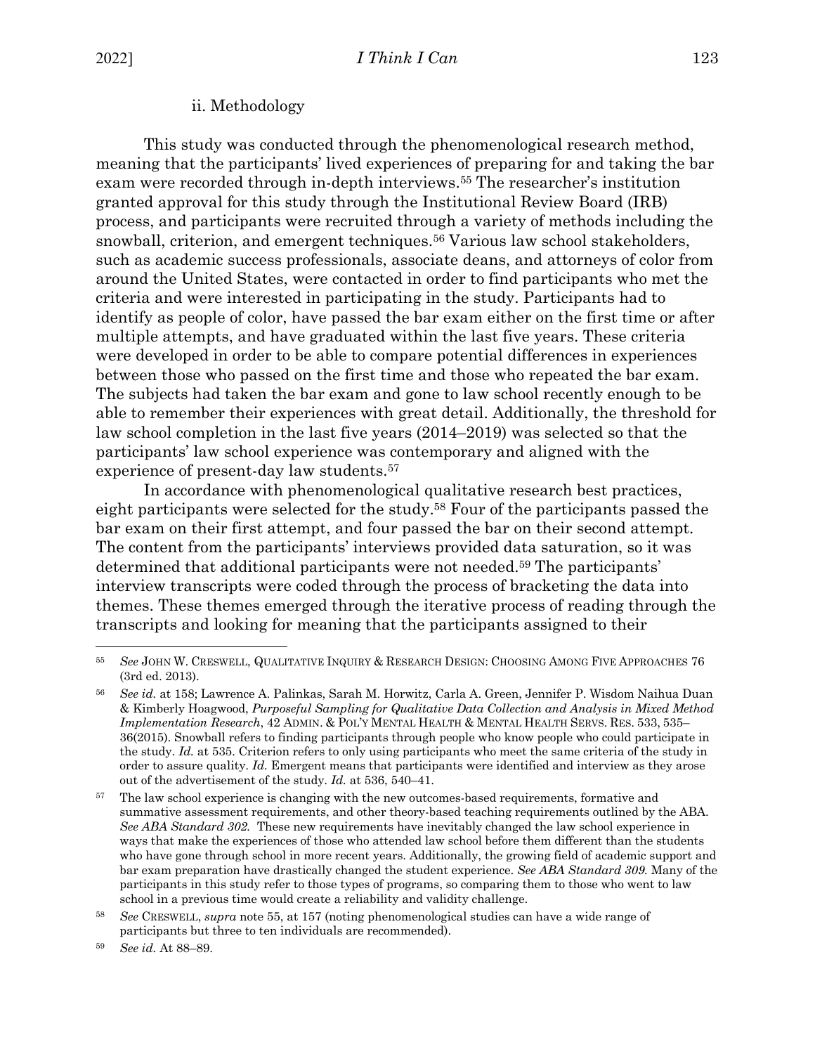#### ii. Methodology

This study was conducted through the phenomenological research method, meaning that the participants' lived experiences of preparing for and taking the bar exam were recorded through in-depth interviews.[55] The researcher's institution granted approval for this study through the Institutional Review Board (IRB) process, and participants were recruited through a variety of methods including the snowball, criterion, and emergent techniques.[56] Various law school stakeholders, such as academic success professionals, associate deans, and attorneys of color from around the United States, were contacted in order to find participants who met the criteria and were interested in participating in the study. Participants had to identify as people of color, have passed the bar exam either on the first time or after multiple attempts, and have graduated within the last five years. These criteria were developed in order to be able to compare potential differences in experiences between those who passed on the first time and those who repeated the bar exam. The subjects had taken the bar exam and gone to law school recently enough to be able to remember their experiences with great detail. Additionally, the threshold for law school completion in the last five years (2014–2019) was selected so that the participants' law school experience was contemporary and aligned with the experience of present-day law students.[57]

In accordance with phenomenological qualitative research best practices, eight participants were selected for the study.[58] Four of the participants passed the bar exam on their first attempt, and four passed the bar on their second attempt. The content from the participants' interviews provided data saturation, so it was determined that additional participants were not needed.[59] The participants' interview transcripts were coded through the process of bracketing the data into themes. These themes emerged through the iterative process of reading through the transcripts and looking for meaning that the participants assigned to their

---

[55] *See* JOHN W. CRESWELL, QUALITATIVE INQUIRY & RESEARCH DESIGN: CHOOSING AMONG FIVE APPROACHES 76 (3rd ed. 2013).

[56] *See id.* at 158; Lawrence A. Palinkas, Sarah M. Horwitz, Carla A. Green, Jennifer P. Wisdom Naihua Duan & Kimberly Hoagwood, *Purposeful Sampling for Qualitative Data Collection and Analysis in Mixed Method Implementation Research*, 42 ADMIN. & POL'Y MENTAL HEALTH & MENTAL HEALTH SERVS. RES. 533, 535–36(2015). Snowball refers to finding participants through people who know people who could participate in the study. *Id.* at 535. Criterion refers to only using participants who meet the same criteria of the study in order to assure quality. *Id.* Emergent means that participants were identified and interview as they arose out of the advertisement of the study. *Id.* at 536, 540–41.

[57] The law school experience is changing with the new outcomes-based requirements, formative and summative assessment requirements, and other theory-based teaching requirements outlined by the ABA. *See ABA Standard 302.* These new requirements have inevitably changed the law school experience in ways that make the experiences of those who attended law school before them different than the students who have gone through school in more recent years. Additionally, the growing field of academic support and bar exam preparation have drastically changed the student experience. *See ABA Standard 309.* Many of the participants in this study refer to those types of programs, so comparing them to those who went to law school in a previous time would create a reliability and validity challenge.

[58] *See* CRESWELL, *supra* note 55, at 157 (noting phenomenological studies can have a wide range of participants but three to ten individuals are recommended).

[59] *See id.* At 88–89.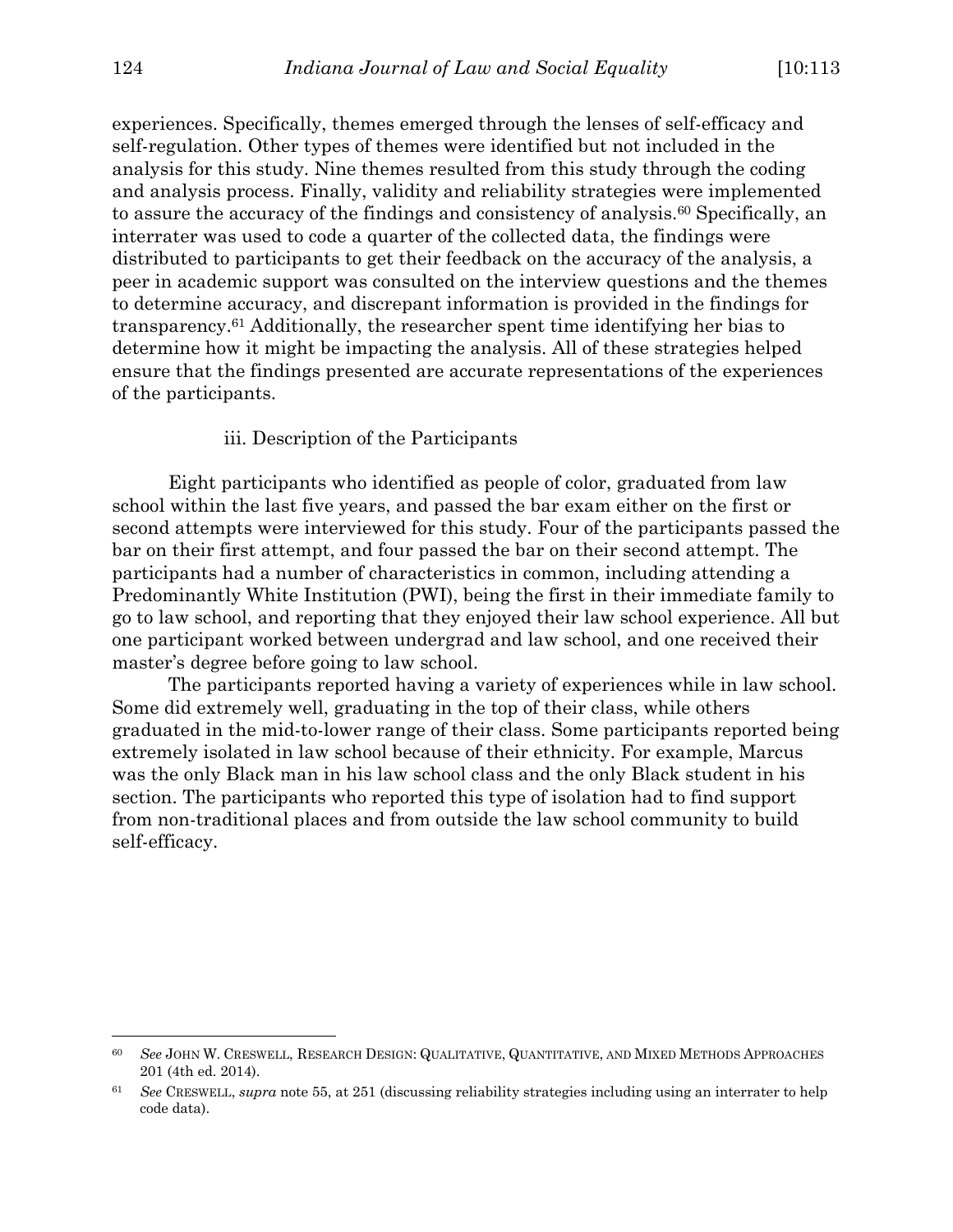experiences. Specifically, themes emerged through the lenses of self-efficacy and self-regulation. Other types of themes were identified but not included in the analysis for this study. Nine themes resulted from this study through the coding and analysis process. Finally, validity and reliability strategies were implemented to assure the accuracy of the findings and consistency of analysis.[60] Specifically, an interrater was used to code a quarter of the collected data, the findings were distributed to participants to get their feedback on the accuracy of the analysis, a peer in academic support was consulted on the interview questions and the themes to determine accuracy, and discrepant information is provided in the findings for transparency.[61] Additionally, the researcher spent time identifying her bias to determine how it might be impacting the analysis. All of these strategies helped ensure that the findings presented are accurate representations of the experiences of the participants.

### iii. Description of the Participants

Eight participants who identified as people of color, graduated from law school within the last five years, and passed the bar exam either on the first or second attempts were interviewed for this study. Four of the participants passed the bar on their first attempt, and four passed the bar on their second attempt. The participants had a number of characteristics in common, including attending a Predominantly White Institution (PWI), being the first in their immediate family to go to law school, and reporting that they enjoyed their law school experience. All but one participant worked between undergrad and law school, and one received their master's degree before going to law school.

The participants reported having a variety of experiences while in law school. Some did extremely well, graduating in the top of their class, while others graduated in the mid-to-lower range of their class. Some participants reported being extremely isolated in law school because of their ethnicity. For example, Marcus was the only Black man in his law school class and the only Black student in his section. The participants who reported this type of isolation had to find support from non-traditional places and from outside the law school community to build self-efficacy.

---

[60] *See* JOHN W. CRESWELL, RESEARCH DESIGN: QUALITATIVE, QUANTITATIVE, AND MIXED METHODS APPROACHES 201 (4th ed. 2014).

[61] *See* CRESWELL, *supra* note 55, at 251 (discussing reliability strategies including using an interrater to help code data).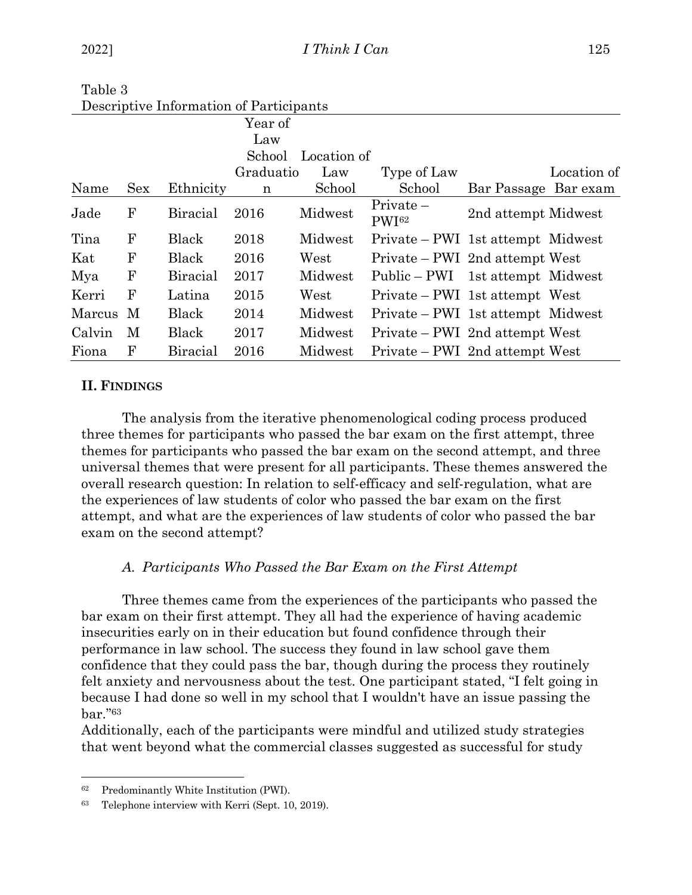Table 3
Descriptive Information of Participants

| Name | Sex | Ethnicity | Year of Law School Graduation | Location of Law School | Type of Law School | Bar Passage | Location of Bar exam |
|---|---|---|---|---|---|---|---|
| Jade | F | Biracial | 2016 | Midwest | Private – PWI[62] | 2nd attempt | Midwest |
| Tina | F | Black | 2018 | Midwest | Private – PWI | 1st attempt | Midwest |
| Kat | F | Black | 2016 | West | Private – PWI | 2nd attempt | West |
| Mya | F | Biracial | 2017 | Midwest | Public – PWI | 1st attempt | Midwest |
| Kerri | F | Latina | 2015 | West | Private – PWI | 1st attempt | West |
| Marcus | M | Black | 2014 | Midwest | Private – PWI | 1st attempt | Midwest |
| Calvin | M | Black | 2017 | Midwest | Private – PWI | 2nd attempt | West |
| Fiona | F | Biracial | 2016 | Midwest | Private – PWI | 2nd attempt | West |

## II. Findings

The analysis from the iterative phenomenological coding process produced three themes for participants who passed the bar exam on the first attempt, three themes for participants who passed the bar exam on the second attempt, and three universal themes that were present for all participants. These themes answered the overall research question: In relation to self-efficacy and self-regulation, what are the experiences of law students of color who passed the bar exam on the first attempt, and what are the experiences of law students of color who passed the bar exam on the second attempt?

### *A. Participants Who Passed the Bar Exam on the First Attempt*

Three themes came from the experiences of the participants who passed the bar exam on their first attempt. They all had the experience of having academic insecurities early on in their education but found confidence through their performance in law school. The success they found in law school gave them confidence that they could pass the bar, though during the process they routinely felt anxiety and nervousness about the test. One participant stated, "I felt going in because I had done so well in my school that I wouldn't have an issue passing the bar."[63]

Additionally, each of the participants were mindful and utilized study strategies that went beyond what the commercial classes suggested as successful for study

---

[62] Predominantly White Institution (PWI).

[63] Telephone interview with Kerri (Sept. 10, 2019).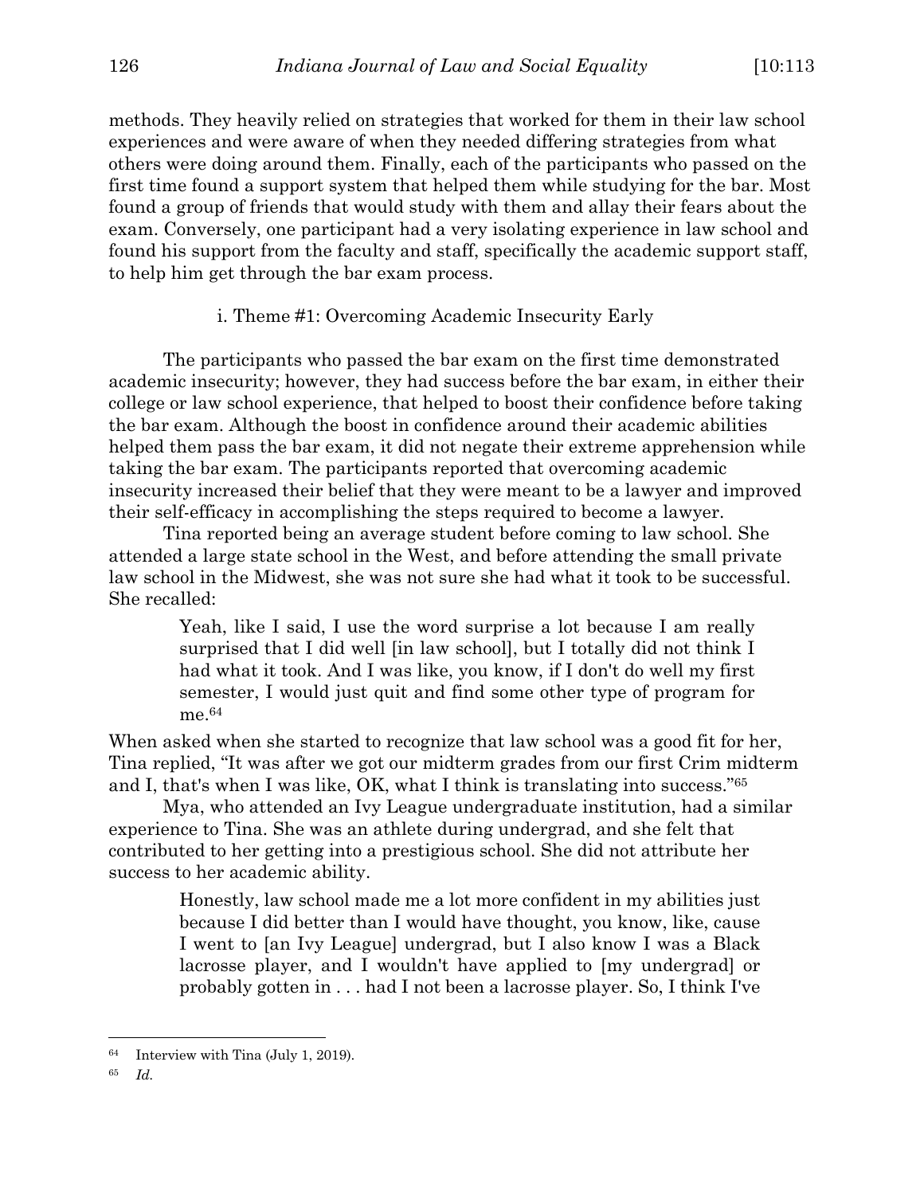methods. They heavily relied on strategies that worked for them in their law school experiences and were aware of when they needed differing strategies from what others were doing around them. Finally, each of the participants who passed on the first time found a support system that helped them while studying for the bar. Most found a group of friends that would study with them and allay their fears about the exam. Conversely, one participant had a very isolating experience in law school and found his support from the faculty and staff, specifically the academic support staff, to help him get through the bar exam process.

#### i. Theme #1: Overcoming Academic Insecurity Early

The participants who passed the bar exam on the first time demonstrated academic insecurity; however, they had success before the bar exam, in either their college or law school experience, that helped to boost their confidence before taking the bar exam. Although the boost in confidence around their academic abilities helped them pass the bar exam, it did not negate their extreme apprehension while taking the bar exam. The participants reported that overcoming academic insecurity increased their belief that they were meant to be a lawyer and improved their self-efficacy in accomplishing the steps required to become a lawyer.

Tina reported being an average student before coming to law school. She attended a large state school in the West, and before attending the small private law school in the Midwest, she was not sure she had what it took to be successful. She recalled:

> Yeah, like I said, I use the word surprise a lot because I am really surprised that I did well [in law school], but I totally did not think I had what it took. And I was like, you know, if I don't do well my first semester, I would just quit and find some other type of program for me.[64]

When asked when she started to recognize that law school was a good fit for her, Tina replied, "It was after we got our midterm grades from our first Crim midterm and I, that's when I was like, OK, what I think is translating into success."[65]

Mya, who attended an Ivy League undergraduate institution, had a similar experience to Tina. She was an athlete during undergrad, and she felt that contributed to her getting into a prestigious school. She did not attribute her success to her academic ability.

> Honestly, law school made me a lot more confident in my abilities just because I did better than I would have thought, you know, like, cause I went to [an Ivy League] undergrad, but I also know I was a Black lacrosse player, and I wouldn't have applied to [my undergrad] or probably gotten in . . . had I not been a lacrosse player. So, I think I've

---

[64] Interview with Tina (July 1, 2019).

[65] *Id.*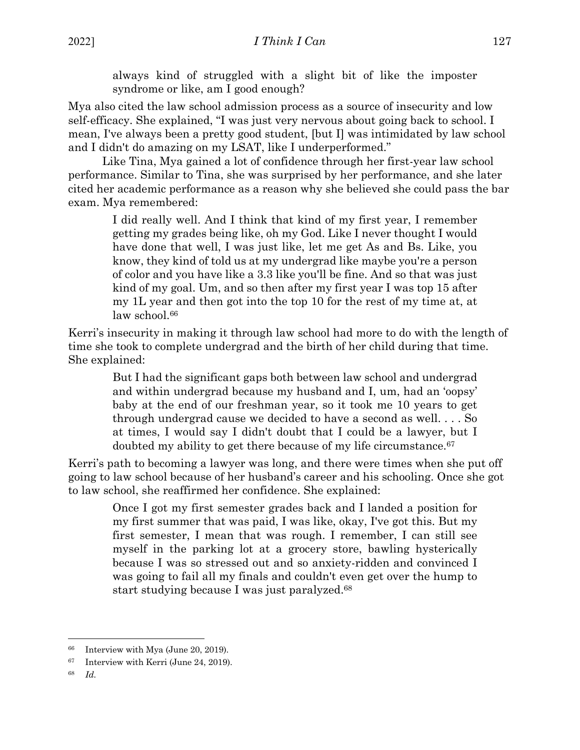> always kind of struggled with a slight bit of like the imposter syndrome or like, am I good enough?

Mya also cited the law school admission process as a source of insecurity and low self-efficacy. She explained, "I was just very nervous about going back to school. I mean, I've always been a pretty good student, [but I] was intimidated by law school and I didn't do amazing on my LSAT, like I underperformed."

Like Tina, Mya gained a lot of confidence through her first-year law school performance. Similar to Tina, she was surprised by her performance, and she later cited her academic performance as a reason why she believed she could pass the bar exam. Mya remembered:

> I did really well. And I think that kind of my first year, I remember getting my grades being like, oh my God. Like I never thought I would have done that well, I was just like, let me get As and Bs. Like, you know, they kind of told us at my undergrad like maybe you're a person of color and you have like a 3.3 like you'll be fine. And so that was just kind of my goal. Um, and so then after my first year I was top 15 after my 1L year and then got into the top 10 for the rest of my time at, at law school.[66]

Kerri's insecurity in making it through law school had more to do with the length of time she took to complete undergrad and the birth of her child during that time. She explained:

> But I had the significant gaps both between law school and undergrad and within undergrad because my husband and I, um, had an 'oopsy' baby at the end of our freshman year, so it took me 10 years to get through undergrad cause we decided to have a second as well. . . . So at times, I would say I didn't doubt that I could be a lawyer, but I doubted my ability to get there because of my life circumstance.[67]

Kerri's path to becoming a lawyer was long, and there were times when she put off going to law school because of her husband's career and his schooling. Once she got to law school, she reaffirmed her confidence. She explained:

> Once I got my first semester grades back and I landed a position for my first summer that was paid, I was like, okay, I've got this. But my first semester, I mean that was rough. I remember, I can still see myself in the parking lot at a grocery store, bawling hysterically because I was so stressed out and so anxiety-ridden and convinced I was going to fail all my finals and couldn't even get over the hump to start studying because I was just paralyzed.[68]

---

[66] Interview with Mya (June 20, 2019).

[67] Interview with Kerri (June 24, 2019).

[68] *Id.*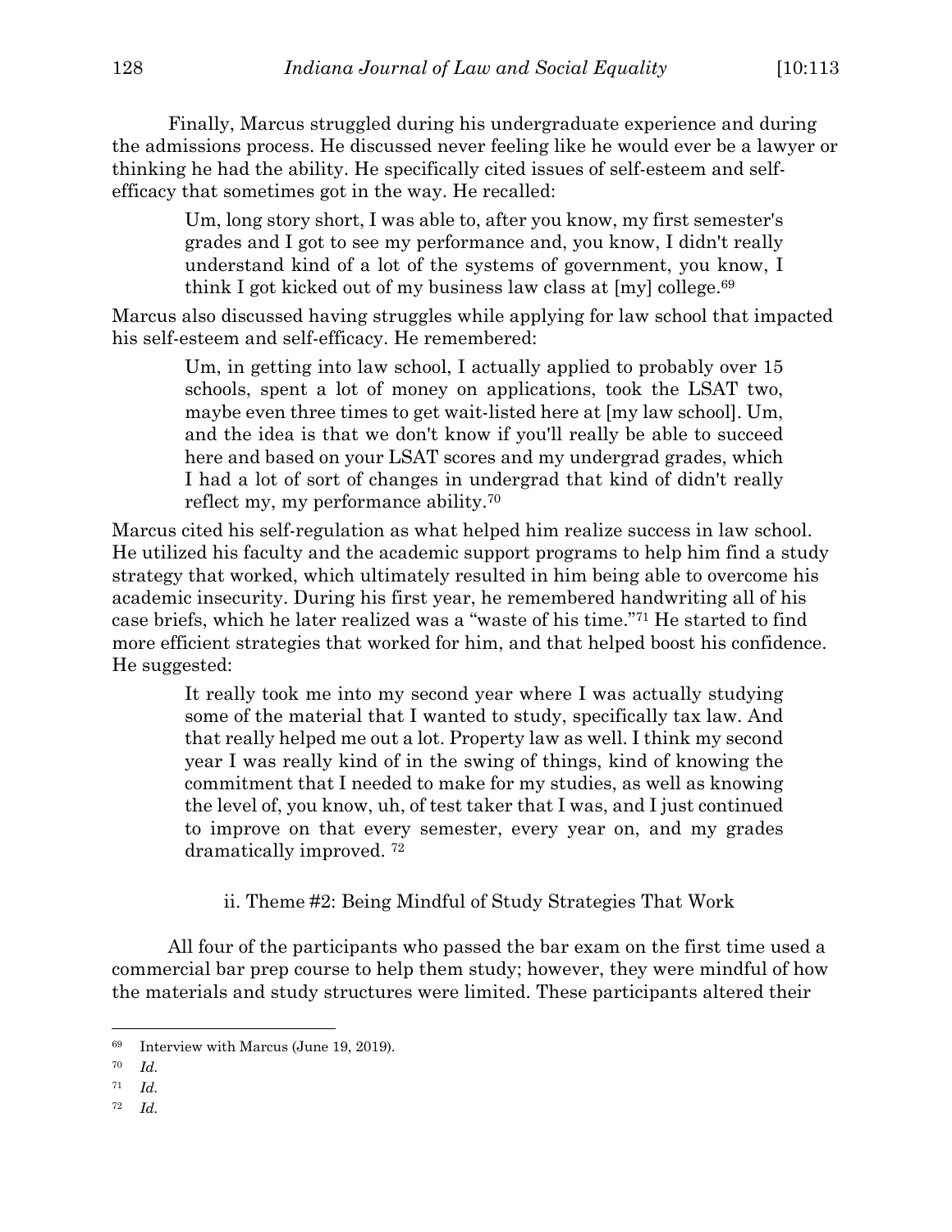Finally, Marcus struggled during his undergraduate experience and during the admissions process. He discussed never feeling like he would ever be a lawyer or thinking he had the ability. He specifically cited issues of self-esteem and self-efficacy that sometimes got in the way. He recalled:

> Um, long story short, I was able to, after you know, my first semester's grades and I got to see my performance and, you know, I didn't really understand kind of a lot of the systems of government, you know, I think I got kicked out of my business law class at [my] college.[69]

Marcus also discussed having struggles while applying for law school that impacted his self-esteem and self-efficacy. He remembered:

> Um, in getting into law school, I actually applied to probably over 15 schools, spent a lot of money on applications, took the LSAT two, maybe even three times to get wait-listed here at [my law school]. Um, and the idea is that we don't know if you'll really be able to succeed here and based on your LSAT scores and my undergrad grades, which I had a lot of sort of changes in undergrad that kind of didn't really reflect my, my performance ability.[70]

Marcus cited his self-regulation as what helped him realize success in law school. He utilized his faculty and the academic support programs to help him find a study strategy that worked, which ultimately resulted in him being able to overcome his academic insecurity. During his first year, he remembered handwriting all of his case briefs, which he later realized was a "waste of his time."[71] He started to find more efficient strategies that worked for him, and that helped boost his confidence. He suggested:

> It really took me into my second year where I was actually studying some of the material that I wanted to study, specifically tax law. And that really helped me out a lot. Property law as well. I think my second year I was really kind of in the swing of things, kind of knowing the commitment that I needed to make for my studies, as well as knowing the level of, you know, uh, of test taker that I was, and I just continued to improve on that every semester, every year on, and my grades dramatically improved. [72]

#### ii. Theme #2: Being Mindful of Study Strategies That Work

All four of the participants who passed the bar exam on the first time used a commercial bar prep course to help them study; however, they were mindful of how the materials and study structures were limited. These participants altered their

---

[69] Interview with Marcus (June 19, 2019).

[70] *Id.*

[71] *Id.*

[72] *Id.*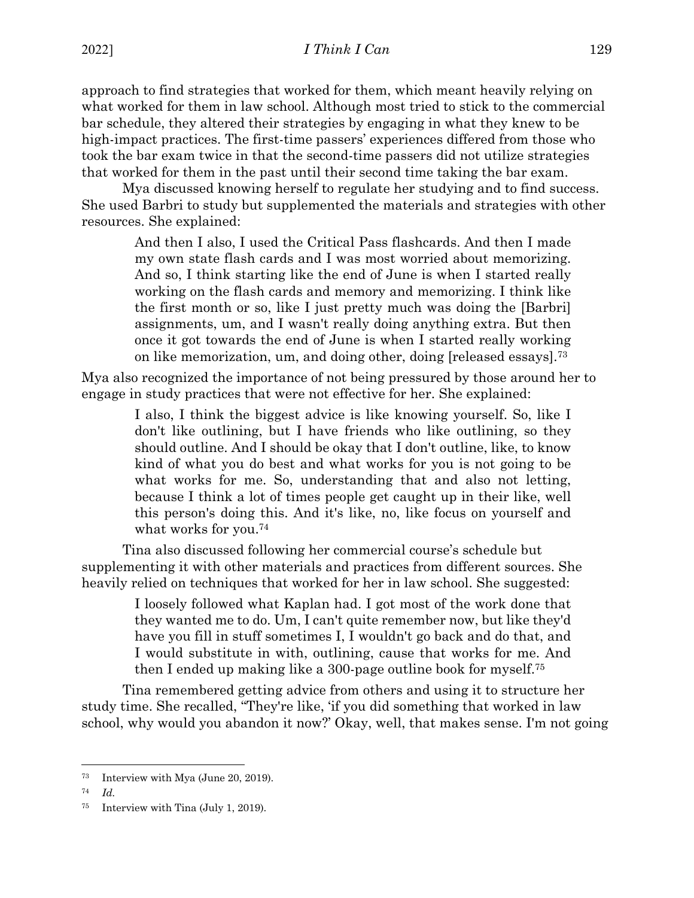approach to find strategies that worked for them, which meant heavily relying on what worked for them in law school. Although most tried to stick to the commercial bar schedule, they altered their strategies by engaging in what they knew to be high-impact practices. The first-time passers' experiences differed from those who took the bar exam twice in that the second-time passers did not utilize strategies that worked for them in the past until their second time taking the bar exam.

Mya discussed knowing herself to regulate her studying and to find success. She used Barbri to study but supplemented the materials and strategies with other resources. She explained:

> And then I also, I used the Critical Pass flashcards. And then I made my own state flash cards and I was most worried about memorizing. And so, I think starting like the end of June is when I started really working on the flash cards and memory and memorizing. I think like the first month or so, like I just pretty much was doing the [Barbri] assignments, um, and I wasn't really doing anything extra. But then once it got towards the end of June is when I started really working on like memorization, um, and doing other, doing [released essays].[73]

Mya also recognized the importance of not being pressured by those around her to engage in study practices that were not effective for her. She explained:

> I also, I think the biggest advice is like knowing yourself. So, like I don't like outlining, but I have friends who like outlining, so they should outline. And I should be okay that I don't outline, like, to know kind of what you do best and what works for you is not going to be what works for me. So, understanding that and also not letting, because I think a lot of times people get caught up in their like, well this person's doing this. And it's like, no, like focus on yourself and what works for you.[74]

Tina also discussed following her commercial course's schedule but supplementing it with other materials and practices from different sources. She heavily relied on techniques that worked for her in law school. She suggested:

> I loosely followed what Kaplan had. I got most of the work done that they wanted me to do. Um, I can't quite remember now, but like they'd have you fill in stuff sometimes I, I wouldn't go back and do that, and I would substitute in with, outlining, cause that works for me. And then I ended up making like a 300-page outline book for myself.[75]

Tina remembered getting advice from others and using it to structure her study time. She recalled, "They're like, 'if you did something that worked in law school, why would you abandon it now?' Okay, well, that makes sense. I'm not going

---

[73] Interview with Mya (June 20, 2019).

[74] *Id.*

[75] Interview with Tina (July 1, 2019).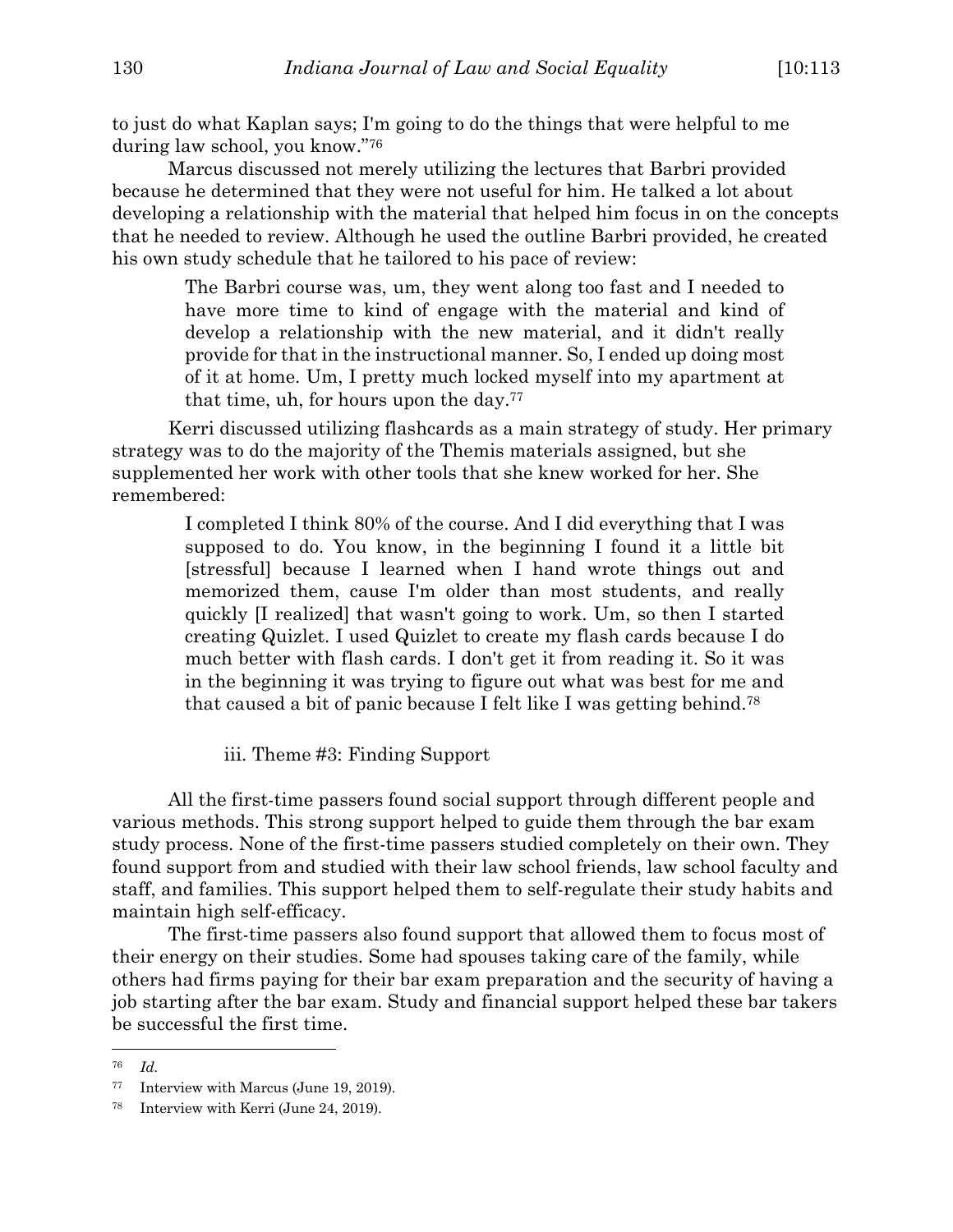to just do what Kaplan says; I'm going to do the things that were helpful to me during law school, you know."[76]

Marcus discussed not merely utilizing the lectures that Barbri provided because he determined that they were not useful for him. He talked a lot about developing a relationship with the material that helped him focus in on the concepts that he needed to review. Although he used the outline Barbri provided, he created his own study schedule that he tailored to his pace of review:

> The Barbri course was, um, they went along too fast and I needed to have more time to kind of engage with the material and kind of develop a relationship with the new material, and it didn't really provide for that in the instructional manner. So, I ended up doing most of it at home. Um, I pretty much locked myself into my apartment at that time, uh, for hours upon the day.[77]

Kerri discussed utilizing flashcards as a main strategy of study. Her primary strategy was to do the majority of the Themis materials assigned, but she supplemented her work with other tools that she knew worked for her. She remembered:

> I completed I think 80% of the course. And I did everything that I was supposed to do. You know, in the beginning I found it a little bit [stressful] because I learned when I hand wrote things out and memorized them, cause I'm older than most students, and really quickly [I realized] that wasn't going to work. Um, so then I started creating Quizlet. I used Quizlet to create my flash cards because I do much better with flash cards. I don't get it from reading it. So it was in the beginning it was trying to figure out what was best for me and that caused a bit of panic because I felt like I was getting behind.[78]

#### iii. Theme #3: Finding Support

All the first-time passers found social support through different people and various methods. This strong support helped to guide them through the bar exam study process. None of the first-time passers studied completely on their own. They found support from and studied with their law school friends, law school faculty and staff, and families. This support helped them to self-regulate their study habits and maintain high self-efficacy.

The first-time passers also found support that allowed them to focus most of their energy on their studies. Some had spouses taking care of the family, while others had firms paying for their bar exam preparation and the security of having a job starting after the bar exam. Study and financial support helped these bar takers be successful the first time.

---

[76] *Id.*

[77] Interview with Marcus (June 19, 2019).

[78] Interview with Kerri (June 24, 2019).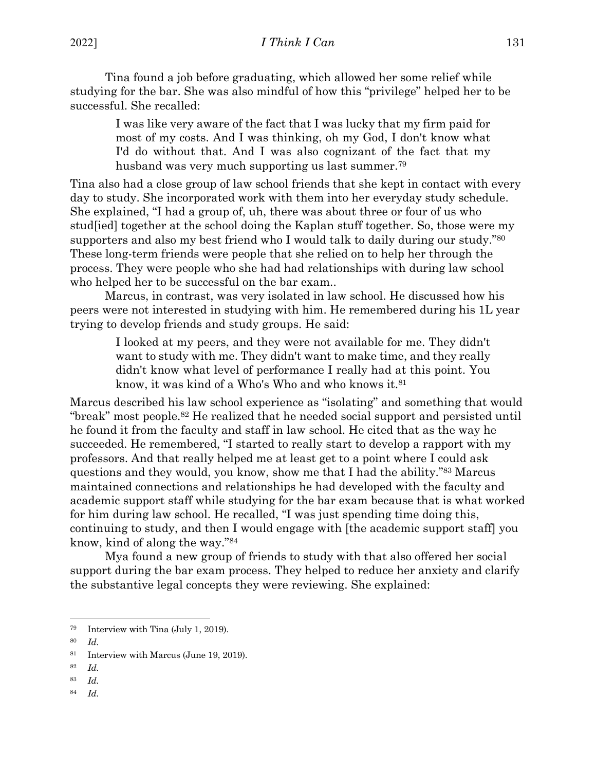Tina found a job before graduating, which allowed her some relief while studying for the bar. She was also mindful of how this "privilege" helped her to be successful. She recalled:

> I was like very aware of the fact that I was lucky that my firm paid for most of my costs. And I was thinking, oh my God, I don't know what I'd do without that. And I was also cognizant of the fact that my husband was very much supporting us last summer.[79]

Tina also had a close group of law school friends that she kept in contact with every day to study. She incorporated work with them into her everyday study schedule. She explained, "I had a group of, uh, there was about three or four of us who stud[ied] together at the school doing the Kaplan stuff together. So, those were my supporters and also my best friend who I would talk to daily during our study."[80] These long-term friends were people that she relied on to help her through the process. They were people who she had had relationships with during law school who helped her to be successful on the bar exam..

Marcus, in contrast, was very isolated in law school. He discussed how his peers were not interested in studying with him. He remembered during his 1L year trying to develop friends and study groups. He said:

> I looked at my peers, and they were not available for me. They didn't want to study with me. They didn't want to make time, and they really didn't know what level of performance I really had at this point. You know, it was kind of a Who's Who and who knows it.[81]

Marcus described his law school experience as "isolating" and something that would "break" most people.[82] He realized that he needed social support and persisted until he found it from the faculty and staff in law school. He cited that as the way he succeeded. He remembered, "I started to really start to develop a rapport with my professors. And that really helped me at least get to a point where I could ask questions and they would, you know, show me that I had the ability."[83] Marcus maintained connections and relationships he had developed with the faculty and academic support staff while studying for the bar exam because that is what worked for him during law school. He recalled, "I was just spending time doing this, continuing to study, and then I would engage with [the academic support staff] you know, kind of along the way."[84]

Mya found a new group of friends to study with that also offered her social support during the bar exam process. They helped to reduce her anxiety and clarify the substantive legal concepts they were reviewing. She explained:

---

[79] Interview with Tina (July 1, 2019).

[80] *Id.*

[81] Interview with Marcus (June 19, 2019).

[82] *Id.*

[83] *Id.*

[84] *Id.*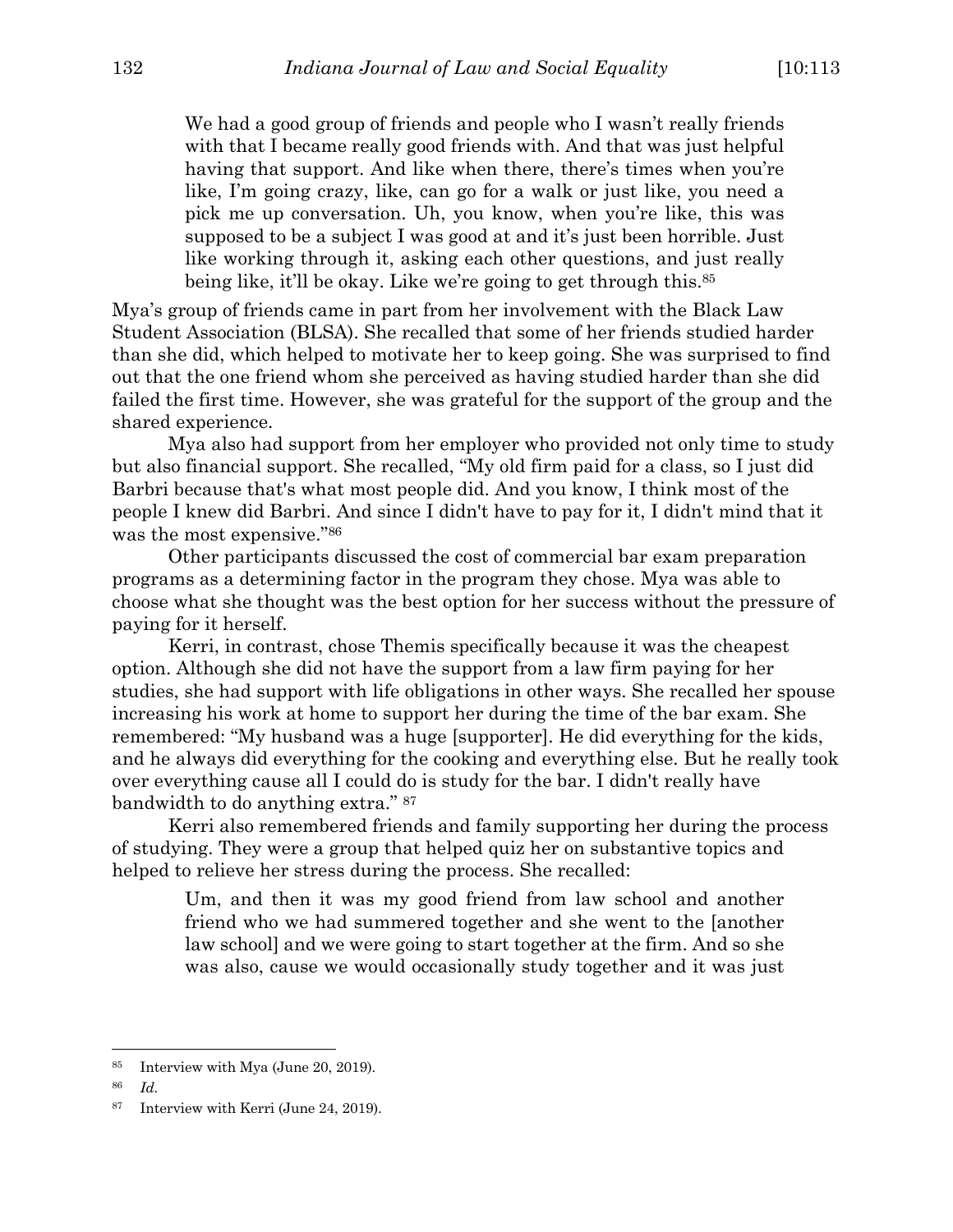> We had a good group of friends and people who I wasn't really friends with that I became really good friends with. And that was just helpful having that support. And like when there, there's times when you're like, I'm going crazy, like, can go for a walk or just like, you need a pick me up conversation. Uh, you know, when you're like, this was supposed to be a subject I was good at and it's just been horrible. Just like working through it, asking each other questions, and just really being like, it'll be okay. Like we're going to get through this.[85]

Mya's group of friends came in part from her involvement with the Black Law Student Association (BLSA). She recalled that some of her friends studied harder than she did, which helped to motivate her to keep going. She was surprised to find out that the one friend whom she perceived as having studied harder than she did failed the first time. However, she was grateful for the support of the group and the shared experience.

Mya also had support from her employer who provided not only time to study but also financial support. She recalled, "My old firm paid for a class, so I just did Barbri because that's what most people did. And you know, I think most of the people I knew did Barbri. And since I didn't have to pay for it, I didn't mind that it was the most expensive."[86]

Other participants discussed the cost of commercial bar exam preparation programs as a determining factor in the program they chose. Mya was able to choose what she thought was the best option for her success without the pressure of paying for it herself.

Kerri, in contrast, chose Themis specifically because it was the cheapest option. Although she did not have the support from a law firm paying for her studies, she had support with life obligations in other ways. She recalled her spouse increasing his work at home to support her during the time of the bar exam. She remembered: "My husband was a huge [supporter]. He did everything for the kids, and he always did everything for the cooking and everything else. But he really took over everything cause all I could do is study for the bar. I didn't really have bandwidth to do anything extra." [87]

Kerri also remembered friends and family supporting her during the process of studying. They were a group that helped quiz her on substantive topics and helped to relieve her stress during the process. She recalled:

> Um, and then it was my good friend from law school and another friend who we had summered together and she went to the [another law school] and we were going to start together at the firm. And so she was also, cause we would occasionally study together and it was just

---

[85] Interview with Mya (June 20, 2019).

[86] *Id.*

[87] Interview with Kerri (June 24, 2019).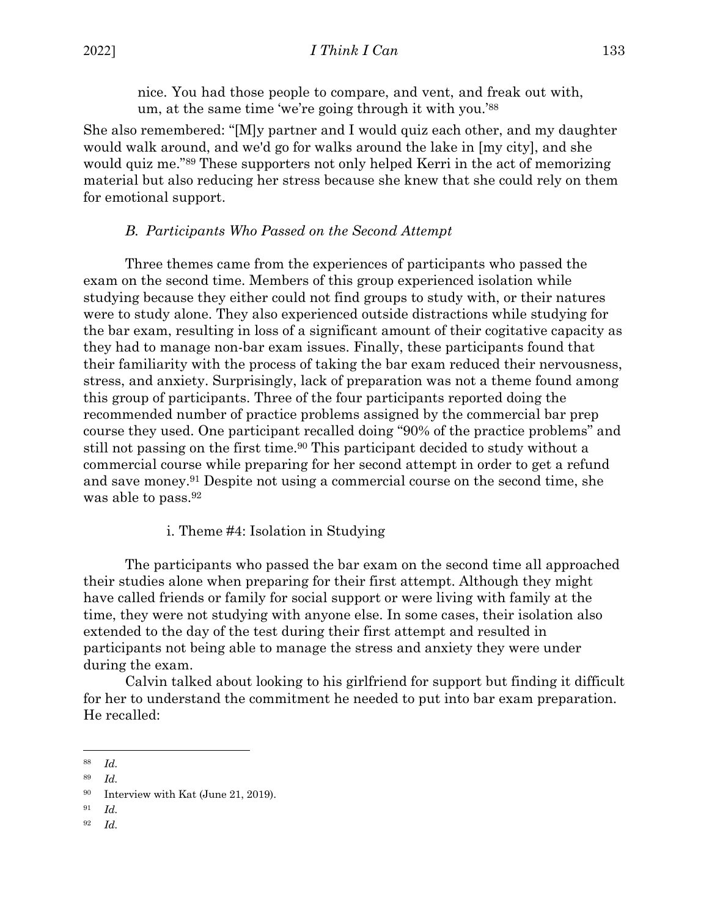> nice. You had those people to compare, and vent, and freak out with, um, at the same time 'we're going through it with you.'[88]

She also remembered: "[M]y partner and I would quiz each other, and my daughter would walk around, and we'd go for walks around the lake in [my city], and she would quiz me."[89] These supporters not only helped Kerri in the act of memorizing material but also reducing her stress because she knew that she could rely on them for emotional support.

### *B. Participants Who Passed on the Second Attempt*

Three themes came from the experiences of participants who passed the exam on the second time. Members of this group experienced isolation while studying because they either could not find groups to study with, or their natures were to study alone. They also experienced outside distractions while studying for the bar exam, resulting in loss of a significant amount of their cogitative capacity as they had to manage non-bar exam issues. Finally, these participants found that their familiarity with the process of taking the bar exam reduced their nervousness, stress, and anxiety. Surprisingly, lack of preparation was not a theme found among this group of participants. Three of the four participants reported doing the recommended number of practice problems assigned by the commercial bar prep course they used. One participant recalled doing "90% of the practice problems" and still not passing on the first time.[90] This participant decided to study without a commercial course while preparing for her second attempt in order to get a refund and save money.[91] Despite not using a commercial course on the second time, she was able to pass.[92]

#### i. Theme #4: Isolation in Studying

The participants who passed the bar exam on the second time all approached their studies alone when preparing for their first attempt. Although they might have called friends or family for social support or were living with family at the time, they were not studying with anyone else. In some cases, their isolation also extended to the day of the test during their first attempt and resulted in participants not being able to manage the stress and anxiety they were under during the exam.

Calvin talked about looking to his girlfriend for support but finding it difficult for her to understand the commitment he needed to put into bar exam preparation. He recalled:

---

[88] *Id.*

[89] *Id.*

[90] Interview with Kat (June 21, 2019).

[91] *Id.*

[92] *Id.*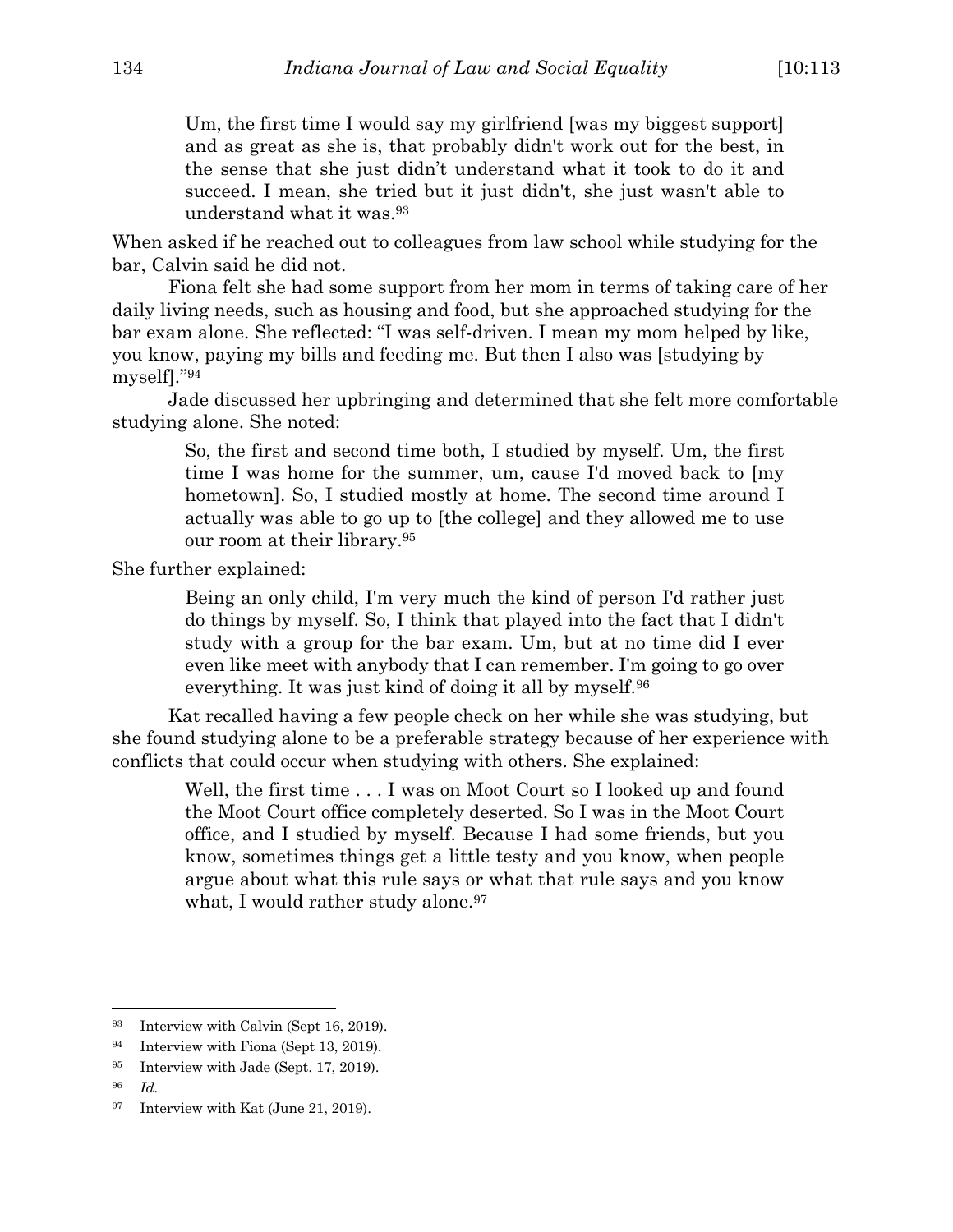> Um, the first time I would say my girlfriend [was my biggest support] and as great as she is, that probably didn't work out for the best, in the sense that she just didn't understand what it took to do it and succeed. I mean, she tried but it just didn't, she just wasn't able to understand what it was.[93]

When asked if he reached out to colleagues from law school while studying for the bar, Calvin said he did not.

Fiona felt she had some support from her mom in terms of taking care of her daily living needs, such as housing and food, but she approached studying for the bar exam alone. She reflected: "I was self-driven. I mean my mom helped by like, you know, paying my bills and feeding me. But then I also was [studying by myself]."[94]

Jade discussed her upbringing and determined that she felt more comfortable studying alone. She noted:

> So, the first and second time both, I studied by myself. Um, the first time I was home for the summer, um, cause I'd moved back to [my hometown]. So, I studied mostly at home. The second time around I actually was able to go up to [the college] and they allowed me to use our room at their library.[95]

She further explained:

> Being an only child, I'm very much the kind of person I'd rather just do things by myself. So, I think that played into the fact that I didn't study with a group for the bar exam. Um, but at no time did I ever even like meet with anybody that I can remember. I'm going to go over everything. It was just kind of doing it all by myself.[96]

Kat recalled having a few people check on her while she was studying, but she found studying alone to be a preferable strategy because of her experience with conflicts that could occur when studying with others. She explained:

> Well, the first time . . . I was on Moot Court so I looked up and found the Moot Court office completely deserted. So I was in the Moot Court office, and I studied by myself. Because I had some friends, but you know, sometimes things get a little testy and you know, when people argue about what this rule says or what that rule says and you know what, I would rather study alone.[97]

---

[93] Interview with Calvin (Sept 16, 2019).

[94] Interview with Fiona (Sept 13, 2019).

[95] Interview with Jade (Sept. 17, 2019).

[96] *Id.*

[97] Interview with Kat (June 21, 2019).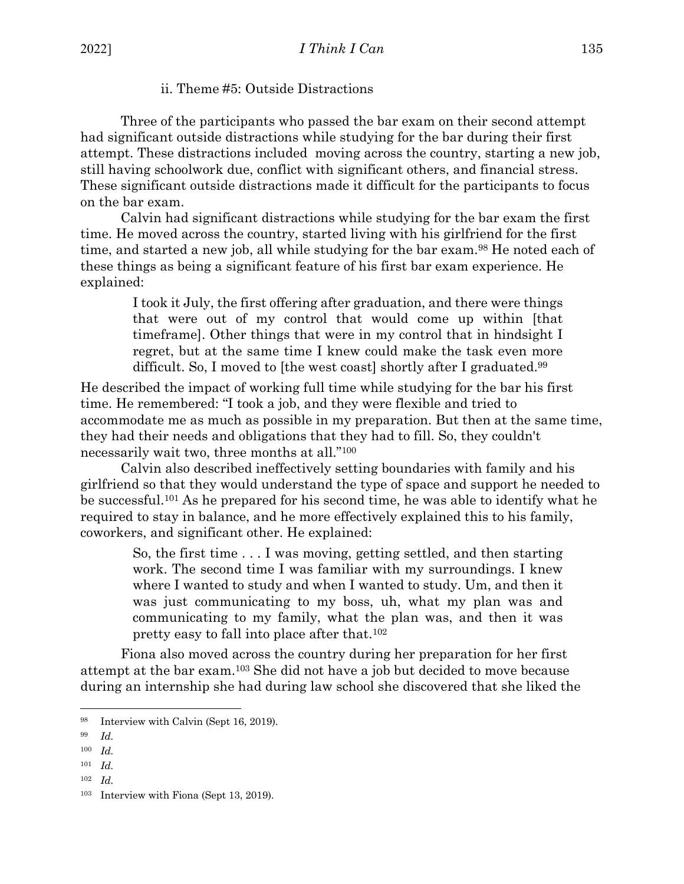ii. Theme #5: Outside Distractions

Three of the participants who passed the bar exam on their second attempt had significant outside distractions while studying for the bar during their first attempt. These distractions included moving across the country, starting a new job, still having schoolwork due, conflict with significant others, and financial stress. These significant outside distractions made it difficult for the participants to focus on the bar exam.

Calvin had significant distractions while studying for the bar exam the first time. He moved across the country, started living with his girlfriend for the first time, and started a new job, all while studying for the bar exam.[98] He noted each of these things as being a significant feature of his first bar exam experience. He explained:

> I took it July, the first offering after graduation, and there were things that were out of my control that would come up within [that timeframe]. Other things that were in my control that in hindsight I regret, but at the same time I knew could make the task even more difficult. So, I moved to [the west coast] shortly after I graduated.[99]

He described the impact of working full time while studying for the bar his first time. He remembered: "I took a job, and they were flexible and tried to accommodate me as much as possible in my preparation. But then at the same time, they had their needs and obligations that they had to fill. So, they couldn't necessarily wait two, three months at all."[100]

Calvin also described ineffectively setting boundaries with family and his girlfriend so that they would understand the type of space and support he needed to be successful.[101] As he prepared for his second time, he was able to identify what he required to stay in balance, and he more effectively explained this to his family, coworkers, and significant other. He explained:

> So, the first time . . . I was moving, getting settled, and then starting work. The second time I was familiar with my surroundings. I knew where I wanted to study and when I wanted to study. Um, and then it was just communicating to my boss, uh, what my plan was and communicating to my family, what the plan was, and then it was pretty easy to fall into place after that.[102]

Fiona also moved across the country during her preparation for her first attempt at the bar exam.[103] She did not have a job but decided to move because during an internship she had during law school she discovered that she liked the

---

[98] Interview with Calvin (Sept 16, 2019).

[99] *Id.*

[100] *Id.*

[101] *Id.*

[102] *Id.*

[103] Interview with Fiona (Sept 13, 2019).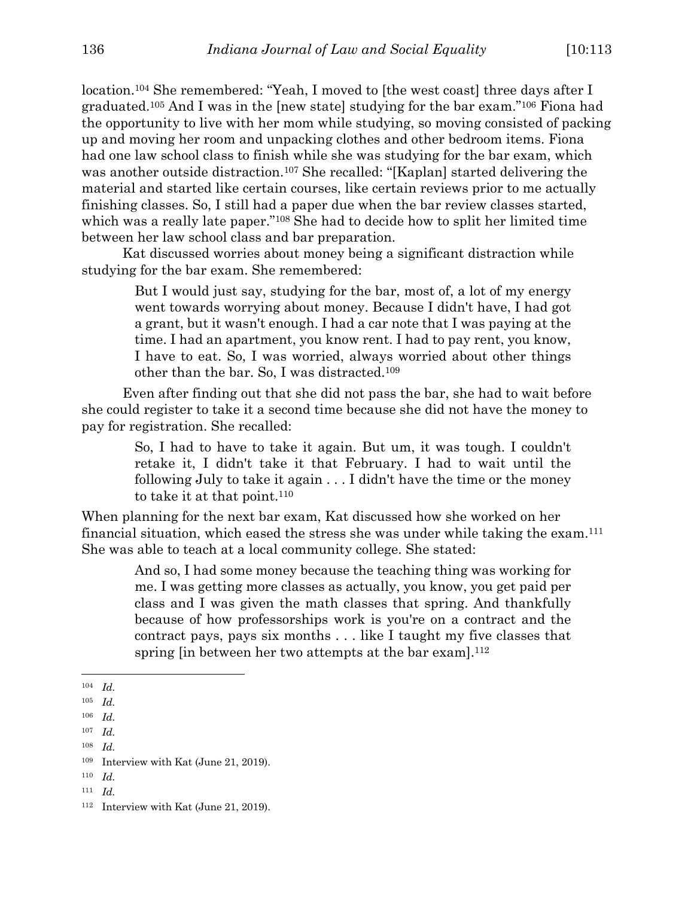location.[104] She remembered: "Yeah, I moved to [the west coast] three days after I graduated.[105] And I was in the [new state] studying for the bar exam."[106] Fiona had the opportunity to live with her mom while studying, so moving consisted of packing up and moving her room and unpacking clothes and other bedroom items. Fiona had one law school class to finish while she was studying for the bar exam, which was another outside distraction.[107] She recalled: "[Kaplan] started delivering the material and started like certain courses, like certain reviews prior to me actually finishing classes. So, I still had a paper due when the bar review classes started, which was a really late paper."[108] She had to decide how to split her limited time between her law school class and bar preparation.

Kat discussed worries about money being a significant distraction while studying for the bar exam. She remembered:

> But I would just say, studying for the bar, most of, a lot of my energy went towards worrying about money. Because I didn't have, I had got a grant, but it wasn't enough. I had a car note that I was paying at the time. I had an apartment, you know rent. I had to pay rent, you know, I have to eat. So, I was worried, always worried about other things other than the bar. So, I was distracted.[109]

Even after finding out that she did not pass the bar, she had to wait before she could register to take it a second time because she did not have the money to pay for registration. She recalled:

> So, I had to have to take it again. But um, it was tough. I couldn't retake it, I didn't take it that February. I had to wait until the following July to take it again . . . I didn't have the time or the money to take it at that point.[110]

When planning for the next bar exam, Kat discussed how she worked on her financial situation, which eased the stress she was under while taking the exam.[111] She was able to teach at a local community college. She stated:

> And so, I had some money because the teaching thing was working for me. I was getting more classes as actually, you know, you get paid per class and I was given the math classes that spring. And thankfully because of how professorships work is you're on a contract and the contract pays, pays six months . . . like I taught my five classes that spring [in between her two attempts at the bar exam].[112]

---

[104] *Id.*

[105] *Id.*

[106] *Id.*

[107] *Id.*

[108] *Id.*

[109] Interview with Kat (June 21, 2019).

[110] *Id.*

[111] *Id.*

[112] Interview with Kat (June 21, 2019).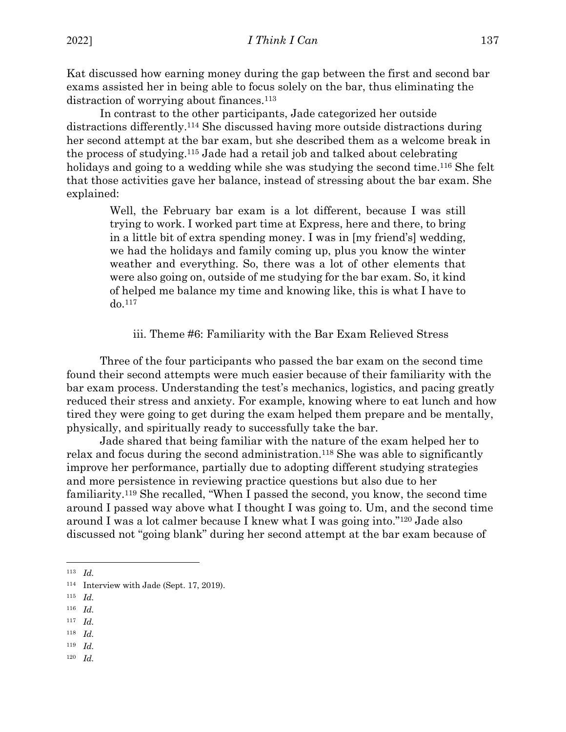Kat discussed how earning money during the gap between the first and second bar exams assisted her in being able to focus solely on the bar, thus eliminating the distraction of worrying about finances.[113]

In contrast to the other participants, Jade categorized her outside distractions differently.[114] She discussed having more outside distractions during her second attempt at the bar exam, but she described them as a welcome break in the process of studying.[115] Jade had a retail job and talked about celebrating holidays and going to a wedding while she was studying the second time.[116] She felt that those activities gave her balance, instead of stressing about the bar exam. She explained:

> Well, the February bar exam is a lot different, because I was still trying to work. I worked part time at Express, here and there, to bring in a little bit of extra spending money. I was in [my friend's] wedding, we had the holidays and family coming up, plus you know the winter weather and everything. So, there was a lot of other elements that were also going on, outside of me studying for the bar exam. So, it kind of helped me balance my time and knowing like, this is what I have to do.[117]

### iii. Theme #6: Familiarity with the Bar Exam Relieved Stress

Three of the four participants who passed the bar exam on the second time found their second attempts were much easier because of their familiarity with the bar exam process. Understanding the test's mechanics, logistics, and pacing greatly reduced their stress and anxiety. For example, knowing where to eat lunch and how tired they were going to get during the exam helped them prepare and be mentally, physically, and spiritually ready to successfully take the bar.

Jade shared that being familiar with the nature of the exam helped her to relax and focus during the second administration.[118] She was able to significantly improve her performance, partially due to adopting different studying strategies and more persistence in reviewing practice questions but also due to her familiarity.[119] She recalled, "When I passed the second, you know, the second time around I passed way above what I thought I was going to. Um, and the second time around I was a lot calmer because I knew what I was going into."[120] Jade also discussed not "going blank" during her second attempt at the bar exam because of

---

[113] *Id.*

[114] Interview with Jade (Sept. 17, 2019).

[115] *Id.*

[116] *Id.*

[117] *Id.*

[118] *Id.*

[119] *Id.*

[120] *Id.*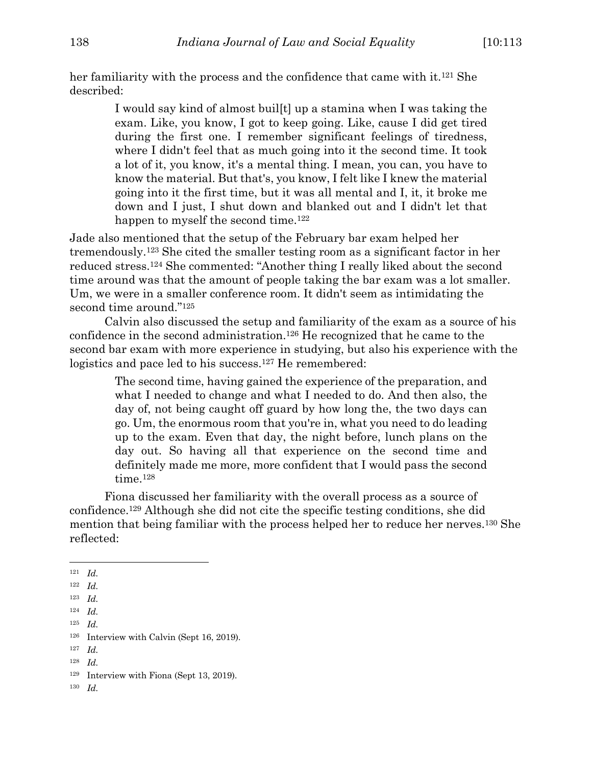her familiarity with the process and the confidence that came with it.[121] She described:

> I would say kind of almost buil[t] up a stamina when I was taking the exam. Like, you know, I got to keep going. Like, cause I did get tired during the first one. I remember significant feelings of tiredness, where I didn't feel that as much going into it the second time. It took a lot of it, you know, it's a mental thing. I mean, you can, you have to know the material. But that's, you know, I felt like I knew the material going into it the first time, but it was all mental and I, it, it broke me down and I just, I shut down and blanked out and I didn't let that happen to myself the second time.[122]

Jade also mentioned that the setup of the February bar exam helped her tremendously.[123] She cited the smaller testing room as a significant factor in her reduced stress.[124] She commented: "Another thing I really liked about the second time around was that the amount of people taking the bar exam was a lot smaller. Um, we were in a smaller conference room. It didn't seem as intimidating the second time around."[125]

Calvin also discussed the setup and familiarity of the exam as a source of his confidence in the second administration.[126] He recognized that he came to the second bar exam with more experience in studying, but also his experience with the logistics and pace led to his success.[127] He remembered:

> The second time, having gained the experience of the preparation, and what I needed to change and what I needed to do. And then also, the day of, not being caught off guard by how long the, the two days can go. Um, the enormous room that you're in, what you need to do leading up to the exam. Even that day, the night before, lunch plans on the day out. So having all that experience on the second time and definitely made me more, more confident that I would pass the second time.[128]

Fiona discussed her familiarity with the overall process as a source of confidence.[129] Although she did not cite the specific testing conditions, she did mention that being familiar with the process helped her to reduce her nerves.[130] She reflected:

---

[121] *Id.*

[122] *Id.*

[123] *Id.*

[124] *Id.*

[125] *Id.*

[126] Interview with Calvin (Sept 16, 2019).

[127] *Id.*

[128] *Id.*

[129] Interview with Fiona (Sept 13, 2019).

[130] *Id.*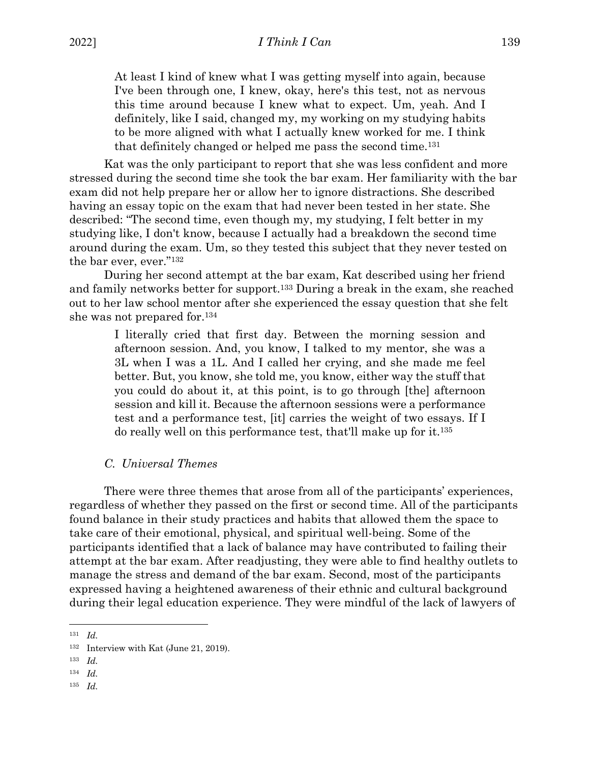> At least I kind of knew what I was getting myself into again, because I've been through one, I knew, okay, here's this test, not as nervous this time around because I knew what to expect. Um, yeah. And I definitely, like I said, changed my, my working on my studying habits to be more aligned with what I actually knew worked for me. I think that definitely changed or helped me pass the second time.[131]

Kat was the only participant to report that she was less confident and more stressed during the second time she took the bar exam. Her familiarity with the bar exam did not help prepare her or allow her to ignore distractions. She described having an essay topic on the exam that had never been tested in her state. She described: "The second time, even though my, my studying, I felt better in my studying like, I don't know, because I actually had a breakdown the second time around during the exam. Um, so they tested this subject that they never tested on the bar ever, ever."[132]

During her second attempt at the bar exam, Kat described using her friend and family networks better for support.[133] During a break in the exam, she reached out to her law school mentor after she experienced the essay question that she felt she was not prepared for.[134]

> I literally cried that first day. Between the morning session and afternoon session. And, you know, I talked to my mentor, she was a 3L when I was a 1L. And I called her crying, and she made me feel better. But, you know, she told me, you know, either way the stuff that you could do about it, at this point, is to go through [the] afternoon session and kill it. Because the afternoon sessions were a performance test and a performance test, [it] carries the weight of two essays. If I do really well on this performance test, that'll make up for it.[135]

### C. *Universal Themes*

There were three themes that arose from all of the participants' experiences, regardless of whether they passed on the first or second time. All of the participants found balance in their study practices and habits that allowed them the space to take care of their emotional, physical, and spiritual well-being. Some of the participants identified that a lack of balance may have contributed to failing their attempt at the bar exam. After readjusting, they were able to find healthy outlets to manage the stress and demand of the bar exam. Second, most of the participants expressed having a heightened awareness of their ethnic and cultural background during their legal education experience. They were mindful of the lack of lawyers of

---

[131] *Id.*

[132] Interview with Kat (June 21, 2019).

[133] *Id.*

[134] *Id.*

[135] *Id.*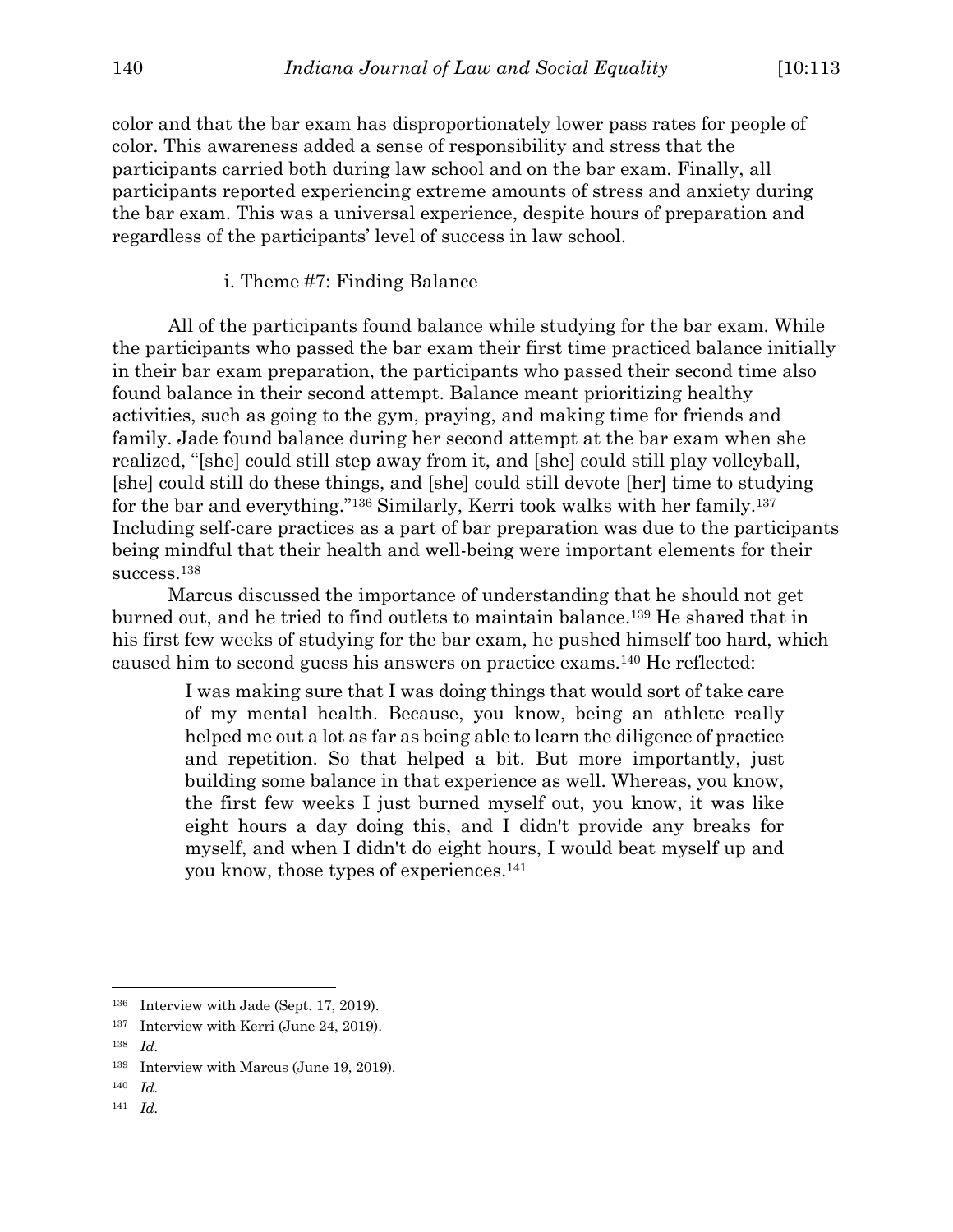color and that the bar exam has disproportionately lower pass rates for people of color. This awareness added a sense of responsibility and stress that the participants carried both during law school and on the bar exam. Finally, all participants reported experiencing extreme amounts of stress and anxiety during the bar exam. This was a universal experience, despite hours of preparation and regardless of the participants' level of success in law school.

#### i. Theme #7: Finding Balance

All of the participants found balance while studying for the bar exam. While the participants who passed the bar exam their first time practiced balance initially in their bar exam preparation, the participants who passed their second time also found balance in their second attempt. Balance meant prioritizing healthy activities, such as going to the gym, praying, and making time for friends and family. Jade found balance during her second attempt at the bar exam when she realized, "[she] could still step away from it, and [she] could still play volleyball, [she] could still do these things, and [she] could still devote [her] time to studying for the bar and everything."[136] Similarly, Kerri took walks with her family.[137] Including self-care practices as a part of bar preparation was due to the participants being mindful that their health and well-being were important elements for their success.[138]

Marcus discussed the importance of understanding that he should not get burned out, and he tried to find outlets to maintain balance.[139] He shared that in his first few weeks of studying for the bar exam, he pushed himself too hard, which caused him to second guess his answers on practice exams.[140] He reflected:

> I was making sure that I was doing things that would sort of take care of my mental health. Because, you know, being an athlete really helped me out a lot as far as being able to learn the diligence of practice and repetition. So that helped a bit. But more importantly, just building some balance in that experience as well. Whereas, you know, the first few weeks I just burned myself out, you know, it was like eight hours a day doing this, and I didn't provide any breaks for myself, and when I didn't do eight hours, I would beat myself up and you know, those types of experiences.[141]

---

[136] Interview with Jade (Sept. 17, 2019).

[137] Interview with Kerri (June 24, 2019).

[138] *Id.*

[139] Interview with Marcus (June 19, 2019).

[140] *Id.*

[141] *Id.*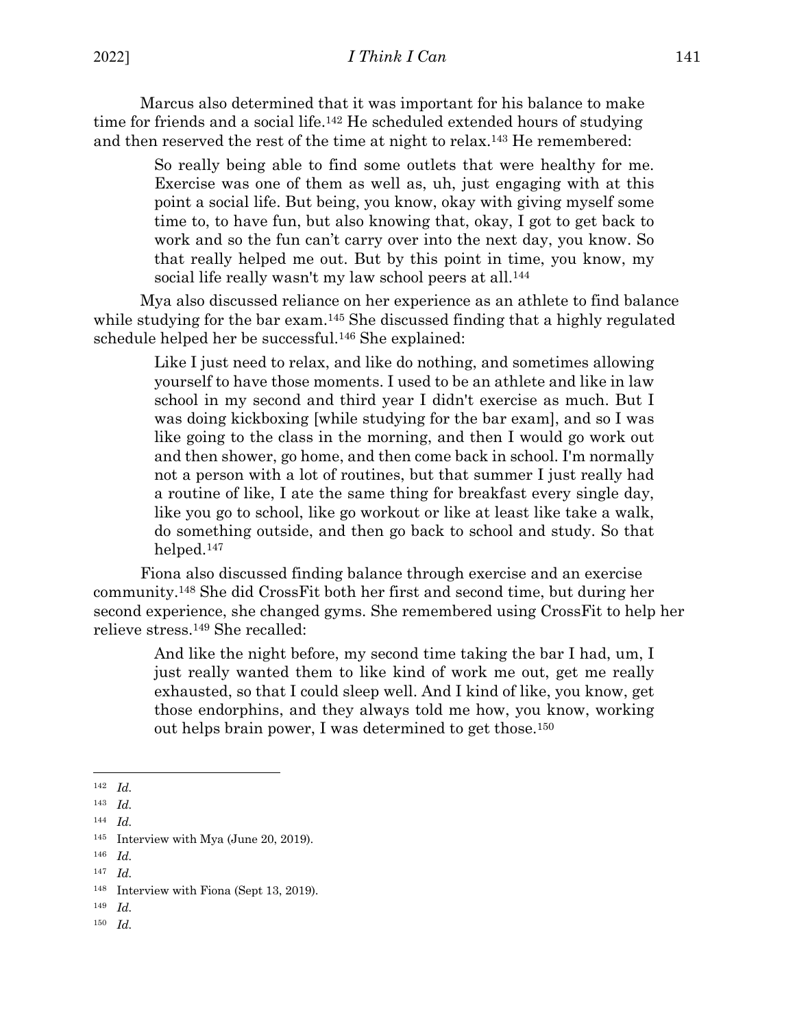Marcus also determined that it was important for his balance to make time for friends and a social life.[142] He scheduled extended hours of studying and then reserved the rest of the time at night to relax.[143] He remembered:

> So really being able to find some outlets that were healthy for me. Exercise was one of them as well as, uh, just engaging with at this point a social life. But being, you know, okay with giving myself some time to, to have fun, but also knowing that, okay, I got to get back to work and so the fun can't carry over into the next day, you know. So that really helped me out. But by this point in time, you know, my social life really wasn't my law school peers at all.[144]

Mya also discussed reliance on her experience as an athlete to find balance while studying for the bar exam.[145] She discussed finding that a highly regulated schedule helped her be successful.[146] She explained:

> Like I just need to relax, and like do nothing, and sometimes allowing yourself to have those moments. I used to be an athlete and like in law school in my second and third year I didn't exercise as much. But I was doing kickboxing [while studying for the bar exam], and so I was like going to the class in the morning, and then I would go work out and then shower, go home, and then come back in school. I'm normally not a person with a lot of routines, but that summer I just really had a routine of like, I ate the same thing for breakfast every single day, like you go to school, like go workout or like at least like take a walk, do something outside, and then go back to school and study. So that helped.[147]

Fiona also discussed finding balance through exercise and an exercise community.[148] She did CrossFit both her first and second time, but during her second experience, she changed gyms. She remembered using CrossFit to help her relieve stress.[149] She recalled:

> And like the night before, my second time taking the bar I had, um, I just really wanted them to like kind of work me out, get me really exhausted, so that I could sleep well. And I kind of like, you know, get those endorphins, and they always told me how, you know, working out helps brain power, I was determined to get those.[150]

---

[142] *Id.*

[143] *Id.*

[144] *Id.*

[145] Interview with Mya (June 20, 2019).

[146] *Id.*

[147] *Id.*

[148] Interview with Fiona (Sept 13, 2019).

[149] *Id.*

[150] *Id.*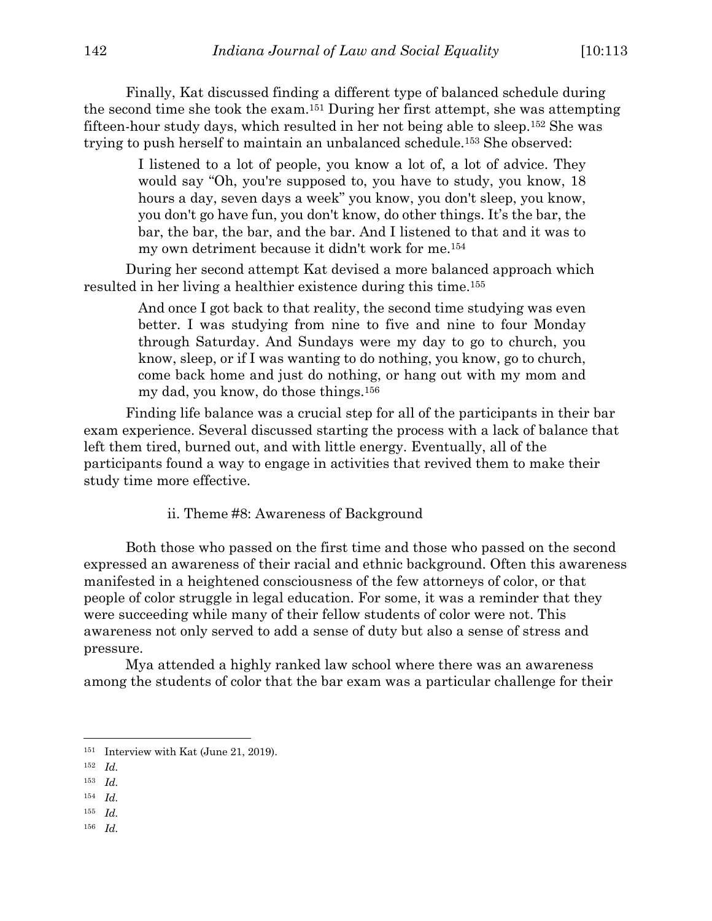Finally, Kat discussed finding a different type of balanced schedule during the second time she took the exam.[151] During her first attempt, she was attempting fifteen-hour study days, which resulted in her not being able to sleep.[152] She was trying to push herself to maintain an unbalanced schedule.[153] She observed:

> I listened to a lot of people, you know a lot of, a lot of advice. They would say "Oh, you're supposed to, you have to study, you know, 18 hours a day, seven days a week" you know, you don't sleep, you know, you don't go have fun, you don't know, do other things. It's the bar, the bar, the bar, the bar, and the bar. And I listened to that and it was to my own detriment because it didn't work for me.[154]

During her second attempt Kat devised a more balanced approach which resulted in her living a healthier existence during this time.[155]

> And once I got back to that reality, the second time studying was even better. I was studying from nine to five and nine to four Monday through Saturday. And Sundays were my day to go to church, you know, sleep, or if I was wanting to do nothing, you know, go to church, come back home and just do nothing, or hang out with my mom and my dad, you know, do those things.[156]

Finding life balance was a crucial step for all of the participants in their bar exam experience. Several discussed starting the process with a lack of balance that left them tired, burned out, and with little energy. Eventually, all of the participants found a way to engage in activities that revived them to make their study time more effective.

#### ii. Theme #8: Awareness of Background

Both those who passed on the first time and those who passed on the second expressed an awareness of their racial and ethnic background. Often this awareness manifested in a heightened consciousness of the few attorneys of color, or that people of color struggle in legal education. For some, it was a reminder that they were succeeding while many of their fellow students of color were not. This awareness not only served to add a sense of duty but also a sense of stress and pressure.

Mya attended a highly ranked law school where there was an awareness among the students of color that the bar exam was a particular challenge for their

---

[151] Interview with Kat (June 21, 2019).

[152] *Id.*

[153] *Id.*

[154] *Id.*

[155] *Id.*

[156] *Id.*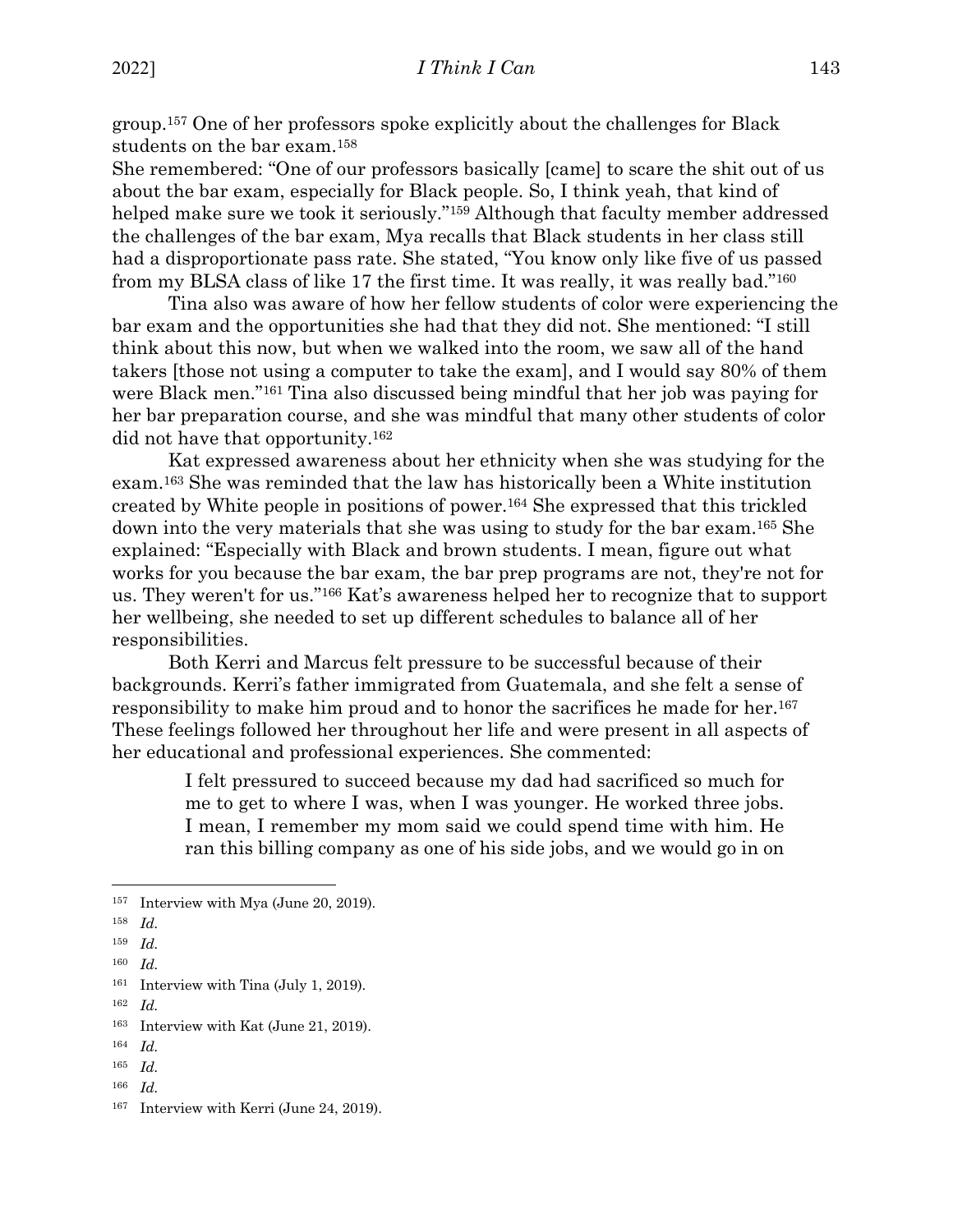group.[157] One of her professors spoke explicitly about the challenges for Black students on the bar exam.[158]

She remembered: "One of our professors basically [came] to scare the shit out of us about the bar exam, especially for Black people. So, I think yeah, that kind of helped make sure we took it seriously."[159] Although that faculty member addressed the challenges of the bar exam, Mya recalls that Black students in her class still had a disproportionate pass rate. She stated, "You know only like five of us passed from my BLSA class of like 17 the first time. It was really, it was really bad."[160]

Tina also was aware of how her fellow students of color were experiencing the bar exam and the opportunities she had that they did not. She mentioned: "I still think about this now, but when we walked into the room, we saw all of the hand takers [those not using a computer to take the exam], and I would say 80% of them were Black men."[161] Tina also discussed being mindful that her job was paying for her bar preparation course, and she was mindful that many other students of color did not have that opportunity.[162]

Kat expressed awareness about her ethnicity when she was studying for the exam.[163] She was reminded that the law has historically been a White institution created by White people in positions of power.[164] She expressed that this trickled down into the very materials that she was using to study for the bar exam.[165] She explained: "Especially with Black and brown students. I mean, figure out what works for you because the bar exam, the bar prep programs are not, they're not for us. They weren't for us."[166] Kat's awareness helped her to recognize that to support her wellbeing, she needed to set up different schedules to balance all of her responsibilities.

Both Kerri and Marcus felt pressure to be successful because of their backgrounds. Kerri's father immigrated from Guatemala, and she felt a sense of responsibility to make him proud and to honor the sacrifices he made for her.[167] These feelings followed her throughout her life and were present in all aspects of her educational and professional experiences. She commented:

> I felt pressured to succeed because my dad had sacrificed so much for me to get to where I was, when I was younger. He worked three jobs. I mean, I remember my mom said we could spend time with him. He ran this billing company as one of his side jobs, and we would go in on

---

[157] Interview with Mya (June 20, 2019).

[158] *Id.*

[159] *Id.*

[160] *Id.*

[161] Interview with Tina (July 1, 2019).

[162] *Id.*

[163] Interview with Kat (June 21, 2019).

[164] *Id.*

[165] *Id.*

[166] *Id.*

[167] Interview with Kerri (June 24, 2019).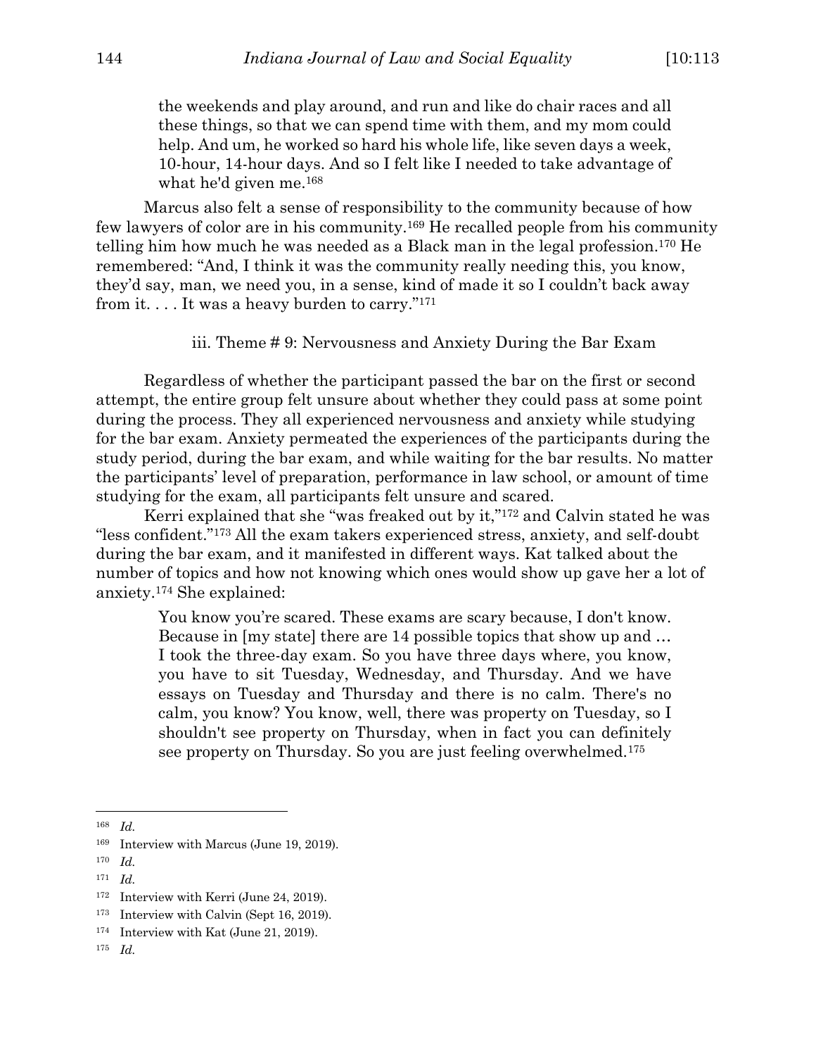> the weekends and play around, and run and like do chair races and all these things, so that we can spend time with them, and my mom could help. And um, he worked so hard his whole life, like seven days a week, 10-hour, 14-hour days. And so I felt like I needed to take advantage of what he'd given me.[168]

Marcus also felt a sense of responsibility to the community because of how few lawyers of color are in his community.[169] He recalled people from his community telling him how much he was needed as a Black man in the legal profession.[170] He remembered: "And, I think it was the community really needing this, you know, they'd say, man, we need you, in a sense, kind of made it so I couldn't back away from it. . . . It was a heavy burden to carry."[171]

#### iii. Theme # 9: Nervousness and Anxiety During the Bar Exam

Regardless of whether the participant passed the bar on the first or second attempt, the entire group felt unsure about whether they could pass at some point during the process. They all experienced nervousness and anxiety while studying for the bar exam. Anxiety permeated the experiences of the participants during the study period, during the bar exam, and while waiting for the bar results. No matter the participants' level of preparation, performance in law school, or amount of time studying for the exam, all participants felt unsure and scared.

Kerri explained that she "was freaked out by it,"[172] and Calvin stated he was "less confident."[173] All the exam takers experienced stress, anxiety, and self-doubt during the bar exam, and it manifested in different ways. Kat talked about the number of topics and how not knowing which ones would show up gave her a lot of anxiety.[174] She explained:

> You know you're scared. These exams are scary because, I don't know. Because in [my state] there are 14 possible topics that show up and … I took the three-day exam. So you have three days where, you know, you have to sit Tuesday, Wednesday, and Thursday. And we have essays on Tuesday and Thursday and there is no calm. There's no calm, you know? You know, well, there was property on Tuesday, so I shouldn't see property on Thursday, when in fact you can definitely see property on Thursday. So you are just feeling overwhelmed.[175]

---

[168] *Id.*

[169] Interview with Marcus (June 19, 2019).

[170] *Id.*

[171] *Id.*

[172] Interview with Kerri (June 24, 2019).

[173] Interview with Calvin (Sept 16, 2019).

[174] Interview with Kat (June 21, 2019).

[175] *Id.*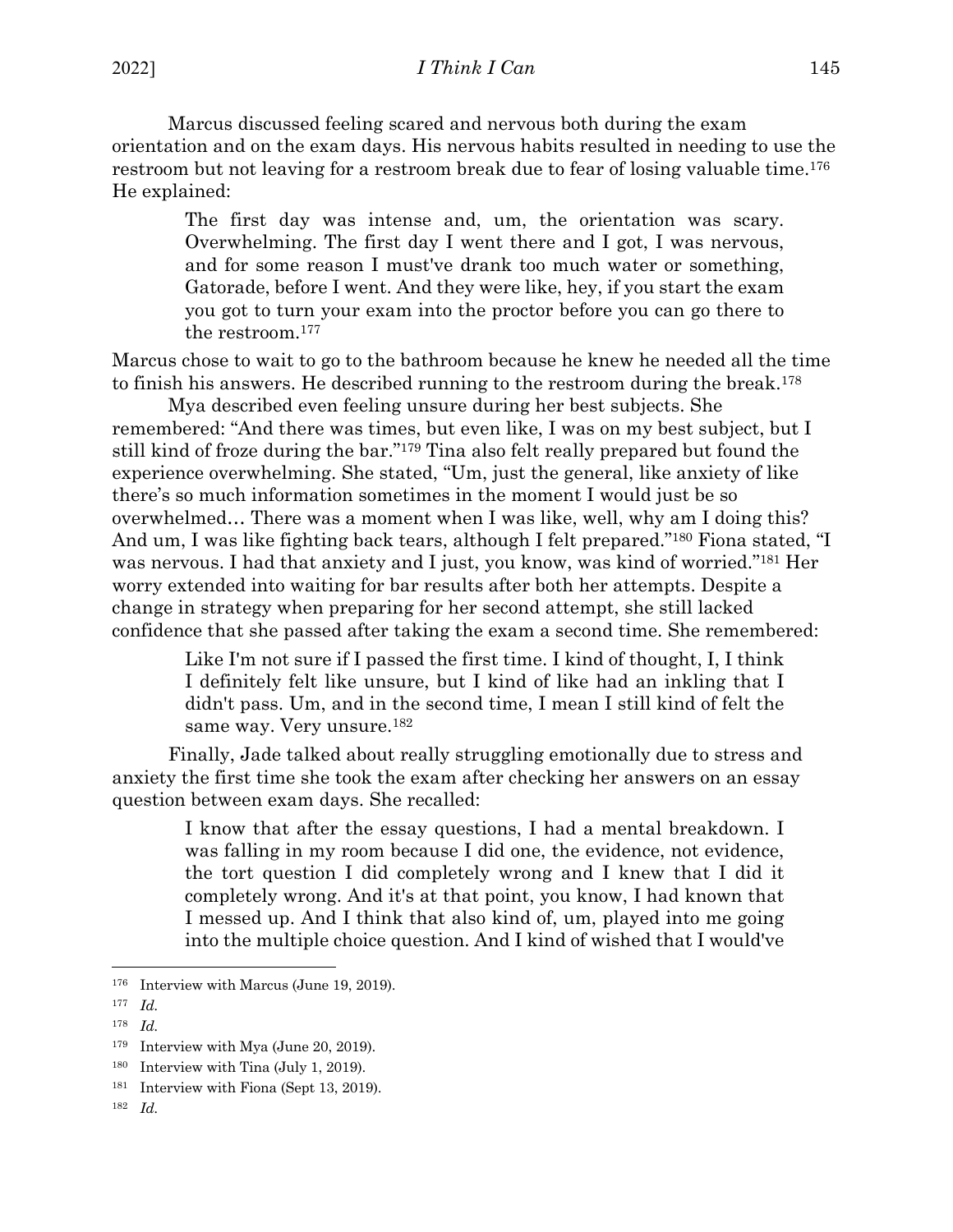Marcus discussed feeling scared and nervous both during the exam orientation and on the exam days. His nervous habits resulted in needing to use the restroom but not leaving for a restroom break due to fear of losing valuable time.[176] He explained:

> The first day was intense and, um, the orientation was scary. Overwhelming. The first day I went there and I got, I was nervous, and for some reason I must've drank too much water or something, Gatorade, before I went. And they were like, hey, if you start the exam you got to turn your exam into the proctor before you can go there to the restroom.[177]

Marcus chose to wait to go to the bathroom because he knew he needed all the time to finish his answers. He described running to the restroom during the break.[178]

Mya described even feeling unsure during her best subjects. She remembered: "And there was times, but even like, I was on my best subject, but I still kind of froze during the bar."[179] Tina also felt really prepared but found the experience overwhelming. She stated, "Um, just the general, like anxiety of like there's so much information sometimes in the moment I would just be so overwhelmed… There was a moment when I was like, well, why am I doing this? And um, I was like fighting back tears, although I felt prepared."[180] Fiona stated, "I was nervous. I had that anxiety and I just, you know, was kind of worried."[181] Her worry extended into waiting for bar results after both her attempts. Despite a change in strategy when preparing for her second attempt, she still lacked confidence that she passed after taking the exam a second time. She remembered:

> Like I'm not sure if I passed the first time. I kind of thought, I, I think I definitely felt like unsure, but I kind of like had an inkling that I didn't pass. Um, and in the second time, I mean I still kind of felt the same way. Very unsure.[182]

Finally, Jade talked about really struggling emotionally due to stress and anxiety the first time she took the exam after checking her answers on an essay question between exam days. She recalled:

> I know that after the essay questions, I had a mental breakdown. I was falling in my room because I did one, the evidence, not evidence, the tort question I did completely wrong and I knew that I did it completely wrong. And it's at that point, you know, I had known that I messed up. And I think that also kind of, um, played into me going into the multiple choice question. And I kind of wished that I would've

---

[176] Interview with Marcus (June 19, 2019).

[177] *Id.*

[178] *Id.*

[179] Interview with Mya (June 20, 2019).

[180] Interview with Tina (July 1, 2019).

[181] Interview with Fiona (Sept 13, 2019).

[182] *Id.*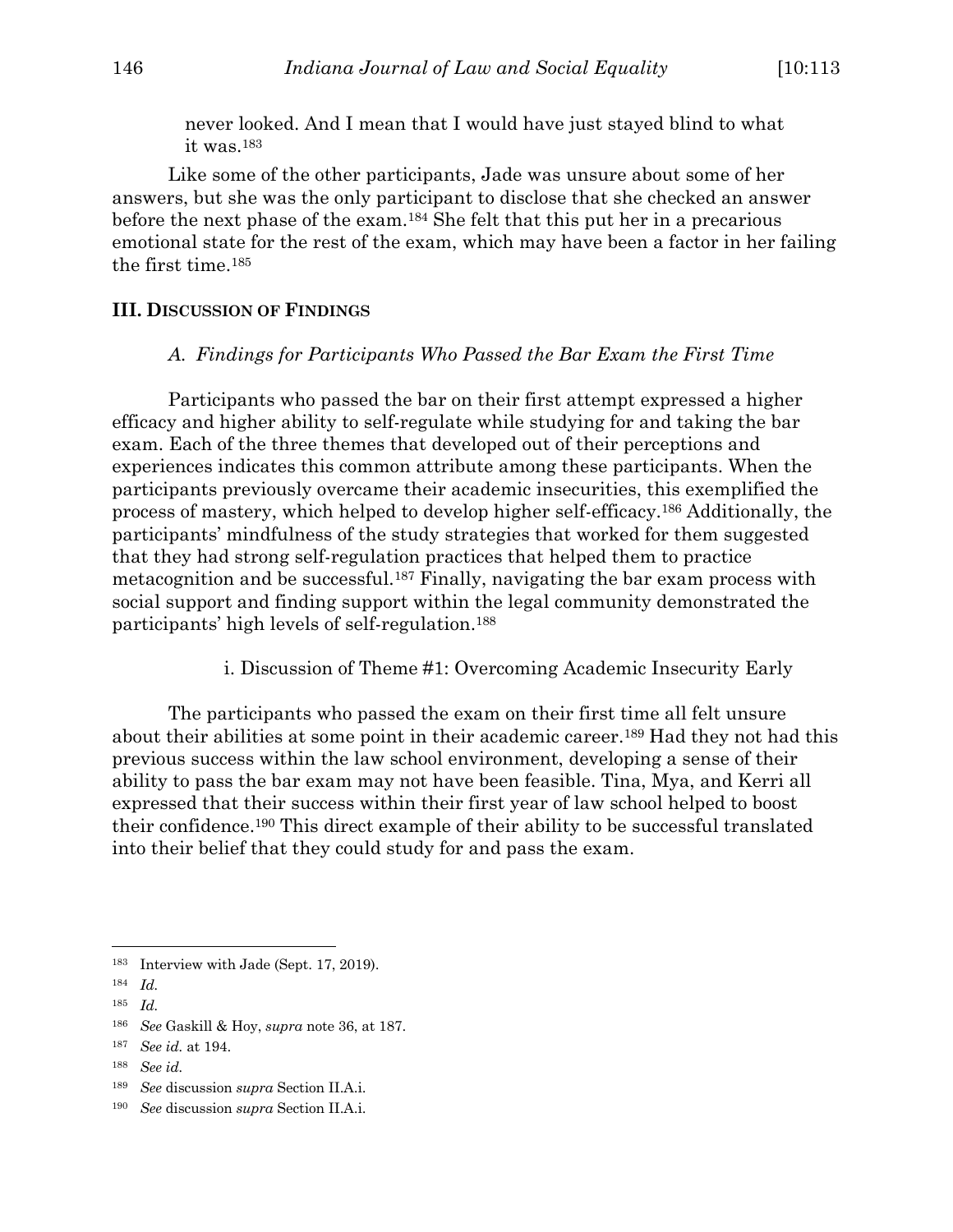> never looked. And I mean that I would have just stayed blind to what it was.[183]

Like some of the other participants, Jade was unsure about some of her answers, but she was the only participant to disclose that she checked an answer before the next phase of the exam.[184] She felt that this put her in a precarious emotional state for the rest of the exam, which may have been a factor in her failing the first time.[185]

## III. Discussion of Findings

### *A. Findings for Participants Who Passed the Bar Exam the First Time*

Participants who passed the bar on their first attempt expressed a higher efficacy and higher ability to self-regulate while studying for and taking the bar exam. Each of the three themes that developed out of their perceptions and experiences indicates this common attribute among these participants. When the participants previously overcame their academic insecurities, this exemplified the process of mastery, which helped to develop higher self-efficacy.[186] Additionally, the participants' mindfulness of the study strategies that worked for them suggested that they had strong self-regulation practices that helped them to practice metacognition and be successful.[187] Finally, navigating the bar exam process with social support and finding support within the legal community demonstrated the participants' high levels of self-regulation.[188]

#### i. Discussion of Theme #1: Overcoming Academic Insecurity Early

The participants who passed the exam on their first time all felt unsure about their abilities at some point in their academic career.[189] Had they not had this previous success within the law school environment, developing a sense of their ability to pass the bar exam may not have been feasible. Tina, Mya, and Kerri all expressed that their success within their first year of law school helped to boost their confidence.[190] This direct example of their ability to be successful translated into their belief that they could study for and pass the exam.

---

[183] Interview with Jade (Sept. 17, 2019).

[184] *Id.*

[185] *Id.*

[186] *See* Gaskill & Hoy, *supra* note 36, at 187.

[187] *See id.* at 194.

[188] *See id.*

[189] *See* discussion *supra* Section II.A.i.

[190] *See* discussion *supra* Section II.A.i.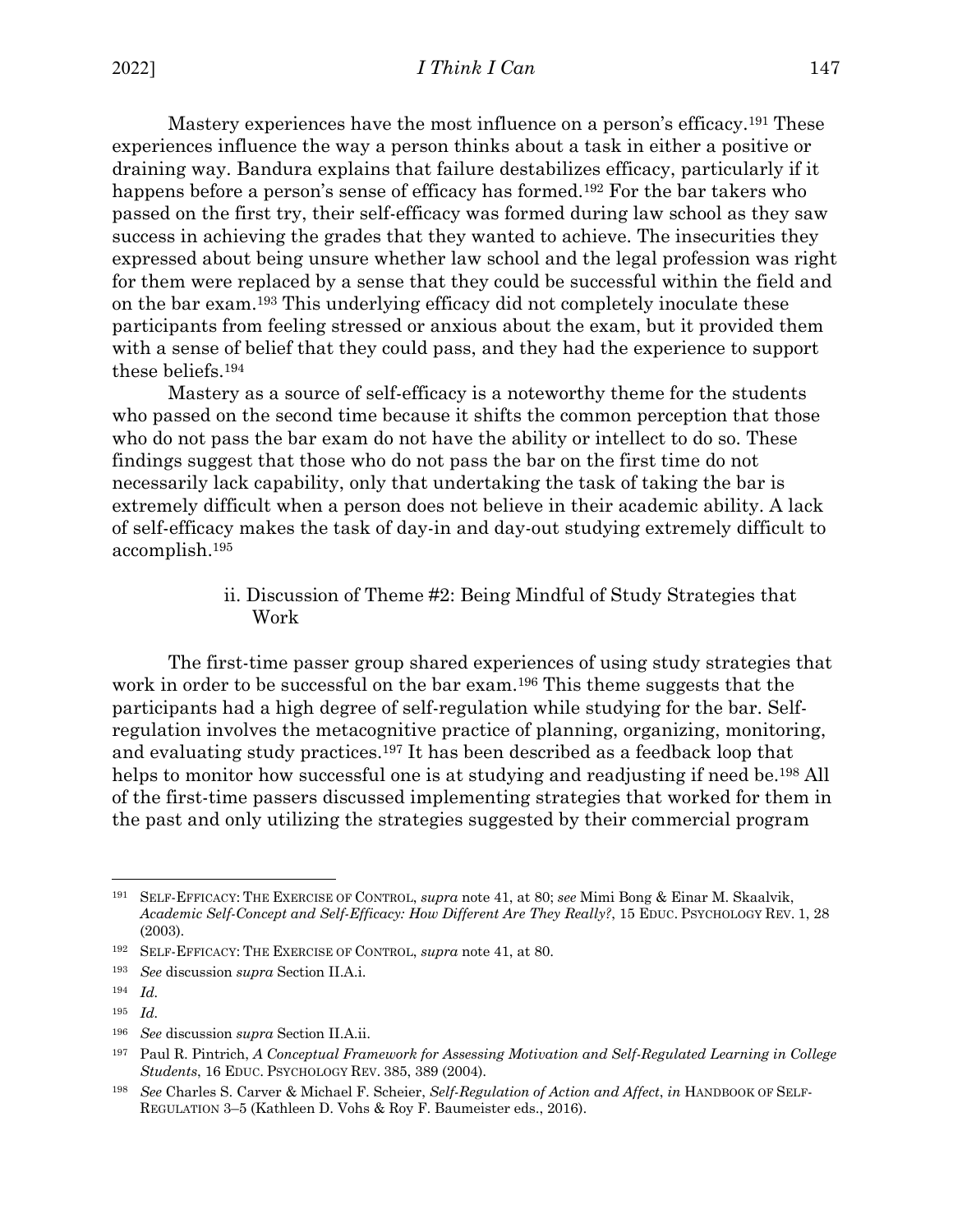Mastery experiences have the most influence on a person's efficacy.[191] These experiences influence the way a person thinks about a task in either a positive or draining way. Bandura explains that failure destabilizes efficacy, particularly if it happens before a person's sense of efficacy has formed.[192] For the bar takers who passed on the first try, their self-efficacy was formed during law school as they saw success in achieving the grades that they wanted to achieve. The insecurities they expressed about being unsure whether law school and the legal profession was right for them were replaced by a sense that they could be successful within the field and on the bar exam.[193] This underlying efficacy did not completely inoculate these participants from feeling stressed or anxious about the exam, but it provided them with a sense of belief that they could pass, and they had the experience to support these beliefs.[194]

Mastery as a source of self-efficacy is a noteworthy theme for the students who passed on the second time because it shifts the common perception that those who do not pass the bar exam do not have the ability or intellect to do so. These findings suggest that those who do not pass the bar on the first time do not necessarily lack capability, only that undertaking the task of taking the bar is extremely difficult when a person does not believe in their academic ability. A lack of self-efficacy makes the task of day-in and day-out studying extremely difficult to accomplish.[195]

#### ii. Discussion of Theme #2: Being Mindful of Study Strategies that Work

The first-time passer group shared experiences of using study strategies that work in order to be successful on the bar exam.[196] This theme suggests that the participants had a high degree of self-regulation while studying for the bar. Self-regulation involves the metacognitive practice of planning, organizing, monitoring, and evaluating study practices.[197] It has been described as a feedback loop that helps to monitor how successful one is at studying and readjusting if need be.[198] All of the first-time passers discussed implementing strategies that worked for them in the past and only utilizing the strategies suggested by their commercial program

---

[191] SELF-EFFICACY: THE EXERCISE OF CONTROL, *supra* note 41, at 80; *see* Mimi Bong & Einar M. Skaalvik, *Academic Self-Concept and Self-Efficacy: How Different Are They Really?*, 15 EDUC. PSYCHOLOGY REV. 1, 28 (2003).

[192] SELF-EFFICACY: THE EXERCISE OF CONTROL, *supra* note 41, at 80.

[193] *See* discussion *supra* Section II.A.i.

[194] *Id.*

[195] *Id.*

[196] *See* discussion *supra* Section II.A.ii.

[197] Paul R. Pintrich, *A Conceptual Framework for Assessing Motivation and Self-Regulated Learning in College Students*, 16 EDUC. PSYCHOLOGY REV. 385, 389 (2004).

[198] *See* Charles S. Carver & Michael F. Scheier, *Self-Regulation of Action and Affect*, *in* HANDBOOK OF SELF-REGULATION 3–5 (Kathleen D. Vohs & Roy F. Baumeister eds., 2016).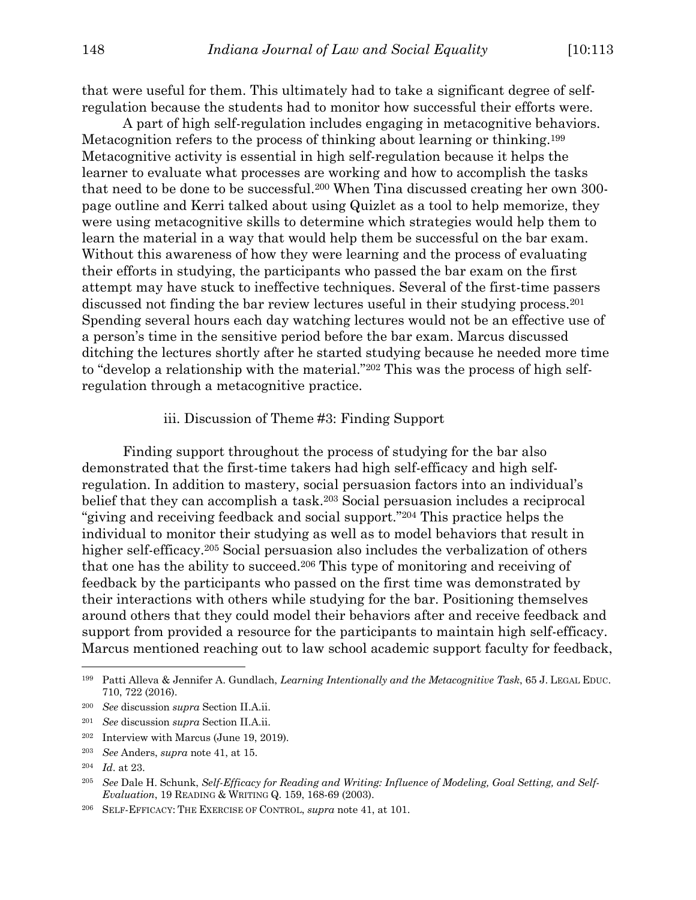that were useful for them. This ultimately had to take a significant degree of self-regulation because the students had to monitor how successful their efforts were.

A part of high self-regulation includes engaging in metacognitive behaviors. Metacognition refers to the process of thinking about learning or thinking.[199] Metacognitive activity is essential in high self-regulation because it helps the learner to evaluate what processes are working and how to accomplish the tasks that need to be done to be successful.[200] When Tina discussed creating her own 300-page outline and Kerri talked about using Quizlet as a tool to help memorize, they were using metacognitive skills to determine which strategies would help them to learn the material in a way that would help them be successful on the bar exam. Without this awareness of how they were learning and the process of evaluating their efforts in studying, the participants who passed the bar exam on the first attempt may have stuck to ineffective techniques. Several of the first-time passers discussed not finding the bar review lectures useful in their studying process.[201] Spending several hours each day watching lectures would not be an effective use of a person's time in the sensitive period before the bar exam. Marcus discussed ditching the lectures shortly after he started studying because he needed more time to "develop a relationship with the material."[202] This was the process of high self-regulation through a metacognitive practice.

### iii. Discussion of Theme #3: Finding Support

Finding support throughout the process of studying for the bar also demonstrated that the first-time takers had high self-efficacy and high self-regulation. In addition to mastery, social persuasion factors into an individual's belief that they can accomplish a task.[203] Social persuasion includes a reciprocal "giving and receiving feedback and social support."[204] This practice helps the individual to monitor their studying as well as to model behaviors that result in higher self-efficacy.[205] Social persuasion also includes the verbalization of others that one has the ability to succeed.[206] This type of monitoring and receiving of feedback by the participants who passed on the first time was demonstrated by their interactions with others while studying for the bar. Positioning themselves around others that they could model their behaviors after and receive feedback and support from provided a resource for the participants to maintain high self-efficacy. Marcus mentioned reaching out to law school academic support faculty for feedback,

---

[199] Patti Alleva & Jennifer A. Gundlach, *Learning Intentionally and the Metacognitive Task*, 65 J. LEGAL EDUC. 710, 722 (2016).

[200] *See* discussion *supra* Section II.A.ii.

[201] *See* discussion *supra* Section II.A.ii.

[202] Interview with Marcus (June 19, 2019).

[203] *See* Anders, *supra* note 41, at 15.

[204] *Id*. at 23.

[205] *See* Dale H. Schunk, *Self-Efficacy for Reading and Writing: Influence of Modeling, Goal Setting, and Self-Evaluation*, 19 READING & WRITING Q. 159, 168-69 (2003).

[206] SELF-EFFICACY: THE EXERCISE OF CONTROL, *supra* note 41, at 101.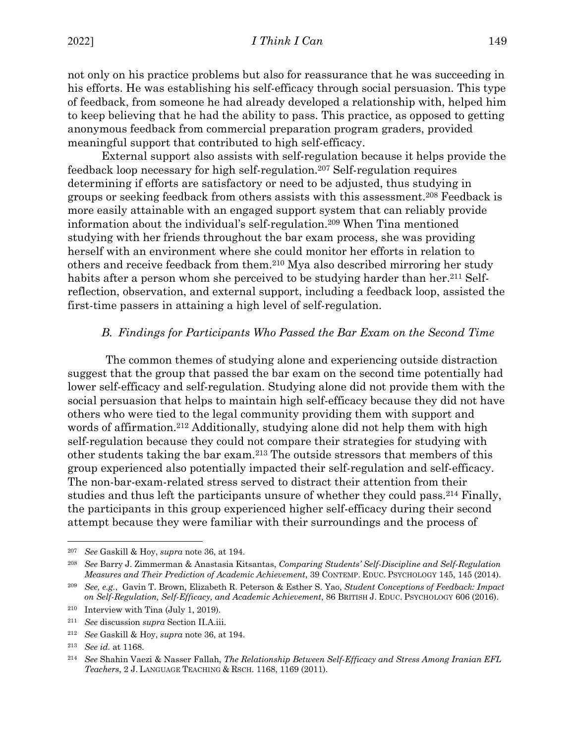not only on his practice problems but also for reassurance that he was succeeding in his efforts. He was establishing his self-efficacy through social persuasion. This type of feedback, from someone he had already developed a relationship with, helped him to keep believing that he had the ability to pass. This practice, as opposed to getting anonymous feedback from commercial preparation program graders, provided meaningful support that contributed to high self-efficacy.

External support also assists with self-regulation because it helps provide the feedback loop necessary for high self-regulation.[207] Self-regulation requires determining if efforts are satisfactory or need to be adjusted, thus studying in groups or seeking feedback from others assists with this assessment.[208] Feedback is more easily attainable with an engaged support system that can reliably provide information about the individual's self-regulation.[209] When Tina mentioned studying with her friends throughout the bar exam process, she was providing herself with an environment where she could monitor her efforts in relation to others and receive feedback from them.[210] Mya also described mirroring her study habits after a person whom she perceived to be studying harder than her.[211] Self-reflection, observation, and external support, including a feedback loop, assisted the first-time passers in attaining a high level of self-regulation.

### *B. Findings for Participants Who Passed the Bar Exam on the Second Time*

The common themes of studying alone and experiencing outside distraction suggest that the group that passed the bar exam on the second time potentially had lower self-efficacy and self-regulation. Studying alone did not provide them with the social persuasion that helps to maintain high self-efficacy because they did not have others who were tied to the legal community providing them with support and words of affirmation.[212] Additionally, studying alone did not help them with high self-regulation because they could not compare their strategies for studying with other students taking the bar exam.[213] The outside stressors that members of this group experienced also potentially impacted their self-regulation and self-efficacy. The non-bar-exam-related stress served to distract their attention from their studies and thus left the participants unsure of whether they could pass.[214] Finally, the participants in this group experienced higher self-efficacy during their second attempt because they were familiar with their surroundings and the process of

---

[207] *See* Gaskill & Hoy, *supra* note 36, at 194.

[208] *See* Barry J. Zimmerman & Anastasia Kitsantas, *Comparing Students' Self-Discipline and Self-Regulation Measures and Their Prediction of Academic Achievement*, 39 CONTEMP. EDUC. PSYCHOLOGY 145, 145 (2014).

[209] *See, e.g.*, Gavin T. Brown, Elizabeth R. Peterson & Esther S. Yao, *Student Conceptions of Feedback: Impact on Self-Regulation, Self-Efficacy, and Academic Achievement*, 86 BRITISH J. EDUC. PSYCHOLOGY 606 (2016).

[210] Interview with Tina (July 1, 2019).

[211] *See* discussion *supra* Section II.A.iii.

[212] *See* Gaskill & Hoy, *supra* note 36, at 194.

[213] *See id.* at 1168.

[214] *See* Shahin Vaezi & Nasser Fallah, *The Relationship Between Self-Efficacy and Stress Among Iranian EFL Teachers*, 2 J. LANGUAGE TEACHING & RSCH. 1168, 1169 (2011).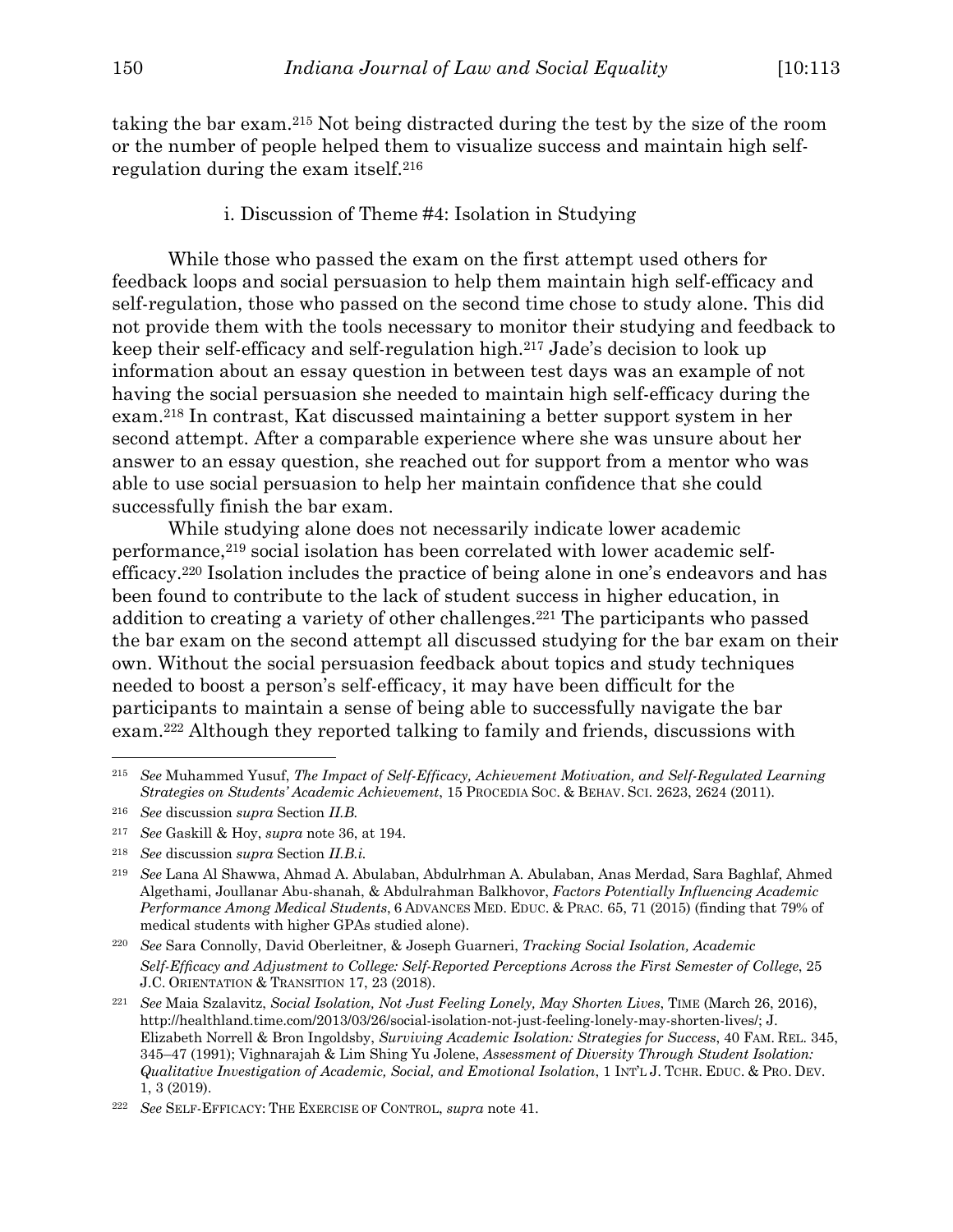taking the bar exam.[215] Not being distracted during the test by the size of the room or the number of people helped them to visualize success and maintain high self-regulation during the exam itself.[216]

#### i. Discussion of Theme #4: Isolation in Studying

While those who passed the exam on the first attempt used others for feedback loops and social persuasion to help them maintain high self-efficacy and self-regulation, those who passed on the second time chose to study alone. This did not provide them with the tools necessary to monitor their studying and feedback to keep their self-efficacy and self-regulation high.[217] Jade's decision to look up information about an essay question in between test days was an example of not having the social persuasion she needed to maintain high self-efficacy during the exam.[218] In contrast, Kat discussed maintaining a better support system in her second attempt. After a comparable experience where she was unsure about her answer to an essay question, she reached out for support from a mentor who was able to use social persuasion to help her maintain confidence that she could successfully finish the bar exam.

While studying alone does not necessarily indicate lower academic performance,[219] social isolation has been correlated with lower academic self-efficacy.[220] Isolation includes the practice of being alone in one's endeavors and has been found to contribute to the lack of student success in higher education, in addition to creating a variety of other challenges.[221] The participants who passed the bar exam on the second attempt all discussed studying for the bar exam on their own. Without the social persuasion feedback about topics and study techniques needed to boost a person's self-efficacy, it may have been difficult for the participants to maintain a sense of being able to successfully navigate the bar exam.[222] Although they reported talking to family and friends, discussions with

---

[215] *See* Muhammed Yusuf, *The Impact of Self-Efficacy, Achievement Motivation, and Self-Regulated Learning Strategies on Students' Academic Achievement*, 15 PROCEDIA SOC. & BEHAV. SCI. 2623, 2624 (2011).

[216] *See* discussion *supra* Section *II.B.*

[217] *See* Gaskill & Hoy, *supra* note 36, at 194.

[218] *See* discussion *supra* Section *II.B.i.*

[219] *See* Lana Al Shawwa, Ahmad A. Abulaban, Abdulrhman A. Abulaban, Anas Merdad, Sara Baghlaf, Ahmed Algethami, Joullanar Abu-shanah, & Abdulrahman Balkhovor, *Factors Potentially Influencing Academic Performance Among Medical Students*, 6 ADVANCES MED. EDUC. & PRAC. 65, 71 (2015) (finding that 79% of medical students with higher GPAs studied alone).

[220] *See* Sara Connolly, David Oberleitner, & Joseph Guarneri, *Tracking Social Isolation, Academic Self-Efficacy and Adjustment to College: Self-Reported Perceptions Across the First Semester of College*, 25 J.C. ORIENTATION & TRANSITION 17, 23 (2018).

[221] *See* Maia Szalavitz, *Social Isolation, Not Just Feeling Lonely, May Shorten Lives*, TIME (March 26, 2016), http://healthland.time.com/2013/03/26/social-isolation-not-just-feeling-lonely-may-shorten-lives/; J. Elizabeth Norrell & Bron Ingoldsby, *Surviving Academic Isolation: Strategies for Success*, 40 FAM. REL. 345, 345–47 (1991); Vighnarajah & Lim Shing Yu Jolene, *Assessment of Diversity Through Student Isolation: Qualitative Investigation of Academic, Social, and Emotional Isolation*, 1 INT'L J. TCHR. EDUC. & PRO. DEV. 1, 3 (2019).

[222] *See* SELF-EFFICACY: THE EXERCISE OF CONTROL, *supra* note 41.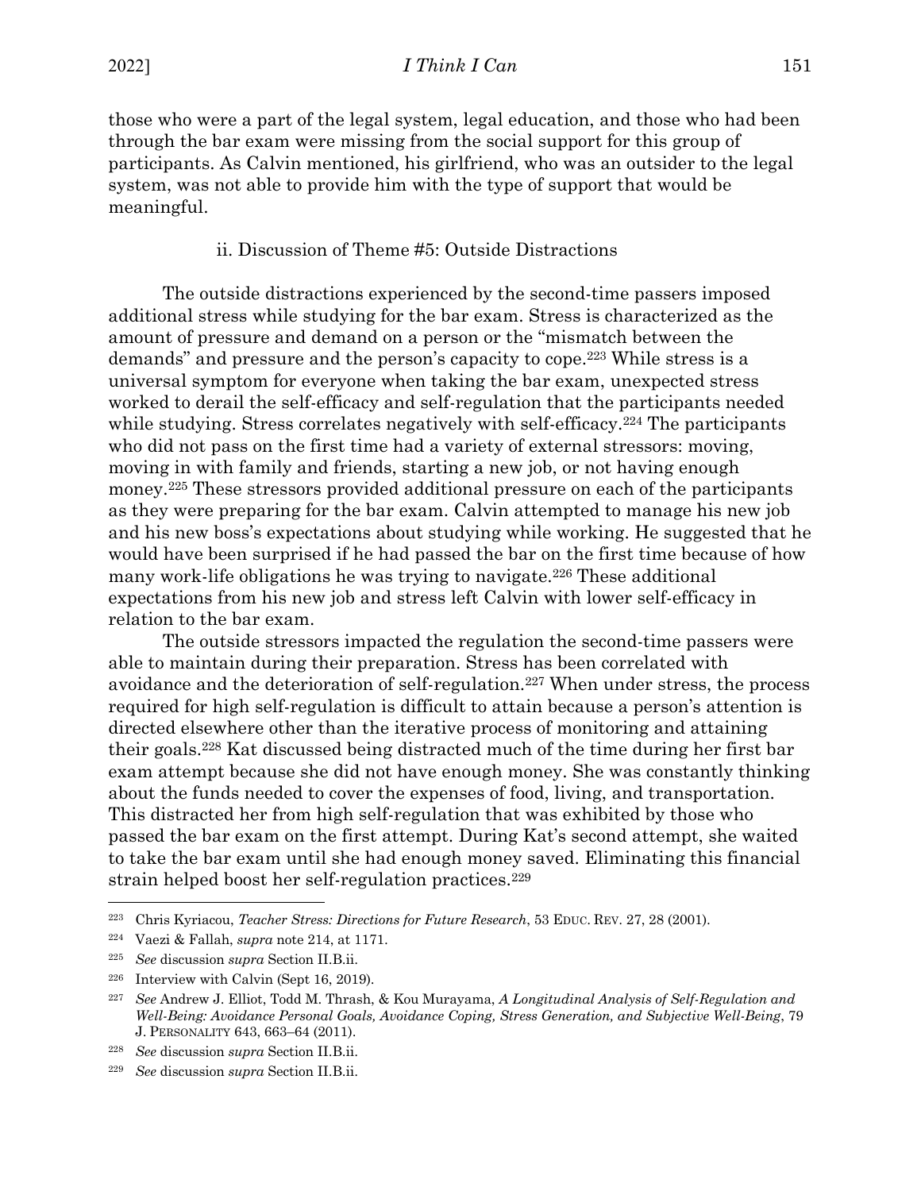those who were a part of the legal system, legal education, and those who had been through the bar exam were missing from the social support for this group of participants. As Calvin mentioned, his girlfriend, who was an outsider to the legal system, was not able to provide him with the type of support that would be meaningful.

### ii. Discussion of Theme #5: Outside Distractions

The outside distractions experienced by the second-time passers imposed additional stress while studying for the bar exam. Stress is characterized as the amount of pressure and demand on a person or the "mismatch between the demands" and pressure and the person's capacity to cope.[223] While stress is a universal symptom for everyone when taking the bar exam, unexpected stress worked to derail the self-efficacy and self-regulation that the participants needed while studying. Stress correlates negatively with self-efficacy.[224] The participants who did not pass on the first time had a variety of external stressors: moving, moving in with family and friends, starting a new job, or not having enough money.[225] These stressors provided additional pressure on each of the participants as they were preparing for the bar exam. Calvin attempted to manage his new job and his new boss's expectations about studying while working. He suggested that he would have been surprised if he had passed the bar on the first time because of how many work-life obligations he was trying to navigate.[226] These additional expectations from his new job and stress left Calvin with lower self-efficacy in relation to the bar exam.

The outside stressors impacted the regulation the second-time passers were able to maintain during their preparation. Stress has been correlated with avoidance and the deterioration of self-regulation.[227] When under stress, the process required for high self-regulation is difficult to attain because a person's attention is directed elsewhere other than the iterative process of monitoring and attaining their goals.[228] Kat discussed being distracted much of the time during her first bar exam attempt because she did not have enough money. She was constantly thinking about the funds needed to cover the expenses of food, living, and transportation. This distracted her from high self-regulation that was exhibited by those who passed the bar exam on the first attempt. During Kat's second attempt, she waited to take the bar exam until she had enough money saved. Eliminating this financial strain helped boost her self-regulation practices.[229]

---

[223] Chris Kyriacou, *Teacher Stress: Directions for Future Research*, 53 EDUC. REV. 27, 28 (2001).

[224] Vaezi & Fallah, *supra* note 214, at 1171.

[225] *See* discussion *supra* Section II.B.ii.

[226] Interview with Calvin (Sept 16, 2019).

[227] *See* Andrew J. Elliot, Todd M. Thrash, & Kou Murayama, *A Longitudinal Analysis of Self-Regulation and Well-Being: Avoidance Personal Goals, Avoidance Coping, Stress Generation, and Subjective Well-Being*, 79 J. PERSONALITY 643, 663–64 (2011).

[228] *See* discussion *supra* Section II.B.ii.

[229] *See* discussion *supra* Section II.B.ii.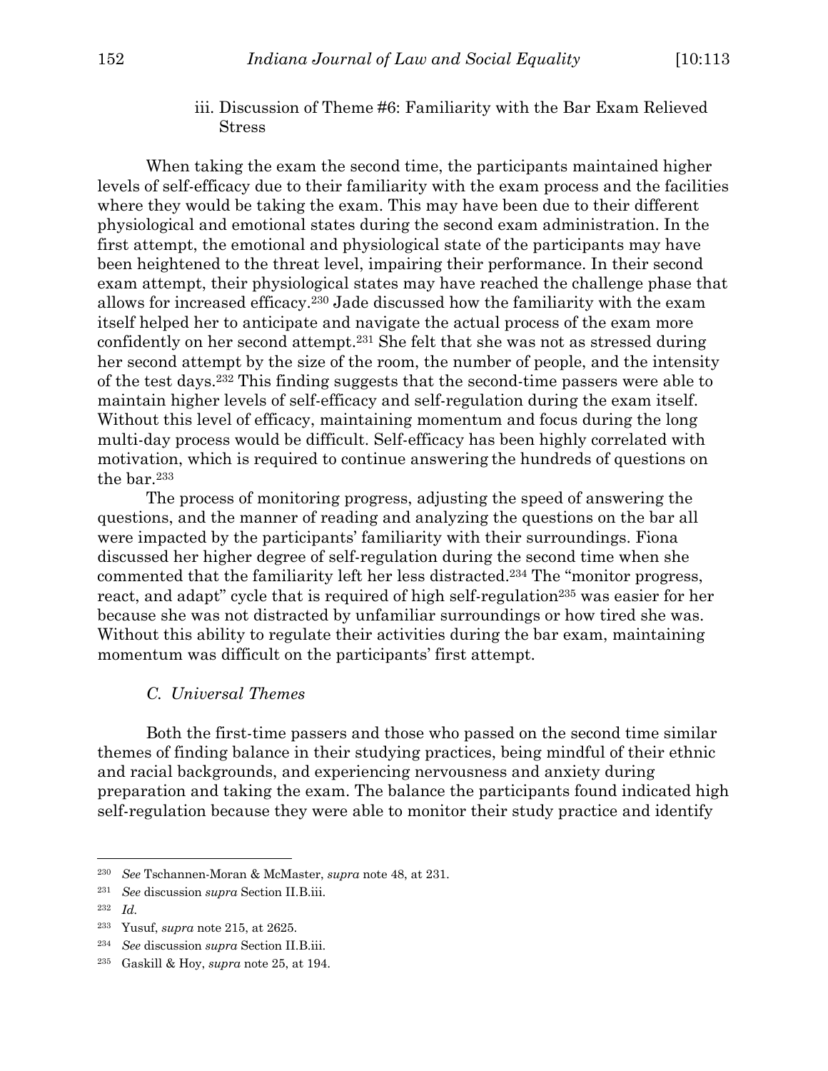### iii. Discussion of Theme #6: Familiarity with the Bar Exam Relieved Stress

When taking the exam the second time, the participants maintained higher levels of self-efficacy due to their familiarity with the exam process and the facilities where they would be taking the exam. This may have been due to their different physiological and emotional states during the second exam administration. In the first attempt, the emotional and physiological state of the participants may have been heightened to the threat level, impairing their performance. In their second exam attempt, their physiological states may have reached the challenge phase that allows for increased efficacy.[230] Jade discussed how the familiarity with the exam itself helped her to anticipate and navigate the actual process of the exam more confidently on her second attempt.[231] She felt that she was not as stressed during her second attempt by the size of the room, the number of people, and the intensity of the test days.[232] This finding suggests that the second-time passers were able to maintain higher levels of self-efficacy and self-regulation during the exam itself. Without this level of efficacy, maintaining momentum and focus during the long multi-day process would be difficult. Self-efficacy has been highly correlated with motivation, which is required to continue answering the hundreds of questions on the bar.[233]

The process of monitoring progress, adjusting the speed of answering the questions, and the manner of reading and analyzing the questions on the bar all were impacted by the participants' familiarity with their surroundings. Fiona discussed her higher degree of self-regulation during the second time when she commented that the familiarity left her less distracted.[234] The "monitor progress, react, and adapt" cycle that is required of high self-regulation[235] was easier for her because she was not distracted by unfamiliar surroundings or how tired she was. Without this ability to regulate their activities during the bar exam, maintaining momentum was difficult on the participants' first attempt.

## *C. Universal Themes*

Both the first-time passers and those who passed on the second time similar themes of finding balance in their studying practices, being mindful of their ethnic and racial backgrounds, and experiencing nervousness and anxiety during preparation and taking the exam. The balance the participants found indicated high self-regulation because they were able to monitor their study practice and identify

---

[230] *See* Tschannen-Moran & McMaster, *supra* note 48, at 231.

[231] *See* discussion *supra* Section II.B.iii.

[232] *Id.*

[233] Yusuf, *supra* note 215, at 2625.

[234] *See* discussion *supra* Section II.B.iii.

[235] Gaskill & Hoy, *supra* note 25, at 194.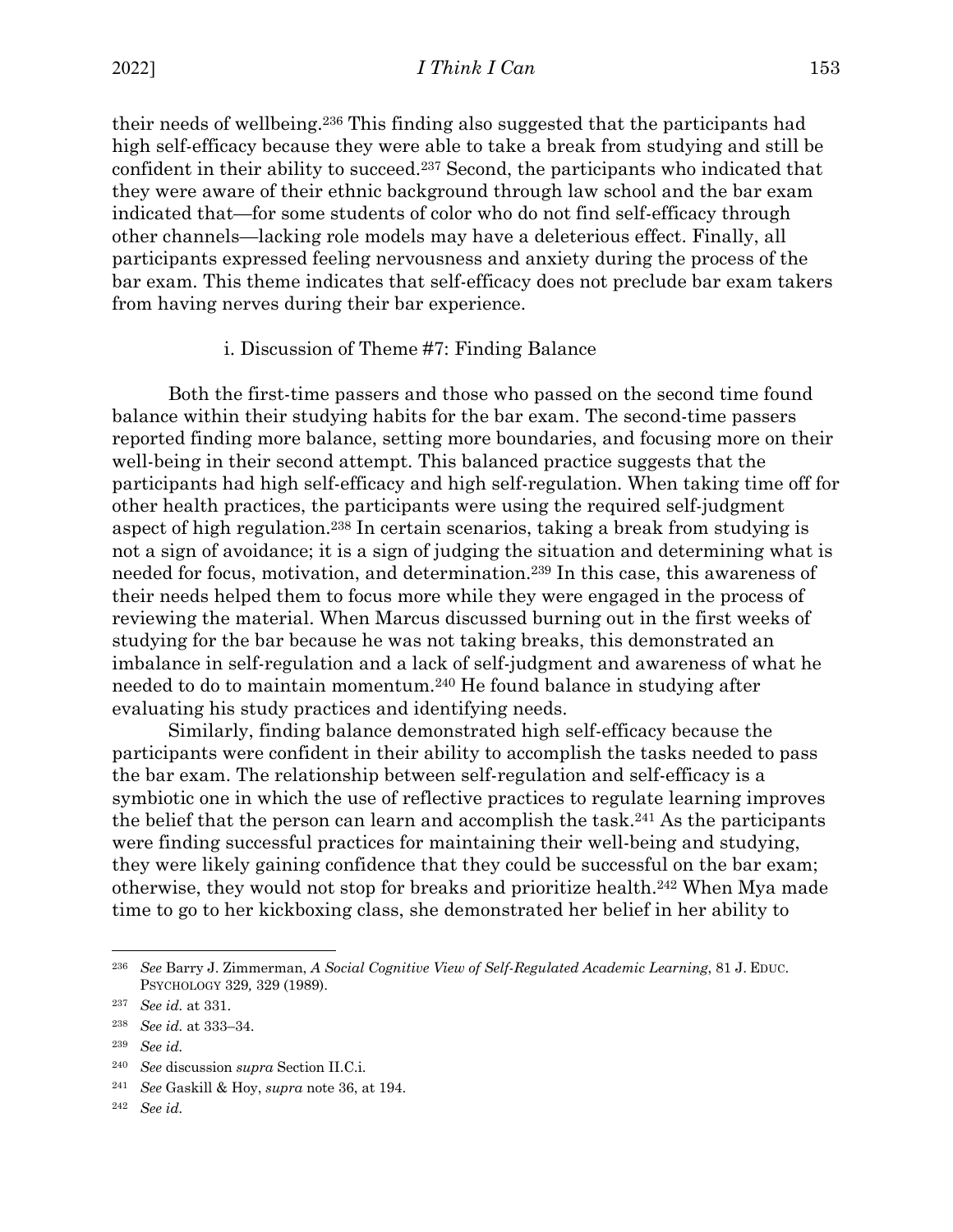their needs of wellbeing.[236] This finding also suggested that the participants had high self-efficacy because they were able to take a break from studying and still be confident in their ability to succeed.[237] Second, the participants who indicated that they were aware of their ethnic background through law school and the bar exam indicated that—for some students of color who do not find self-efficacy through other channels—lacking role models may have a deleterious effect. Finally, all participants expressed feeling nervousness and anxiety during the process of the bar exam. This theme indicates that self-efficacy does not preclude bar exam takers from having nerves during their bar experience.

#### i. Discussion of Theme #7: Finding Balance

Both the first-time passers and those who passed on the second time found balance within their studying habits for the bar exam. The second-time passers reported finding more balance, setting more boundaries, and focusing more on their well-being in their second attempt. This balanced practice suggests that the participants had high self-efficacy and high self-regulation. When taking time off for other health practices, the participants were using the required self-judgment aspect of high regulation.[238] In certain scenarios, taking a break from studying is not a sign of avoidance; it is a sign of judging the situation and determining what is needed for focus, motivation, and determination.[239] In this case, this awareness of their needs helped them to focus more while they were engaged in the process of reviewing the material. When Marcus discussed burning out in the first weeks of studying for the bar because he was not taking breaks, this demonstrated an imbalance in self-regulation and a lack of self-judgment and awareness of what he needed to do to maintain momentum.[240] He found balance in studying after evaluating his study practices and identifying needs.

Similarly, finding balance demonstrated high self-efficacy because the participants were confident in their ability to accomplish the tasks needed to pass the bar exam. The relationship between self-regulation and self-efficacy is a symbiotic one in which the use of reflective practices to regulate learning improves the belief that the person can learn and accomplish the task.[241] As the participants were finding successful practices for maintaining their well-being and studying, they were likely gaining confidence that they could be successful on the bar exam; otherwise, they would not stop for breaks and prioritize health.[242] When Mya made time to go to her kickboxing class, she demonstrated her belief in her ability to

---

[236] *See* Barry J. Zimmerman, *A Social Cognitive View of Self-Regulated Academic Learning*, 81 J. EDUC. PSYCHOLOGY 329, 329 (1989).

[237] *See id.* at 331.

[238] *See id.* at 333–34.

[239] *See id.*

[240] *See* discussion *supra* Section II.C.i.

[241] *See* Gaskill & Hoy, *supra* note 36, at 194.

[242] *See id.*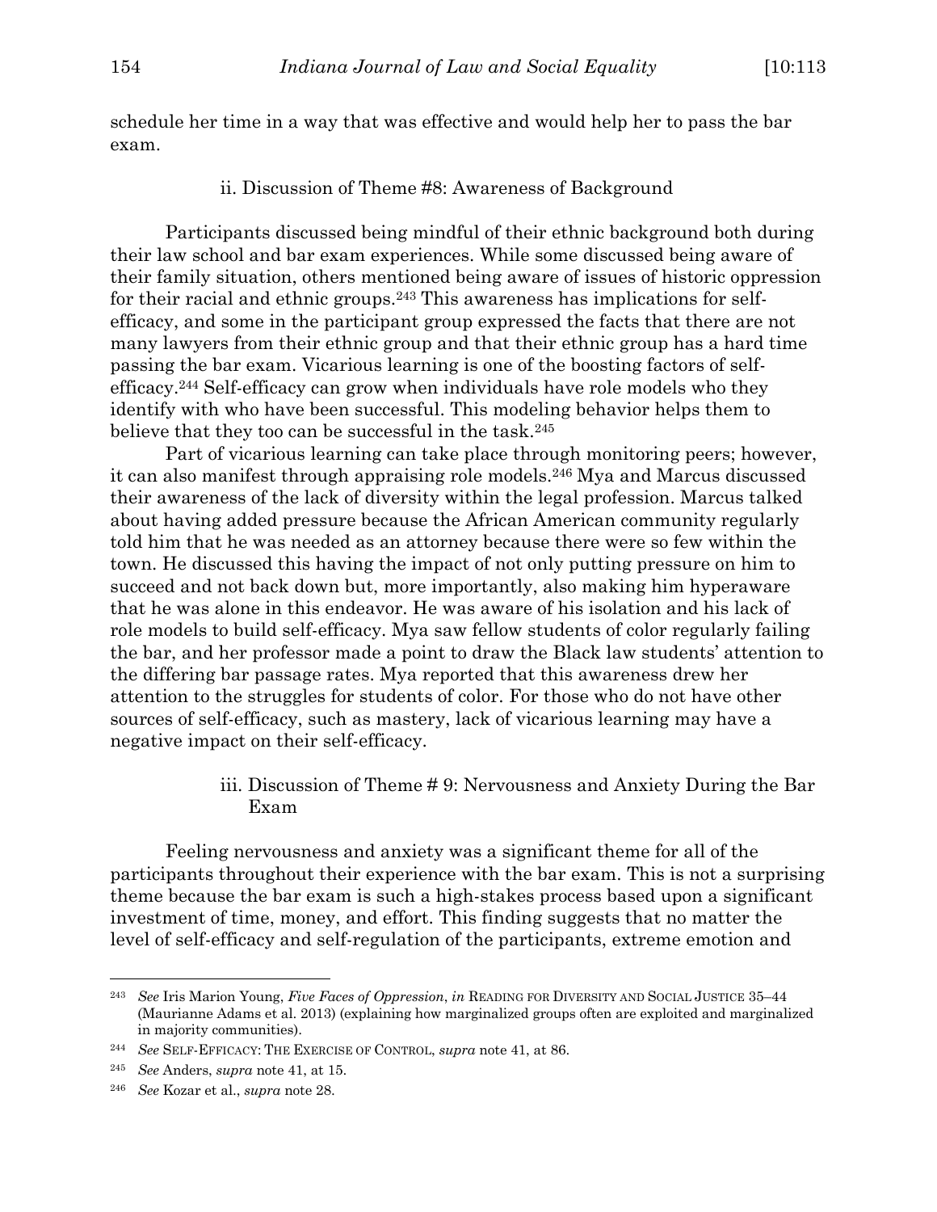schedule her time in a way that was effective and would help her to pass the bar exam.

#### ii. Discussion of Theme #8: Awareness of Background

Participants discussed being mindful of their ethnic background both during their law school and bar exam experiences. While some discussed being aware of their family situation, others mentioned being aware of issues of historic oppression for their racial and ethnic groups.[243] This awareness has implications for self-efficacy, and some in the participant group expressed the facts that there are not many lawyers from their ethnic group and that their ethnic group has a hard time passing the bar exam. Vicarious learning is one of the boosting factors of self-efficacy.[244] Self-efficacy can grow when individuals have role models who they identify with who have been successful. This modeling behavior helps them to believe that they too can be successful in the task.[245]

Part of vicarious learning can take place through monitoring peers; however, it can also manifest through appraising role models.[246] Mya and Marcus discussed their awareness of the lack of diversity within the legal profession. Marcus talked about having added pressure because the African American community regularly told him that he was needed as an attorney because there were so few within the town. He discussed this having the impact of not only putting pressure on him to succeed and not back down but, more importantly, also making him hyperaware that he was alone in this endeavor. He was aware of his isolation and his lack of role models to build self-efficacy. Mya saw fellow students of color regularly failing the bar, and her professor made a point to draw the Black law students' attention to the differing bar passage rates. Mya reported that this awareness drew her attention to the struggles for students of color. For those who do not have other sources of self-efficacy, such as mastery, lack of vicarious learning may have a negative impact on their self-efficacy.

#### iii. Discussion of Theme # 9: Nervousness and Anxiety During the Bar Exam

Feeling nervousness and anxiety was a significant theme for all of the participants throughout their experience with the bar exam. This is not a surprising theme because the bar exam is such a high-stakes process based upon a significant investment of time, money, and effort. This finding suggests that no matter the level of self-efficacy and self-regulation of the participants, extreme emotion and

---

[243] *See* Iris Marion Young, *Five Faces of Oppression*, *in* READING FOR DIVERSITY AND SOCIAL JUSTICE 35–44 (Maurianne Adams et al. 2013) (explaining how marginalized groups often are exploited and marginalized in majority communities).

[244] *See* SELF-EFFICACY: THE EXERCISE OF CONTROL, *supra* note 41, at 86.

[245] *See* Anders, *supra* note 41, at 15.

[246] *See* Kozar et al., *supra* note 28.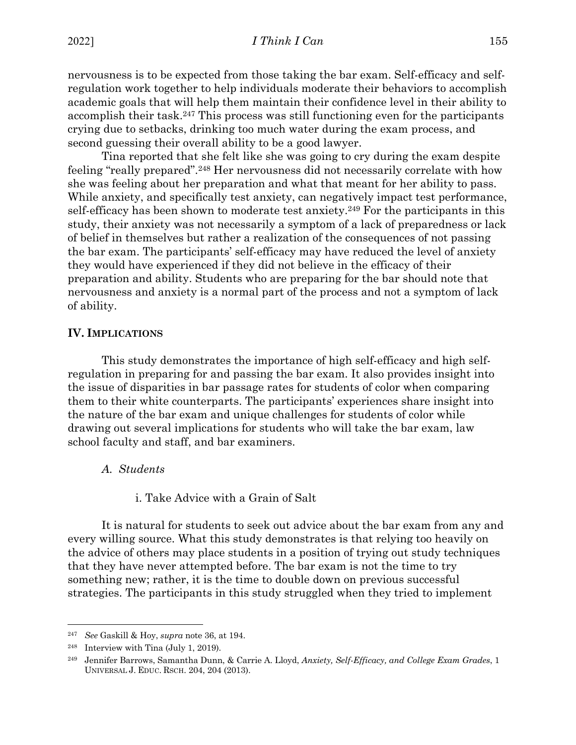nervousness is to be expected from those taking the bar exam. Self-efficacy and self-regulation work together to help individuals moderate their behaviors to accomplish academic goals that will help them maintain their confidence level in their ability to accomplish their task.[247] This process was still functioning even for the participants crying due to setbacks, drinking too much water during the exam process, and second guessing their overall ability to be a good lawyer.

Tina reported that she felt like she was going to cry during the exam despite feeling "really prepared".[248] Her nervousness did not necessarily correlate with how she was feeling about her preparation and what that meant for her ability to pass. While anxiety, and specifically test anxiety, can negatively impact test performance, self-efficacy has been shown to moderate test anxiety.[249] For the participants in this study, their anxiety was not necessarily a symptom of a lack of preparedness or lack of belief in themselves but rather a realization of the consequences of not passing the bar exam. The participants' self-efficacy may have reduced the level of anxiety they would have experienced if they did not believe in the efficacy of their preparation and ability. Students who are preparing for the bar should note that nervousness and anxiety is a normal part of the process and not a symptom of lack of ability.

## IV. Implications

This study demonstrates the importance of high self-efficacy and high self-regulation in preparing for and passing the bar exam. It also provides insight into the issue of disparities in bar passage rates for students of color when comparing them to their white counterparts. The participants' experiences share insight into the nature of the bar exam and unique challenges for students of color while drawing out several implications for students who will take the bar exam, law school faculty and staff, and bar examiners.

### A. *Students*

#### i. Take Advice with a Grain of Salt

It is natural for students to seek out advice about the bar exam from any and every willing source. What this study demonstrates is that relying too heavily on the advice of others may place students in a position of trying out study techniques that they have never attempted before. The bar exam is not the time to try something new; rather, it is the time to double down on previous successful strategies. The participants in this study struggled when they tried to implement

---

[247] *See* Gaskill & Hoy, *supra* note 36, at 194.

[248] Interview with Tina (July 1, 2019).

[249] Jennifer Barrows, Samantha Dunn, & Carrie A. Lloyd, *Anxiety, Self-Efficacy, and College Exam Grades*, 1 Universal J. Educ. Rsch. 204, 204 (2013).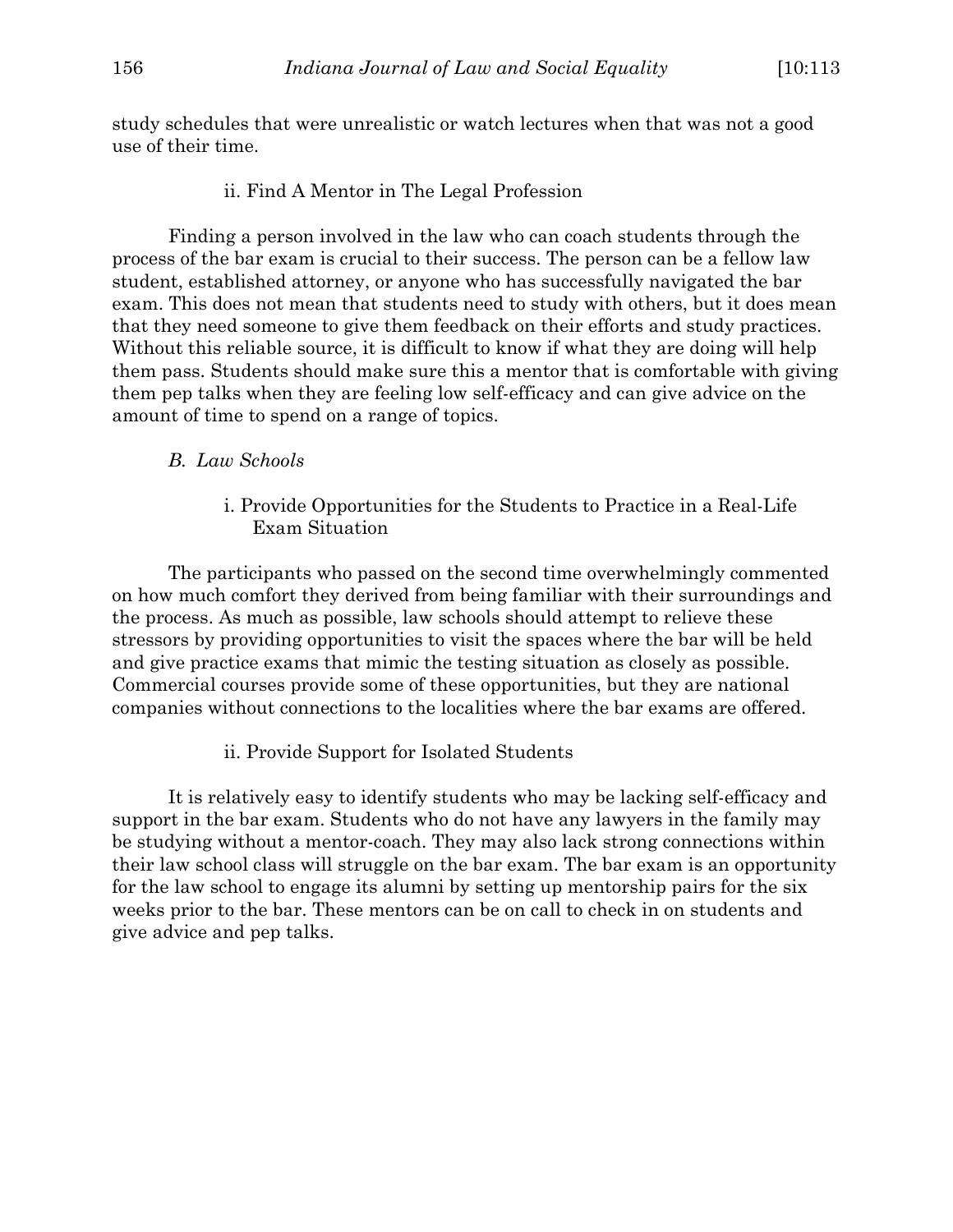study schedules that were unrealistic or watch lectures when that was not a good use of their time.

#### ii. Find A Mentor in The Legal Profession

Finding a person involved in the law who can coach students through the process of the bar exam is crucial to their success. The person can be a fellow law student, established attorney, or anyone who has successfully navigated the bar exam. This does not mean that students need to study with others, but it does mean that they need someone to give them feedback on their efforts and study practices. Without this reliable source, it is difficult to know if what they are doing will help them pass. Students should make sure this a mentor that is comfortable with giving them pep talks when they are feeling low self-efficacy and can give advice on the amount of time to spend on a range of topics.

### *B. Law Schools*

#### i. Provide Opportunities for the Students to Practice in a Real-Life Exam Situation

The participants who passed on the second time overwhelmingly commented on how much comfort they derived from being familiar with their surroundings and the process. As much as possible, law schools should attempt to relieve these stressors by providing opportunities to visit the spaces where the bar will be held and give practice exams that mimic the testing situation as closely as possible. Commercial courses provide some of these opportunities, but they are national companies without connections to the localities where the bar exams are offered.

#### ii. Provide Support for Isolated Students

It is relatively easy to identify students who may be lacking self-efficacy and support in the bar exam. Students who do not have any lawyers in the family may be studying without a mentor-coach. They may also lack strong connections within their law school class will struggle on the bar exam. The bar exam is an opportunity for the law school to engage its alumni by setting up mentorship pairs for the six weeks prior to the bar. These mentors can be on call to check in on students and give advice and pep talks.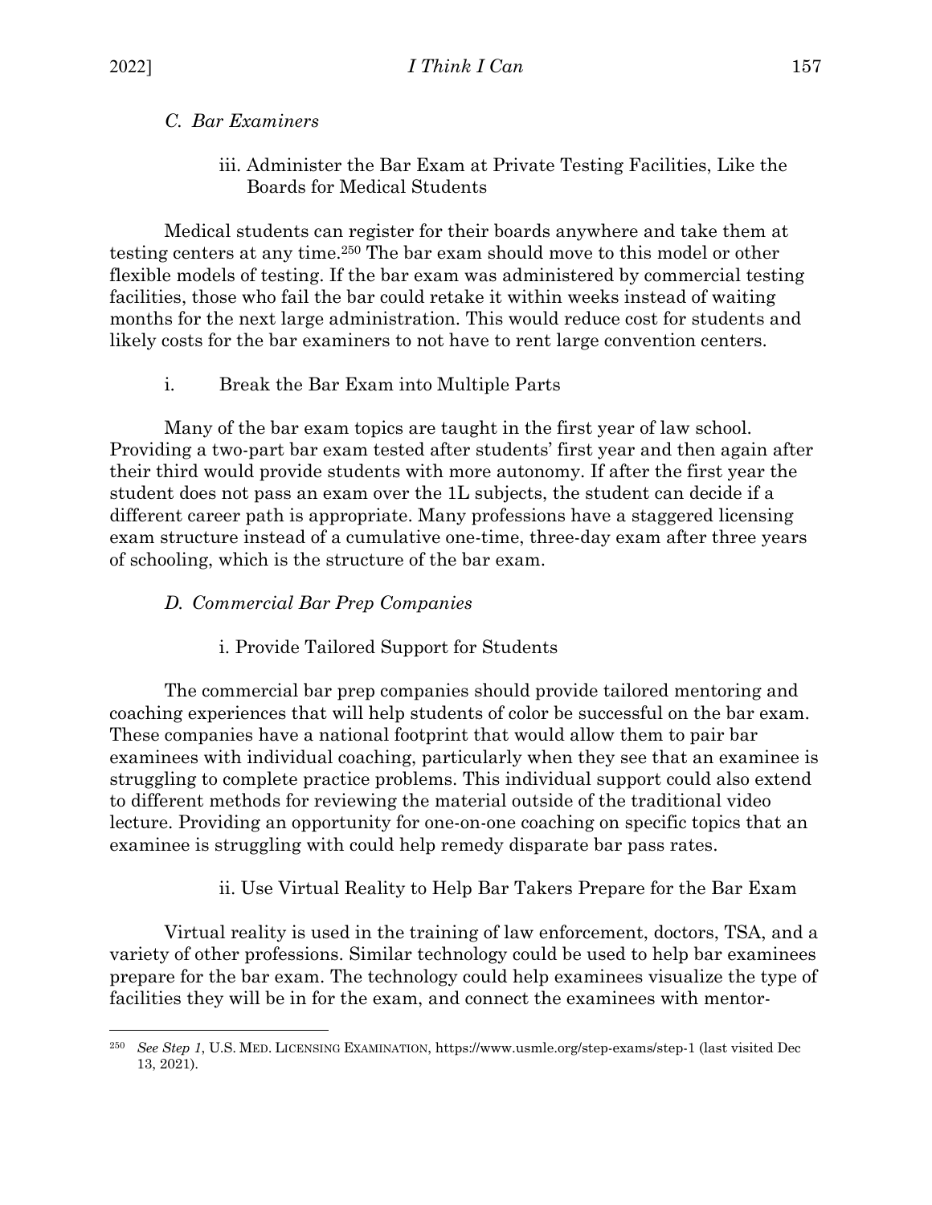### *C. Bar Examiners*

#### iii. Administer the Bar Exam at Private Testing Facilities, Like the Boards for Medical Students

Medical students can register for their boards anywhere and take them at testing centers at any time.[250] The bar exam should move to this model or other flexible models of testing. If the bar exam was administered by commercial testing facilities, those who fail the bar could retake it within weeks instead of waiting months for the next large administration. This would reduce cost for students and likely costs for the bar examiners to not have to rent large convention centers.

#### i. Break the Bar Exam into Multiple Parts

Many of the bar exam topics are taught in the first year of law school. Providing a two-part bar exam tested after students' first year and then again after their third would provide students with more autonomy. If after the first year the student does not pass an exam over the 1L subjects, the student can decide if a different career path is appropriate. Many professions have a staggered licensing exam structure instead of a cumulative one-time, three-day exam after three years of schooling, which is the structure of the bar exam.

### *D. Commercial Bar Prep Companies*

#### i. Provide Tailored Support for Students

The commercial bar prep companies should provide tailored mentoring and coaching experiences that will help students of color be successful on the bar exam. These companies have a national footprint that would allow them to pair bar examinees with individual coaching, particularly when they see that an examinee is struggling to complete practice problems. This individual support could also extend to different methods for reviewing the material outside of the traditional video lecture. Providing an opportunity for one-on-one coaching on specific topics that an examinee is struggling with could help remedy disparate bar pass rates.

#### ii. Use Virtual Reality to Help Bar Takers Prepare for the Bar Exam

Virtual reality is used in the training of law enforcement, doctors, TSA, and a variety of other professions. Similar technology could be used to help bar examinees prepare for the bar exam. The technology could help examinees visualize the type of facilities they will be in for the exam, and connect the examinees with mentor-

---

[250] *See Step 1*, U.S. MED. LICENSING EXAMINATION, https://www.usmle.org/step-exams/step-1 (last visited Dec 13, 2021).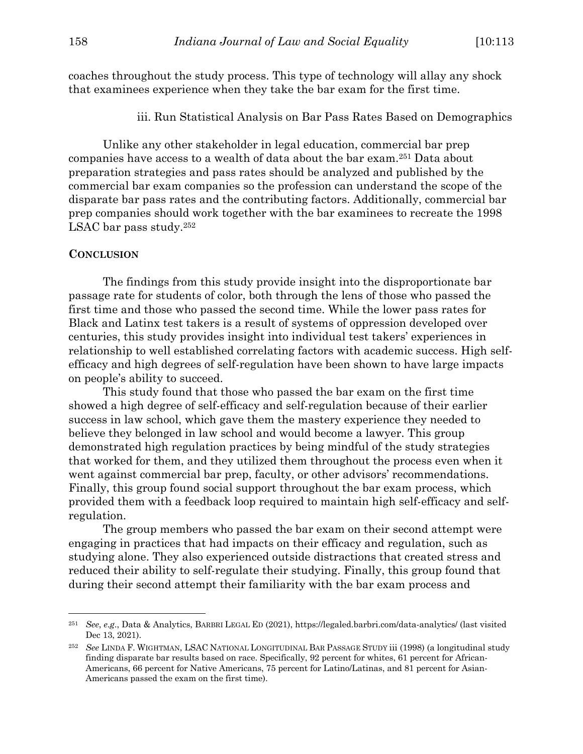coaches throughout the study process. This type of technology will allay any shock that examinees experience when they take the bar exam for the first time.

iii. Run Statistical Analysis on Bar Pass Rates Based on Demographics

Unlike any other stakeholder in legal education, commercial bar prep companies have access to a wealth of data about the bar exam.[251] Data about preparation strategies and pass rates should be analyzed and published by the commercial bar exam companies so the profession can understand the scope of the disparate bar pass rates and the contributing factors. Additionally, commercial bar prep companies should work together with the bar examinees to recreate the 1998 LSAC bar pass study.[252]

## CONCLUSION

The findings from this study provide insight into the disproportionate bar passage rate for students of color, both through the lens of those who passed the first time and those who passed the second time. While the lower pass rates for Black and Latinx test takers is a result of systems of oppression developed over centuries, this study provides insight into individual test takers' experiences in relationship to well established correlating factors with academic success. High self-efficacy and high degrees of self-regulation have been shown to have large impacts on people's ability to succeed.

This study found that those who passed the bar exam on the first time showed a high degree of self-efficacy and self-regulation because of their earlier success in law school, which gave them the mastery experience they needed to believe they belonged in law school and would become a lawyer. This group demonstrated high regulation practices by being mindful of the study strategies that worked for them, and they utilized them throughout the process even when it went against commercial bar prep, faculty, or other advisors' recommendations. Finally, this group found social support throughout the bar exam process, which provided them with a feedback loop required to maintain high self-efficacy and self-regulation.

The group members who passed the bar exam on their second attempt were engaging in practices that had impacts on their efficacy and regulation, such as studying alone. They also experienced outside distractions that created stress and reduced their ability to self-regulate their studying. Finally, this group found that during their second attempt their familiarity with the bar exam process and

---

[251] *See*, *e.g.*, Data & Analytics, BARBRI LEGAL ED (2021), https://legaled.barbri.com/data-analytics/ (last visited Dec 13, 2021).

[252] *See* LINDA F. WIGHTMAN, LSAC NATIONAL LONGITUDINAL BAR PASSAGE STUDY iii (1998) (a longitudinal study finding disparate bar results based on race. Specifically, 92 percent for whites, 61 percent for African-Americans, 66 percent for Native Americans, 75 percent for Latino/Latinas, and 81 percent for Asian-Americans passed the exam on the first time).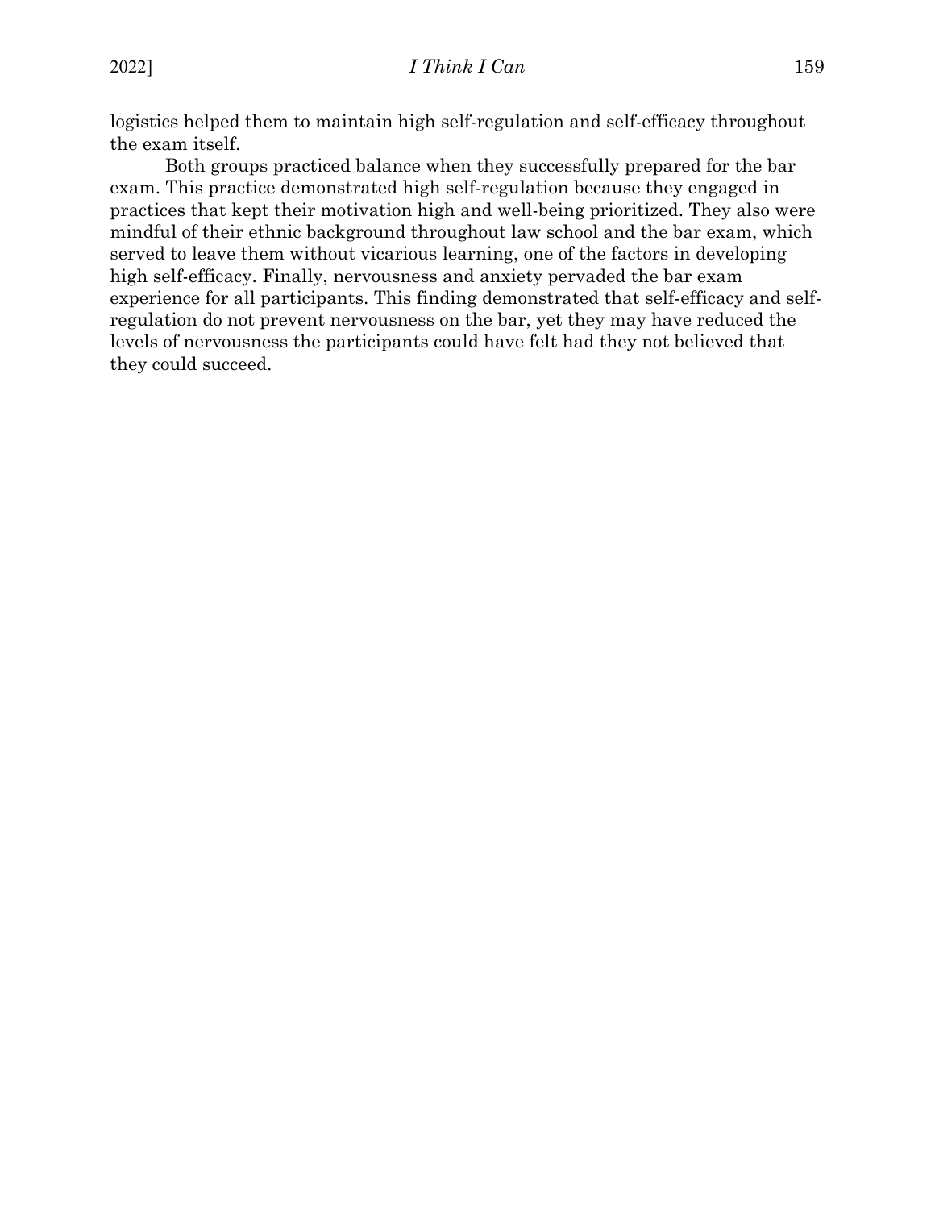logistics helped them to maintain high self-regulation and self-efficacy throughout the exam itself.

Both groups practiced balance when they successfully prepared for the bar exam. This practice demonstrated high self-regulation because they engaged in practices that kept their motivation high and well-being prioritized. They also were mindful of their ethnic background throughout law school and the bar exam, which served to leave them without vicarious learning, one of the factors in developing high self-efficacy. Finally, nervousness and anxiety pervaded the bar exam experience for all participants. This finding demonstrated that self-efficacy and self-regulation do not prevent nervousness on the bar, yet they may have reduced the levels of nervousness the participants could have felt had they not believed that they could succeed.